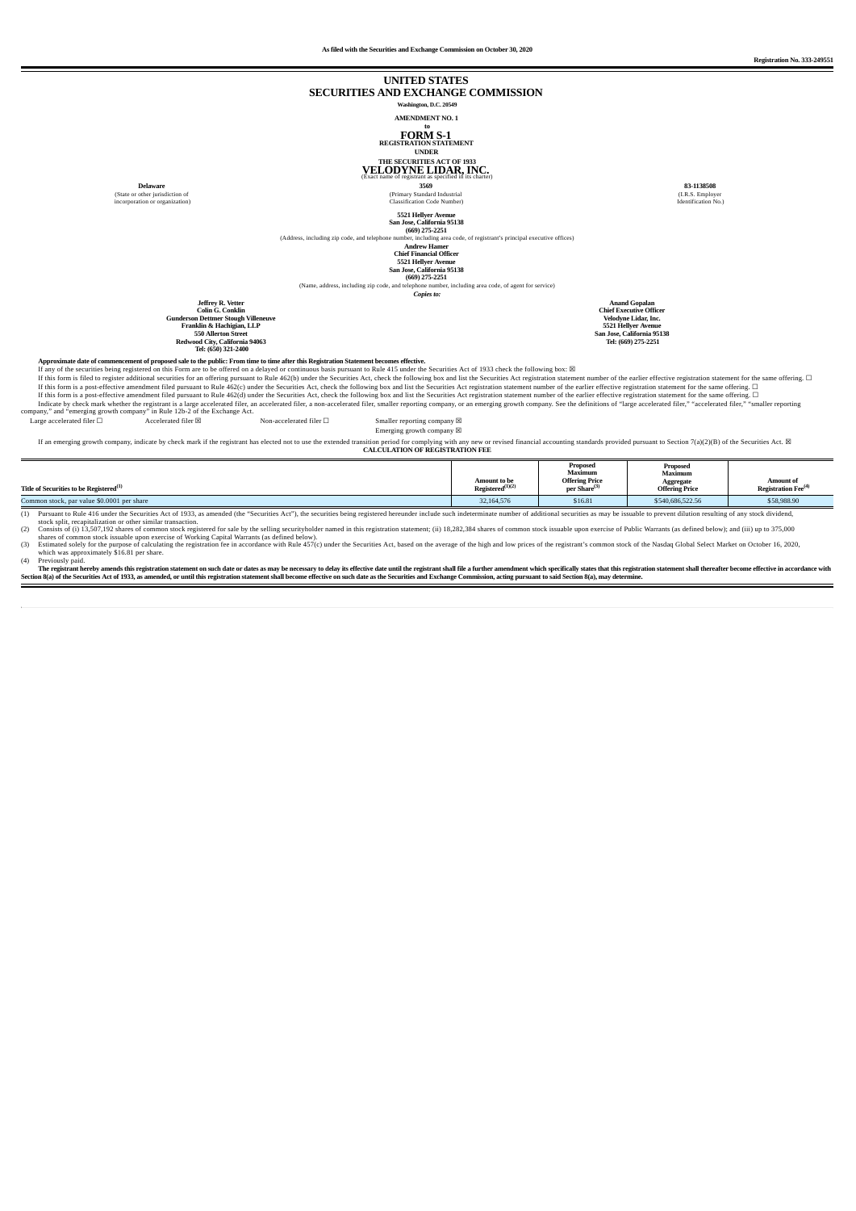As filed with the Securities and Exchange Commission on October 30, 2020

Registration No. 333-249551

# UNITED STATES
# SECURITIES AND EXCHANGE COMMISSION

Washington, D.C. 20549

**AMENDMENT NO. 1**
**to**

# FORM S-1

**REGISTRATION STATEMENT**
**UNDER**
**THE SECURITIES ACT OF 1933**

# VELODYNE LIDAR, INC.

(Exact name of registrant as specified in its charter)

| **Delaware** | **3569** | **83-1138508** |
|---|---|---|
| (State or other jurisdiction of incorporation or organization) | (Primary Standard Industrial Classification Code Number) | (I.R.S. Employer Identification No.) |

**5521 Hellyer Avenue**
**San Jose, California 95138**
**(669) 275-2251**
(Address, including zip code, and telephone number, including area code, of registrant's principal executive offices)

**Andrew Hamer**
**Chief Financial Officer**
**5521 Hellyer Avenue**
**San Jose, California 95138**
**(669) 275-2251**
(Name, address, including zip code, and telephone number, including area code, of agent for service)

*Copies to:*

**Jeffrey R. Vetter**
**Colin G. Conklin**
**Gunderson Dettmer Stough Villeneuve**
**Franklin & Hachigian, LLP**
**550 Allerton Street**
**Redwood City, California 94063**
**Tel: (650) 321-2400**

**Anand Gopalan**
**Chief Executive Officer**
**Velodyne Lidar, Inc.**
**5521 Hellyer Avenue**
**San Jose, California 95138**
**Tel: (669) 275-2251**

**Approximate date of commencement of proposed sale to the public: From time to time after this Registration Statement becomes effective.**

If any of the securities being registered on this Form are to be offered on a delayed or continuous basis pursuant to Rule 415 under the Securities Act of 1933 check the following box: ☒

If this form is filed to register additional securities for an offering pursuant to Rule 462(b) under the Securities Act, check the following box and list the Securities Act registration statement number of the earlier effective registration statement for the same offering. ☐

If this form is a post-effective amendment filed pursuant to Rule 462(c) under the Securities Act, check the following box and list the Securities Act registration statement number of the earlier effective registration statement for the same offering. ☐

If this form is a post-effective amendment filed pursuant to Rule 462(d) under the Securities Act, check the following box and list the Securities Act registration statement number of the earlier effective registration statement for the same offering. ☐

Indicate by check mark whether the registrant is a large accelerated filer, an accelerated filer, a non-accelerated filer, smaller reporting company, or an emerging growth company. See the definitions of "large accelerated filer," "accelerated filer," "smaller reporting company," and "emerging growth company" in Rule 12b-2 of the Exchange Act.

Large accelerated filer ☐ Accelerated filer ☒ Non-accelerated filer ☐ Smaller reporting company ☒
Emerging growth company ☒

If an emerging growth company, indicate by check mark if the registrant has elected not to use the extended transition period for complying with any new or revised financial accounting standards provided pursuant to Section 7(a)(2)(B) of the Securities Act. ☒

**CALCULATION OF REGISTRATION FEE**

| Title of Securities to be Registered(1) | Amount to be Registered(1)(2) | Proposed Maximum Offering Price per Share(3) | Proposed Maximum Aggregate Offering Price | Amount of Registration Fee(4) |
|---|---|---|---|---|
| Common stock, par value $0.0001 per share | 32,164,576 | $16.81 | $540,686,522.56 | $58,988.90 |

(1) Pursuant to Rule 416 under the Securities Act of 1933, as amended (the "Securities Act"), the securities being registered hereunder include such indeterminate number of additional securities as may be issuable to prevent dilution resulting of any stock dividend, stock split, recapitalization or other similar transaction.

(2) Consists of (i) 13,507,192 shares of common stock registered for sale by the selling securityholder named in this registration statement; (ii) 18,282,384 shares of common stock issuable upon exercise of Public Warrants (as defined below); and (iii) up to 375,000 shares of common stock issuable upon exercise of Working Capital Warrants (as defined below).

(3) Estimated solely for the purpose of calculating the registration fee in accordance with Rule 457(c) under the Securities Act, based on the average of the high and low prices of the registrant's common stock of the Nasdaq Global Select Market on October 16, 2020, which was approximately $16.81 per share.

(4) Previously paid.

**The registrant hereby amends this registration statement on such date or dates as may be necessary to delay its effective date until the registrant shall file a further amendment which specifically states that this registration statement shall thereafter become effective in accordance with Section 8(a) of the Securities Act of 1933, as amended, or until this registration statement shall become effective on such date as the Securities and Exchange Commission, acting pursuant to said Section 8(a), may determine.**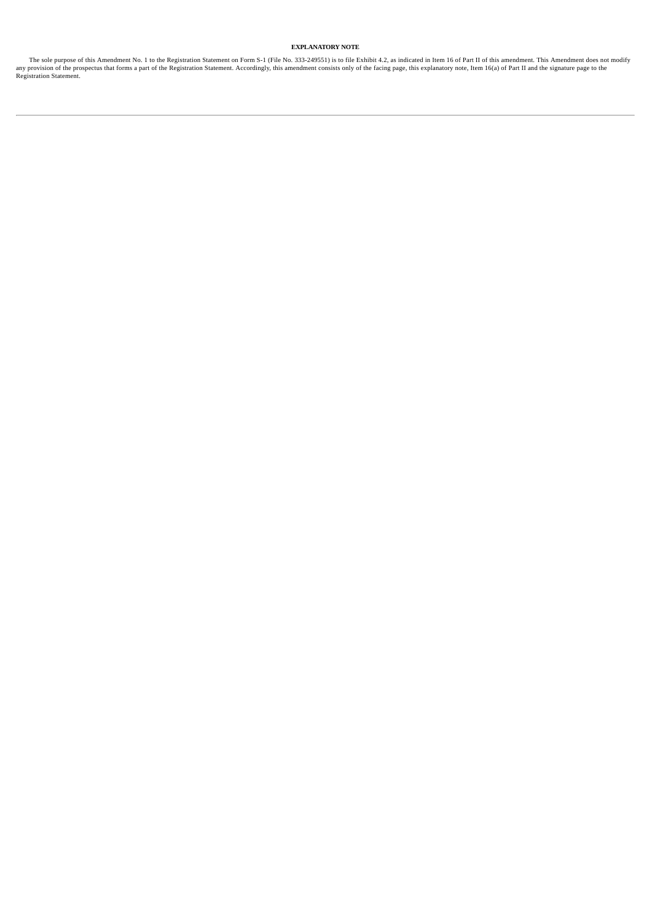**EXPLANATORY NOTE**

The sole purpose of this Amendment No. 1 to the Registration Statement on Form S-1 (File No. 333-249551) is to file Exhibit 4.2, as indicated in Item 16 of Part II of this amendment. This Amendment does not modify any provision of the prospectus that forms a part of the Registration Statement. Accordingly, this amendment consists only of the facing page, this explanatory note, Item 16(a) of Part II and the signature page to the Registration Statement.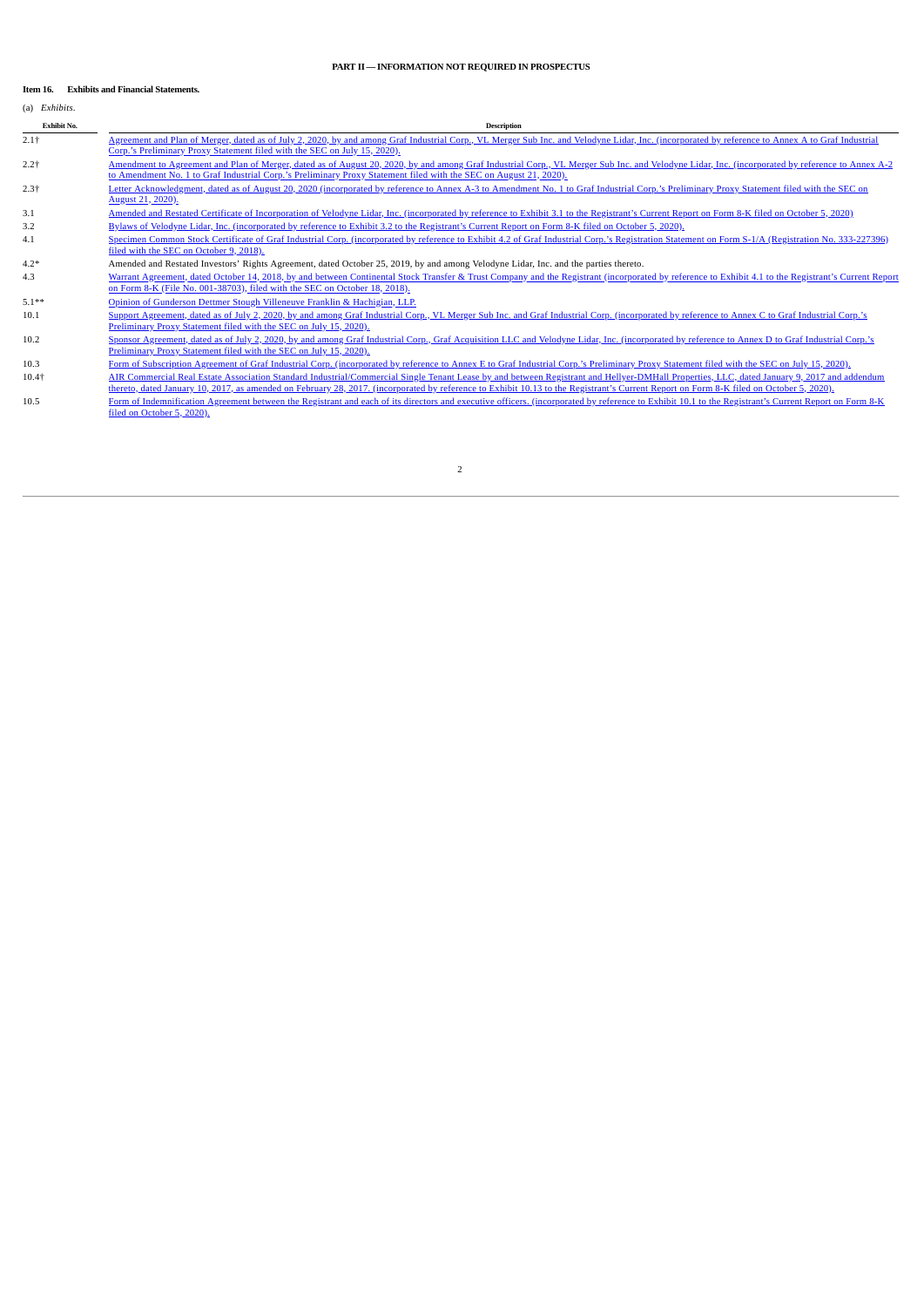**PART II — INFORMATION NOT REQUIRED IN PROSPECTUS**

**Item 16. Exhibits and Financial Statements.**

(a) *Exhibits*.

| Exhibit No. | Description |
|---|---|
| 2.1† | Agreement and Plan of Merger, dated as of July 2, 2020, by and among Graf Industrial Corp., VL Merger Sub Inc. and Velodyne Lidar, Inc. (incorporated by reference to Annex A to Graf Industrial Corp.'s Preliminary Proxy Statement filed with the SEC on July 15, 2020). |
| 2.2† | Amendment to Agreement and Plan of Merger, dated as of August 20, 2020, by and among Graf Industrial Corp., VL Merger Sub Inc. and Velodyne Lidar, Inc. (incorporated by reference to Annex A-2 to Amendment No. 1 to Graf Industrial Corp.'s Preliminary Proxy Statement filed with the SEC on August 21, 2020). |
| 2.3† | Letter Acknowledgment, dated as of August 20, 2020 (incorporated by reference to Annex A-3 to Amendment No. 1 to Graf Industrial Corp.'s Preliminary Proxy Statement filed with the SEC on August 21, 2020). |
| 3.1 | Amended and Restated Certificate of Incorporation of Velodyne Lidar, Inc. (incorporated by reference to Exhibit 3.1 to the Registrant's Current Report on Form 8-K filed on October 5, 2020) |
| 3.2 | Bylaws of Velodyne Lidar, Inc. (incorporated by reference to Exhibit 3.2 to the Registrant's Current Report on Form 8-K filed on October 5, 2020). |
| 4.1 | Specimen Common Stock Certificate of Graf Industrial Corp. (incorporated by reference to Exhibit 4.2 of Graf Industrial Corp.'s Registration Statement on Form S-1/A (Registration No. 333-227396) filed with the SEC on October 9, 2018). |
| 4.2* | Amended and Restated Investors' Rights Agreement, dated October 25, 2019, by and among Velodyne Lidar, Inc. and the parties thereto. |
| 4.3 | Warrant Agreement, dated October 14, 2018, by and between Continental Stock Transfer & Trust Company and the Registrant (incorporated by reference to Exhibit 4.1 to the Registrant's Current Report on Form 8-K (File No. 001-38703), filed with the SEC on October 18, 2018). |
| 5.1** | Opinion of Gunderson Dettmer Stough Villeneuve Franklin & Hachigian, LLP. |
| 10.1 | Support Agreement, dated as of July 2, 2020, by and among Graf Industrial Corp., VL Merger Sub Inc. and Graf Industrial Corp. (incorporated by reference to Annex C to Graf Industrial Corp.'s Preliminary Proxy Statement filed with the SEC on July 15, 2020). |
| 10.2 | Sponsor Agreement, dated as of July 2, 2020, by and among Graf Industrial Corp., Graf Acquisition LLC and Velodyne Lidar, Inc. (incorporated by reference to Annex D to Graf Industrial Corp.'s Preliminary Proxy Statement filed with the SEC on July 15, 2020). |
| 10.3 | Form of Subscription Agreement of Graf Industrial Corp. (incorporated by reference to Annex E to Graf Industrial Corp.'s Preliminary Proxy Statement filed with the SEC on July 15, 2020). |
| 10.4† | AIR Commercial Real Estate Association Standard Industrial/Commercial Single Tenant Lease by and between Registrant and Hellyer-DMHall Properties, LLC, dated January 9, 2017 and addendum thereto, dated January 10, 2017, as amended on February 28, 2017. (incorporated by reference to Exhibit 10.13 to the Registrant's Current Report on Form 8-K filed on October 5, 2020). |
| 10.5 | Form of Indemnification Agreement between the Registrant and each of its directors and executive officers. (incorporated by reference to Exhibit 10.1 to the Registrant's Current Report on Form 8-K filed on October 5, 2020). |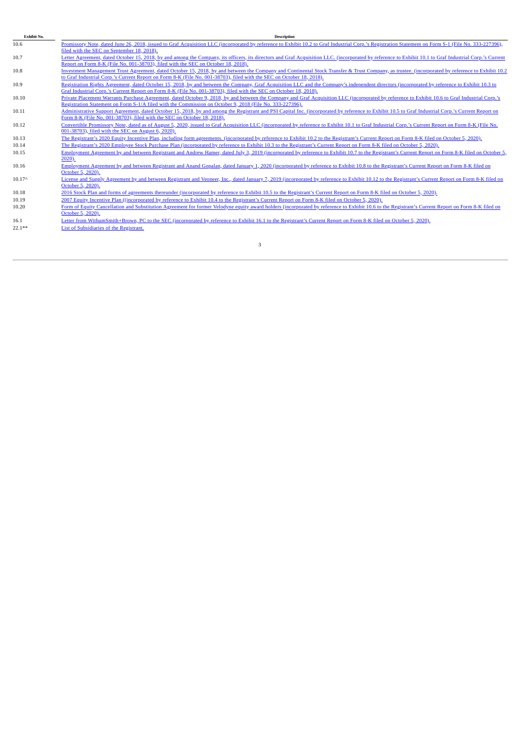| Exhibit No. | Description |
|---|---|
| 10.6 | Promissory Note, dated June 26, 2018, issued to Graf Acquisition LLC (incorporated by reference to Exhibit 10.2 to Graf Industrial Corp.'s Registration Statement on Form S-1 (File No. 333-227396), filed with the SEC on September 18, 2018). |
| 10.7 | Letter Agreement, dated October 15, 2018, by and among the Company, its officers, its directors and Graf Acquisition LLC. (incorporated by reference to Exhibit 10.1 to Graf Industrial Corp.'s Current Report on Form 8-K (File No. 001-38703), filed with the SEC on October 18, 2018). |
| 10.8 | Investment Management Trust Agreement, dated October 15, 2018, by and between the Company and Continental Stock Transfer & Trust Company, as trustee. (incorporated by reference to Exhibit 10.2 to Graf Industrial Corp.'s Current Report on Form 8-K (File No. 001-38703), filed with the SEC on October 18, 2018). |
| 10.9 | Registration Rights Agreement, dated October 15, 2018, by and between the Company, Graf Acquisition LLC and the Company's independent directors (incorporated by reference to Exhibit 10.3 to Graf Industrial Corp.'s Current Report on Form 8-K (File No. 001-38703), filed with the SEC on October 18, 2018). |
| 10.10 | Private Placement Warrants Purchase Agreement, dated October 9, 2018, by and between the Company and Graf Acquisition LLC (incorporated by reference to Exhibit 10.6 to Graf Industrial Corp.'s Registration Statement on Form S-1/A filed with the Commission on October 9, 2018 (File No. 333-227396). |
| 10.11 | Administrative Support Agreement, dated October 15, 2018, by and among the Registrant and PSI Capital Inc. (incorporated by reference to Exhibit 10.5 to Graf Industrial Corp.'s Current Report on Form 8-K (File No. 001-38703), filed with the SEC on October 18, 2018). |
| 10.12 | Convertible Promissory Note, dated as of August 5, 2020, issued to Graf Acquisition LLC (incorporated by reference to Exhibit 10.1 to Graf Industrial Corp.'s Current Report on Form 8-K (File No. 001-38703), filed with the SEC on August 6, 2020). |
| 10.13 | The Registrant's 2020 Equity Incentive Plan, including form agreements. (incorporated by reference to Exhibit 10.2 to the Registrant's Current Report on Form 8-K filed on October 5, 2020). |
| 10.14 | The Registrant's 2020 Employee Stock Purchase Plan (incorporated by reference to Exhibit 10.3 to the Registrant's Current Report on Form 8-K filed on October 5, 2020). |
| 10.15 | Employment Agreement by and between Registrant and Andrew Hamer, dated July 3, 2019 (incorporated by reference to Exhibit 10.7 to the Registrant's Current Report on Form 8-K filed on October 5, 2020). |
| 10.16 | Employment Agreement by and between Registrant and Anand Gopalan, dated January 1, 2020 (incorporated by reference to Exhibit 10.8 to the Registrant's Current Report on Form 8-K filed on October 5, 2020). |
| 10.17^ | License and Supply Agreement by and between Registrant and Veoneer, Inc., dated January 7, 2019 (incorporated by reference to Exhibit 10.12 to the Registrant's Current Report on Form 8-K filed on October 5, 2020). |
| 10.18 | 2016 Stock Plan and forms of agreements thereunder (incorporated by reference to Exhibit 10.5 to the Registrant's Current Report on Form 8-K filed on October 5, 2020). |
| 10.19 | 2007 Equity Incentive Plan ((incorporated by reference to Exhibit 10.4 to the Registrant's Current Report on Form 8-K filed on October 5, 2020). |
| 10.20 | Form of Equity Cancellation and Substitution Agreement for former Velodyne equity award holders (incorporated by reference to Exhibit 10.6 to the Registrant's Current Report on Form 8-K filed on October 5, 2020). |
| 16.1 | Letter from WithumSmith+Brown, PC to the SEC (incorporated by reference to Exhibit 16.1 to the Registrant's Current Report on Form 8-K filed on October 5, 2020). |
| 22.1** | List of Subsidiaries of the Registrant. |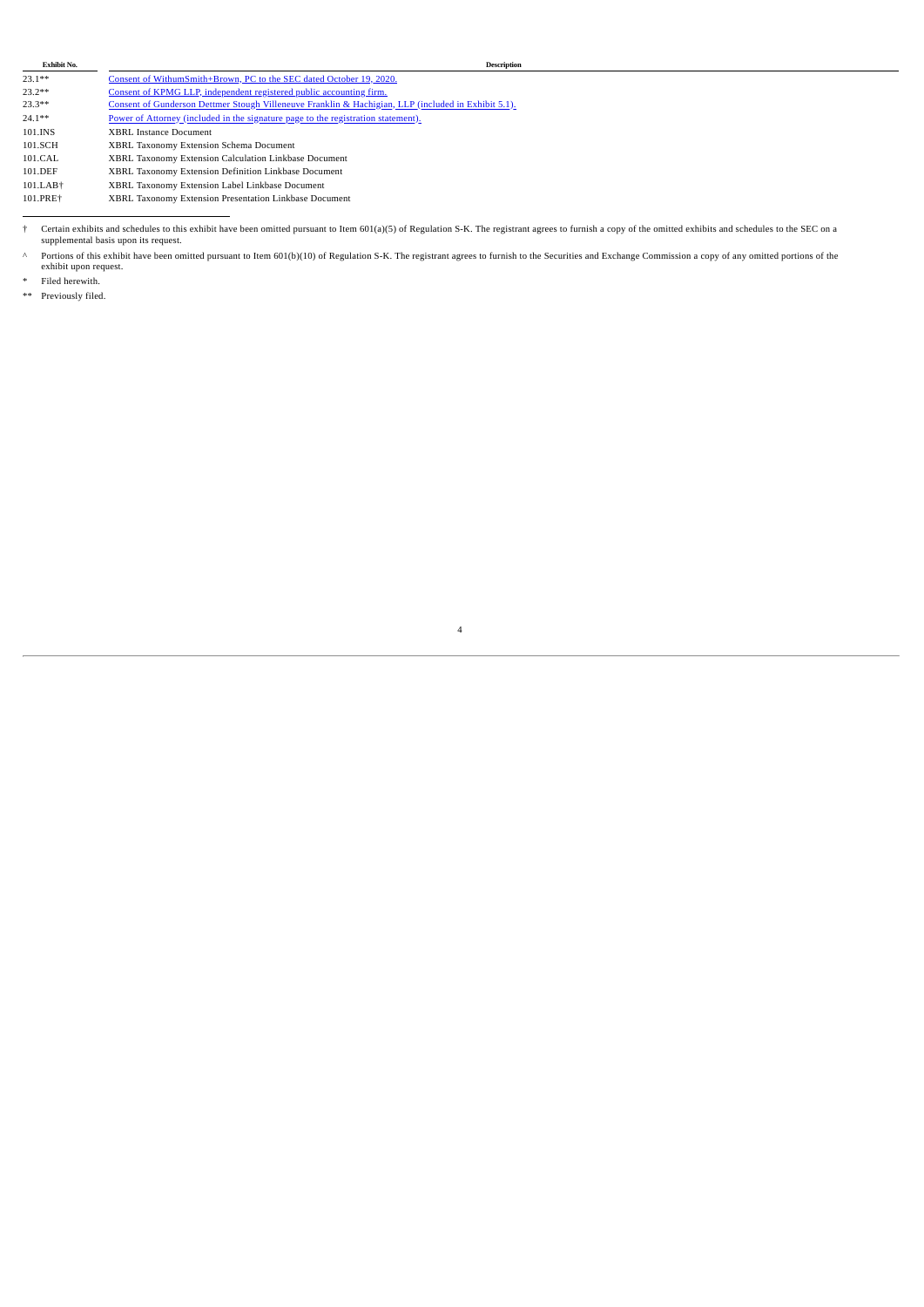| Exhibit No. | Description |
| --- | --- |
| 23.1** | Consent of WithumSmith+Brown, PC to the SEC dated October 19, 2020. |
| 23.2** | Consent of KPMG LLP, independent registered public accounting firm. |
| 23.3** | Consent of Gunderson Dettmer Stough Villeneuve Franklin & Hachigian, LLP (included in Exhibit 5.1). |
| 24.1** | Power of Attorney (included in the signature page to the registration statement). |
| 101.INS | XBRL Instance Document |
| 101.SCH | XBRL Taxonomy Extension Schema Document |
| 101.CAL | XBRL Taxonomy Extension Calculation Linkbase Document |
| 101.DEF | XBRL Taxonomy Extension Definition Linkbase Document |
| 101.LAB† | XBRL Taxonomy Extension Label Linkbase Document |
| 101.PRE† | XBRL Taxonomy Extension Presentation Linkbase Document |

† Certain exhibits and schedules to this exhibit have been omitted pursuant to Item 601(a)(5) of Regulation S-K. The registrant agrees to furnish a copy of the omitted exhibits and schedules to the SEC on a supplemental basis upon its request.

^ Portions of this exhibit have been omitted pursuant to Item 601(b)(10) of Regulation S-K. The registrant agrees to furnish to the Securities and Exchange Commission a copy of any omitted portions of the exhibit upon request.

\* Filed herewith.

** Previously filed.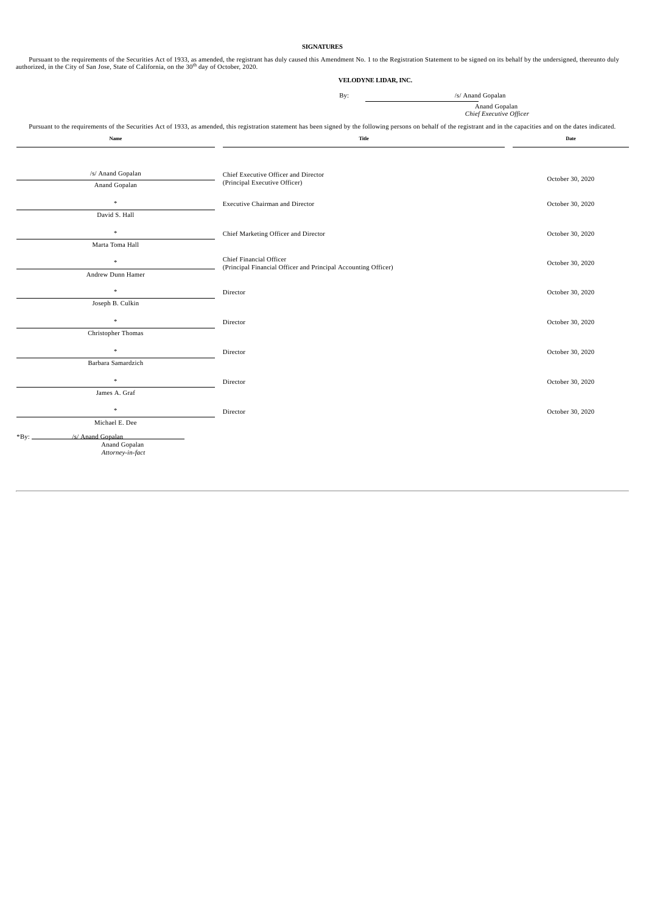**SIGNATURES**

Pursuant to the requirements of the Securities Act of 1933, as amended, the registrant has duly caused this Amendment No. 1 to the Registration Statement to be signed on its behalf by the undersigned, thereunto duly authorized, in the City of San Jose, State of California, on the 30th day of October, 2020.

**VELODYNE LIDAR, INC.**

By: /s/ Anand Gopalan
Anand Gopalan
*Chief Executive Officer*

Pursuant to the requirements of the Securities Act of 1933, as amended, this registration statement has been signed by the following persons on behalf of the registrant and in the capacities and on the dates indicated.

| Name | Title | Date |
|---|---|---|
| /s/ Anand Gopalan<br>Anand Gopalan | Chief Executive Officer and Director<br>(Principal Executive Officer) | October 30, 2020 |
| *<br>David S. Hall | Executive Chairman and Director | October 30, 2020 |
| *<br>Marta Toma Hall | Chief Marketing Officer and Director | October 30, 2020 |
| *<br>Andrew Dunn Hamer | Chief Financial Officer<br>(Principal Financial Officer and Principal Accounting Officer) | October 30, 2020 |
| *<br>Joseph B. Culkin | Director | October 30, 2020 |
| *<br>Christopher Thomas | Director | October 30, 2020 |
| *<br>Barbara Samardzich | Director | October 30, 2020 |
| *<br>James A. Graf | Director | October 30, 2020 |
| *<br>Michael E. Dee | Director | October 30, 2020 |

*By: /s/ Anand Gopalan
Anand Gopalan
*Attorney-in-fact*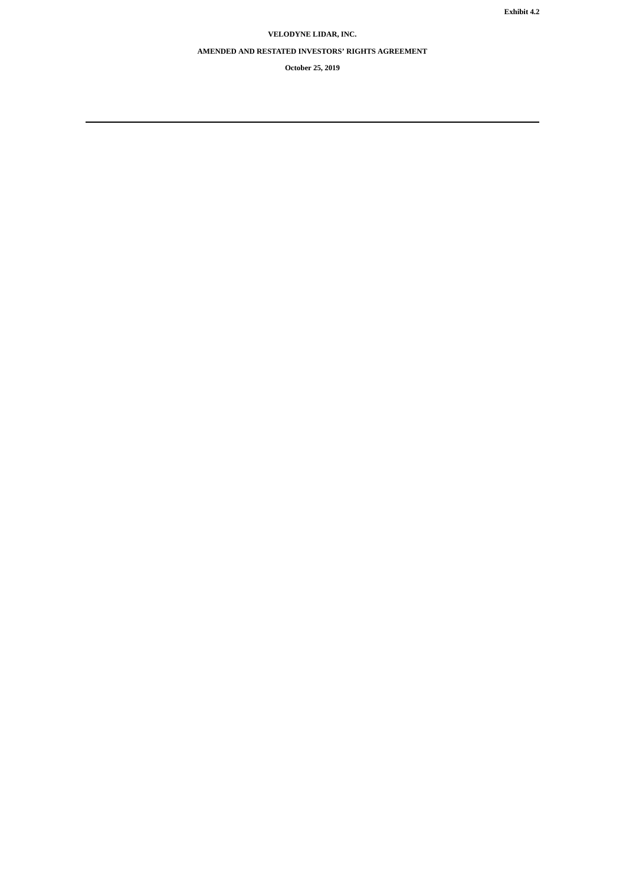**Exhibit 4.2**

**VELODYNE LIDAR, INC.**

**AMENDED AND RESTATED INVESTORS' RIGHTS AGREEMENT**

**October 25, 2019**

---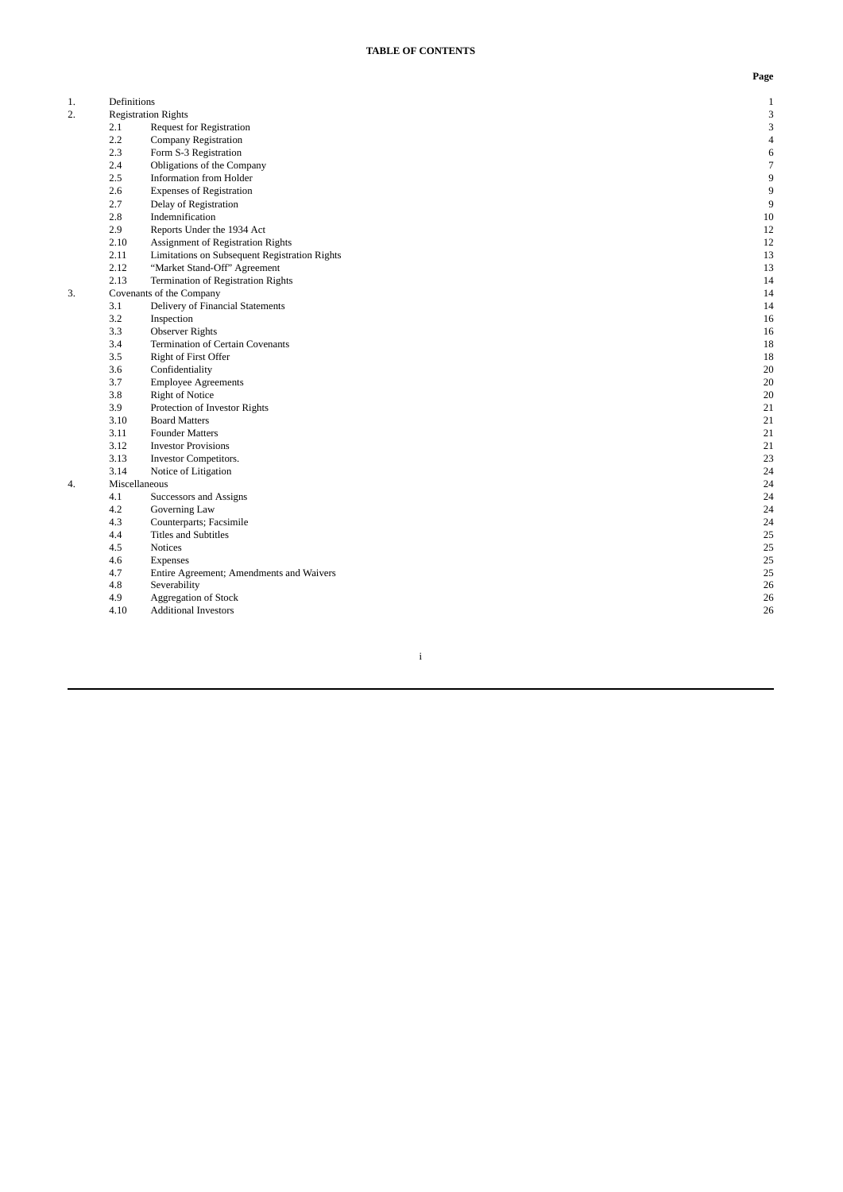**TABLE OF CONTENTS**

| | | | Page |
|---|---|---|---|
| 1. | Definitions | | 1 |
| 2. | Registration Rights | | 3 |
| | 2.1 | Request for Registration | 3 |
| | 2.2 | Company Registration | 4 |
| | 2.3 | Form S-3 Registration | 6 |
| | 2.4 | Obligations of the Company | 7 |
| | 2.5 | Information from Holder | 9 |
| | 2.6 | Expenses of Registration | 9 |
| | 2.7 | Delay of Registration | 9 |
| | 2.8 | Indemnification | 10 |
| | 2.9 | Reports Under the 1934 Act | 12 |
| | 2.10 | Assignment of Registration Rights | 12 |
| | 2.11 | Limitations on Subsequent Registration Rights | 13 |
| | 2.12 | “Market Stand-Off” Agreement | 13 |
| | 2.13 | Termination of Registration Rights | 14 |
| 3. | Covenants of the Company | | 14 |
| | 3.1 | Delivery of Financial Statements | 14 |
| | 3.2 | Inspection | 16 |
| | 3.3 | Observer Rights | 16 |
| | 3.4 | Termination of Certain Covenants | 18 |
| | 3.5 | Right of First Offer | 18 |
| | 3.6 | Confidentiality | 20 |
| | 3.7 | Employee Agreements | 20 |
| | 3.8 | Right of Notice | 20 |
| | 3.9 | Protection of Investor Rights | 21 |
| | 3.10 | Board Matters | 21 |
| | 3.11 | Founder Matters | 21 |
| | 3.12 | Investor Provisions | 21 |
| | 3.13 | Investor Competitors. | 23 |
| | 3.14 | Notice of Litigation | 24 |
| 4. | Miscellaneous | | 24 |
| | 4.1 | Successors and Assigns | 24 |
| | 4.2 | Governing Law | 24 |
| | 4.3 | Counterparts; Facsimile | 24 |
| | 4.4 | Titles and Subtitles | 25 |
| | 4.5 | Notices | 25 |
| | 4.6 | Expenses | 25 |
| | 4.7 | Entire Agreement; Amendments and Waivers | 25 |
| | 4.8 | Severability | 26 |
| | 4.9 | Aggregation of Stock | 26 |
| | 4.10 | Additional Investors | 26 |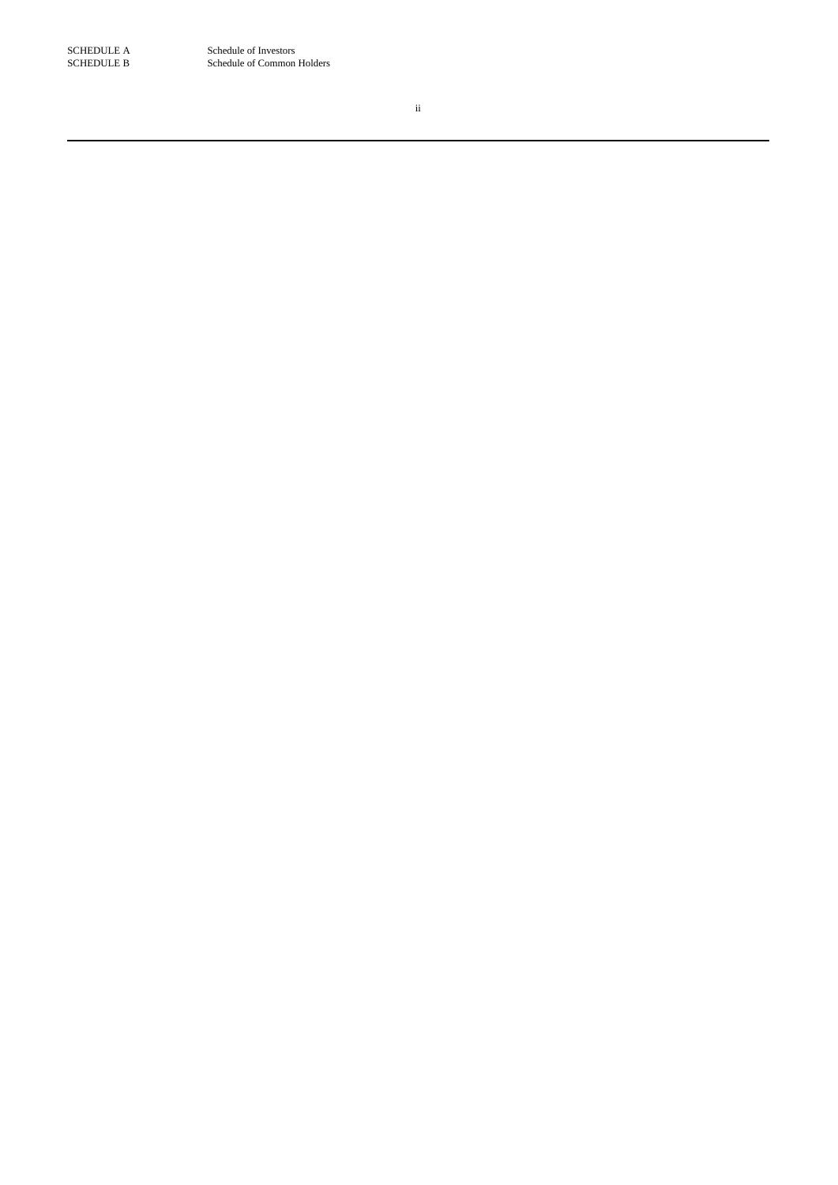| | |
|---|---|
| SCHEDULE A | Schedule of Investors |
| SCHEDULE B | Schedule of Common Holders |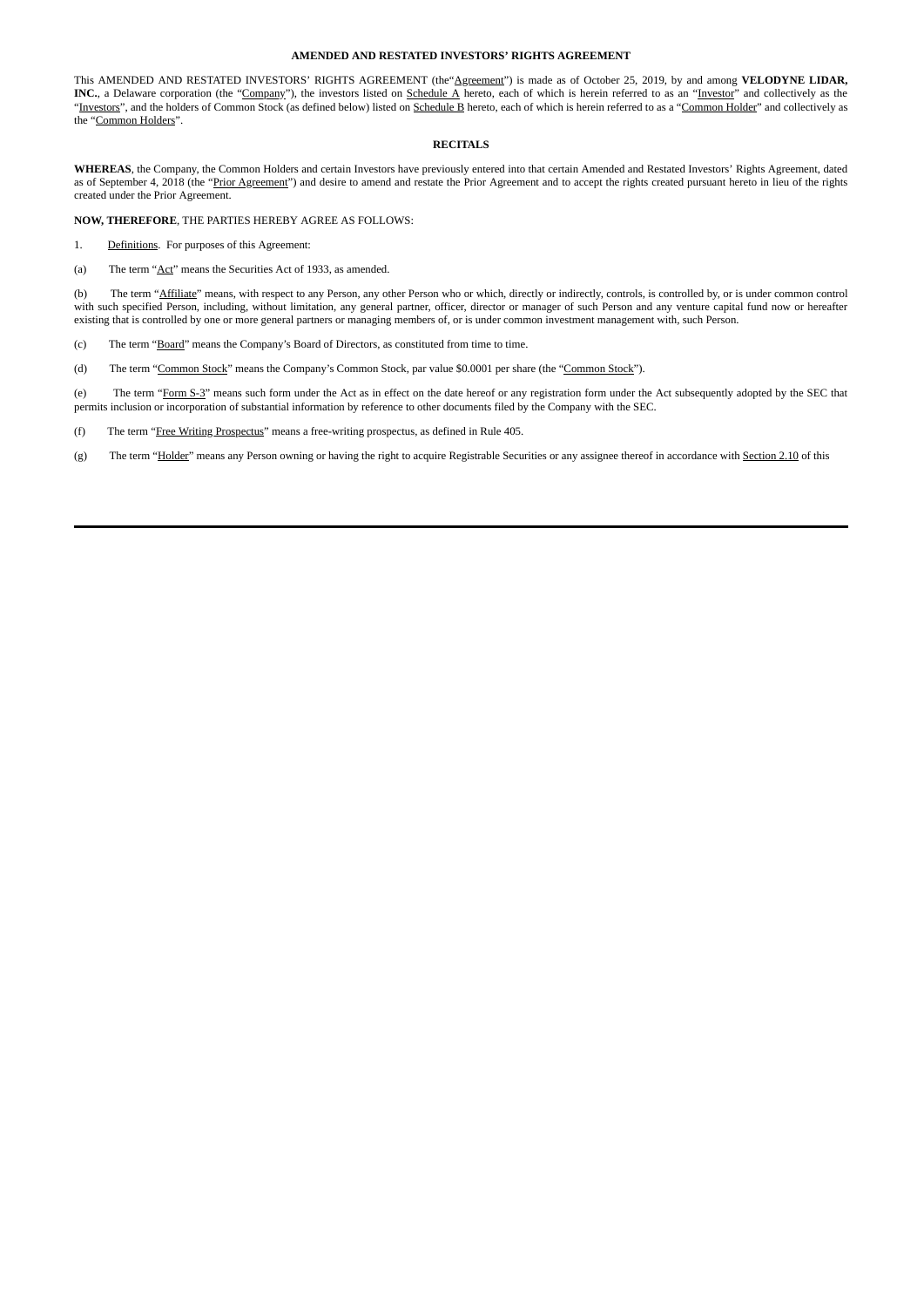**AMENDED AND RESTATED INVESTORS' RIGHTS AGREEMENT**

This AMENDED AND RESTATED INVESTORS' RIGHTS AGREEMENT (the"Agreement") is made as of October 25, 2019, by and among **VELODYNE LIDAR, INC.**, a Delaware corporation (the "Company"), the investors listed on Schedule A hereto, each of which is herein referred to as an "Investor" and collectively as the "Investors", and the holders of Common Stock (as defined below) listed on Schedule B hereto, each of which is herein referred to as a "Common Holder" and collectively as the "Common Holders".

**RECITALS**

**WHEREAS**, the Company, the Common Holders and certain Investors have previously entered into that certain Amended and Restated Investors' Rights Agreement, dated as of September 4, 2018 (the "Prior Agreement") and desire to amend and restate the Prior Agreement and to accept the rights created pursuant hereto in lieu of the rights created under the Prior Agreement.

**NOW, THEREFORE**, THE PARTIES HEREBY AGREE AS FOLLOWS:

1. Definitions. For purposes of this Agreement:

(a) The term "Act" means the Securities Act of 1933, as amended.

(b) The term "Affiliate" means, with respect to any Person, any other Person who or which, directly or indirectly, controls, is controlled by, or is under common control with such specified Person, including, without limitation, any general partner, officer, director or manager of such Person and any venture capital fund now or hereafter existing that is controlled by one or more general partners or managing members of, or is under common investment management with, such Person.

(c) The term "Board" means the Company's Board of Directors, as constituted from time to time.

(d) The term "Common Stock" means the Company's Common Stock, par value $0.0001 per share (the "Common Stock").

(e) The term "Form S-3" means such form under the Act as in effect on the date hereof or any registration form under the Act subsequently adopted by the SEC that permits inclusion or incorporation of substantial information by reference to other documents filed by the Company with the SEC.

(f) The term "Free Writing Prospectus" means a free-writing prospectus, as defined in Rule 405.

(g) The term "Holder" means any Person owning or having the right to acquire Registrable Securities or any assignee thereof in accordance with Section 2.10 of this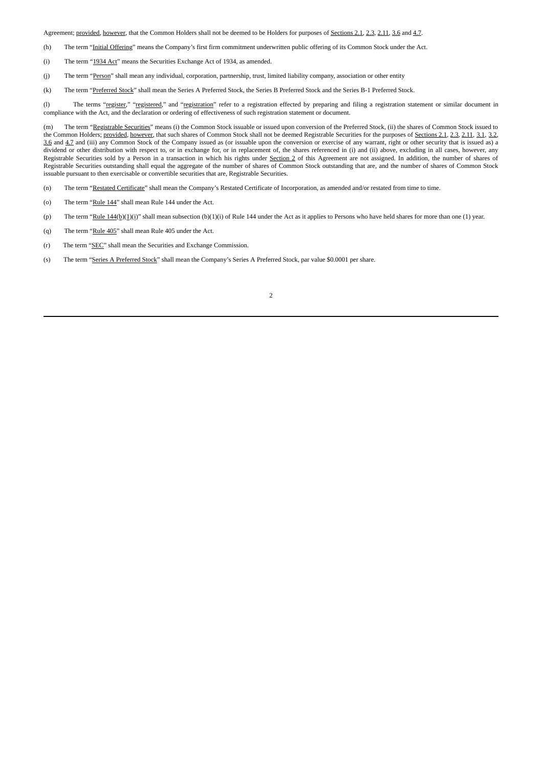Agreement; provided, however, that the Common Holders shall not be deemed to be Holders for purposes of Sections 2.1, 2.3, 2.11, 3.6 and 4.7.

(h) The term "Initial Offering" means the Company's first firm commitment underwritten public offering of its Common Stock under the Act.

(i) The term "1934 Act" means the Securities Exchange Act of 1934, as amended.

(j) The term "Person" shall mean any individual, corporation, partnership, trust, limited liability company, association or other entity

(k) The term "Preferred Stock" shall mean the Series A Preferred Stock, the Series B Preferred Stock and the Series B-1 Preferred Stock.

(l) The terms "register," "registered," and "registration" refer to a registration effected by preparing and filing a registration statement or similar document in compliance with the Act, and the declaration or ordering of effectiveness of such registration statement or document.

(m) The term "Registrable Securities" means (i) the Common Stock issuable or issued upon conversion of the Preferred Stock, (ii) the shares of Common Stock issued to the Common Holders; provided, however, that such shares of Common Stock shall not be deemed Registrable Securities for the purposes of Sections 2.1, 2.3, 2.11, 3.1, 3.2, 3.6 and 4.7 and (iii) any Common Stock of the Company issued as (or issuable upon the conversion or exercise of any warrant, right or other security that is issued as) a dividend or other distribution with respect to, or in exchange for, or in replacement of, the shares referenced in (i) and (ii) above, excluding in all cases, however, any Registrable Securities sold by a Person in a transaction in which his rights under Section 2 of this Agreement are not assigned. In addition, the number of shares of Registrable Securities outstanding shall equal the aggregate of the number of shares of Common Stock outstanding that are, and the number of shares of Common Stock issuable pursuant to then exercisable or convertible securities that are, Registrable Securities.

(n) The term "Restated Certificate" shall mean the Company's Restated Certificate of Incorporation, as amended and/or restated from time to time.

(o) The term "Rule 144" shall mean Rule 144 under the Act.

(p) The term "Rule 144(b)(1)(i)" shall mean subsection (b)(1)(i) of Rule 144 under the Act as it applies to Persons who have held shares for more than one (1) year.

(q) The term "Rule 405" shall mean Rule 405 under the Act.

(r) The term "SEC" shall mean the Securities and Exchange Commission.

(s) The term "Series A Preferred Stock" shall mean the Company's Series A Preferred Stock, par value $0.0001 per share.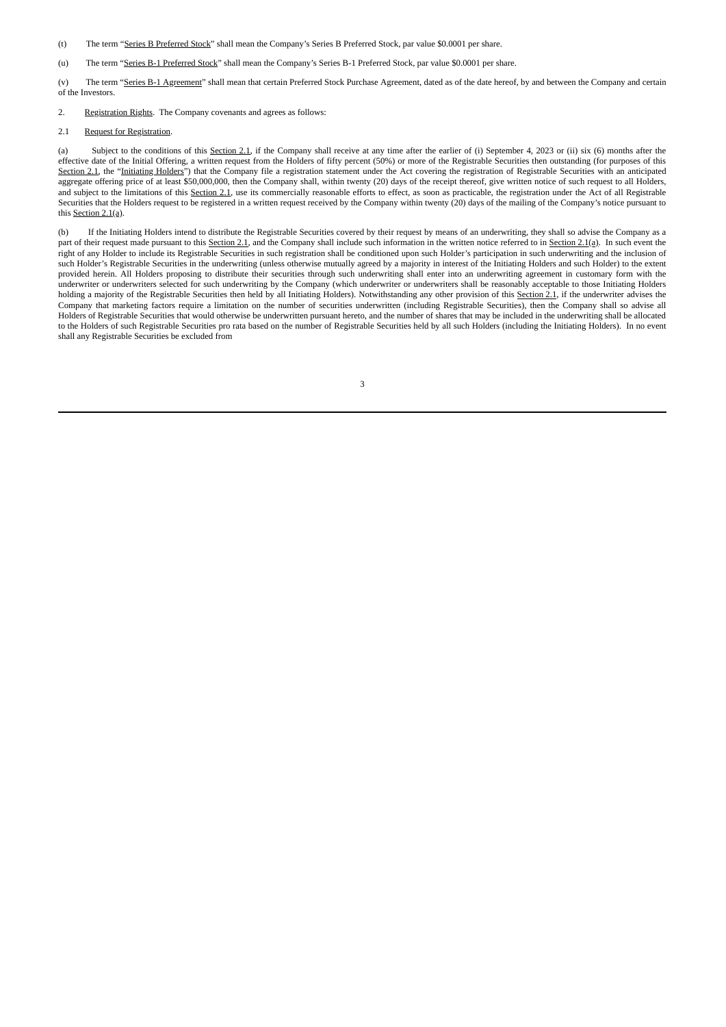(t) The term "Series B Preferred Stock" shall mean the Company's Series B Preferred Stock, par value $0.0001 per share.

(u) The term "Series B-1 Preferred Stock" shall mean the Company's Series B-1 Preferred Stock, par value $0.0001 per share.

(v) The term "Series B-1 Agreement" shall mean that certain Preferred Stock Purchase Agreement, dated as of the date hereof, by and between the Company and certain of the Investors.

2. Registration Rights. The Company covenants and agrees as follows:

2.1 Request for Registration.

(a) Subject to the conditions of this Section 2.1, if the Company shall receive at any time after the earlier of (i) September 4, 2023 or (ii) six (6) months after the effective date of the Initial Offering, a written request from the Holders of fifty percent (50%) or more of the Registrable Securities then outstanding (for purposes of this Section 2.1, the "Initiating Holders") that the Company file a registration statement under the Act covering the registration of Registrable Securities with an anticipated aggregate offering price of at least $50,000,000, then the Company shall, within twenty (20) days of the receipt thereof, give written notice of such request to all Holders, and subject to the limitations of this Section 2.1, use its commercially reasonable efforts to effect, as soon as practicable, the registration under the Act of all Registrable Securities that the Holders request to be registered in a written request received by the Company within twenty (20) days of the mailing of the Company's notice pursuant to this Section 2.1(a).

(b) If the Initiating Holders intend to distribute the Registrable Securities covered by their request by means of an underwriting, they shall so advise the Company as a part of their request made pursuant to this Section 2.1, and the Company shall include such information in the written notice referred to in Section 2.1(a). In such event the right of any Holder to include its Registrable Securities in such registration shall be conditioned upon such Holder's participation in such underwriting and the inclusion of such Holder's Registrable Securities in the underwriting (unless otherwise mutually agreed by a majority in interest of the Initiating Holders and such Holder) to the extent provided herein. All Holders proposing to distribute their securities through such underwriting shall enter into an underwriting agreement in customary form with the underwriter or underwriters selected for such underwriting by the Company (which underwriter or underwriters shall be reasonably acceptable to those Initiating Holders holding a majority of the Registrable Securities then held by all Initiating Holders). Notwithstanding any other provision of this Section 2.1, if the underwriter advises the Company that marketing factors require a limitation on the number of securities underwritten (including Registrable Securities), then the Company shall so advise all Holders of Registrable Securities that would otherwise be underwritten pursuant hereto, and the number of shares that may be included in the underwriting shall be allocated to the Holders of such Registrable Securities pro rata based on the number of Registrable Securities held by all such Holders (including the Initiating Holders). In no event shall any Registrable Securities be excluded from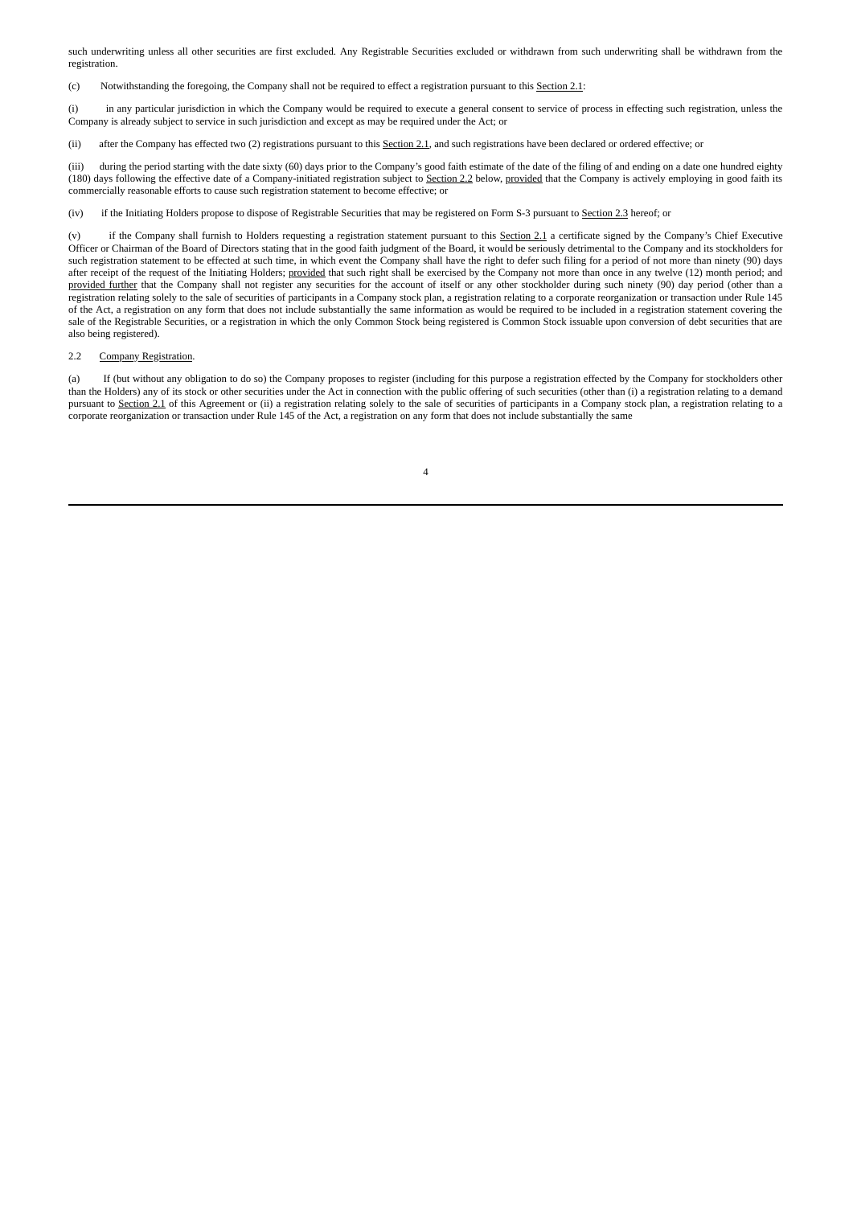such underwriting unless all other securities are first excluded. Any Registrable Securities excluded or withdrawn from such underwriting shall be withdrawn from the registration.

(c) Notwithstanding the foregoing, the Company shall not be required to effect a registration pursuant to this Section 2.1:

(i) in any particular jurisdiction in which the Company would be required to execute a general consent to service of process in effecting such registration, unless the Company is already subject to service in such jurisdiction and except as may be required under the Act; or

(ii) after the Company has effected two (2) registrations pursuant to this Section 2.1, and such registrations have been declared or ordered effective; or

(iii) during the period starting with the date sixty (60) days prior to the Company's good faith estimate of the date of the filing of and ending on a date one hundred eighty (180) days following the effective date of a Company-initiated registration subject to Section 2.2 below, provided that the Company is actively employing in good faith its commercially reasonable efforts to cause such registration statement to become effective; or

(iv) if the Initiating Holders propose to dispose of Registrable Securities that may be registered on Form S-3 pursuant to Section 2.3 hereof; or

(v) if the Company shall furnish to Holders requesting a registration statement pursuant to this Section 2.1 a certificate signed by the Company's Chief Executive Officer or Chairman of the Board of Directors stating that in the good faith judgment of the Board, it would be seriously detrimental to the Company and its stockholders for such registration statement to be effected at such time, in which event the Company shall have the right to defer such filing for a period of not more than ninety (90) days after receipt of the request of the Initiating Holders; provided that such right shall be exercised by the Company not more than once in any twelve (12) month period; and provided further that the Company shall not register any securities for the account of itself or any other stockholder during such ninety (90) day period (other than a registration relating solely to the sale of securities of participants in a Company stock plan, a registration relating to a corporate reorganization or transaction under Rule 145 of the Act, a registration on any form that does not include substantially the same information as would be required to be included in a registration statement covering the sale of the Registrable Securities, or a registration in which the only Common Stock being registered is Common Stock issuable upon conversion of debt securities that are also being registered).

2.2 Company Registration.

(a) If (but without any obligation to do so) the Company proposes to register (including for this purpose a registration effected by the Company for stockholders other than the Holders) any of its stock or other securities under the Act in connection with the public offering of such securities (other than (i) a registration relating to a demand pursuant to Section 2.1 of this Agreement or (ii) a registration relating solely to the sale of securities of participants in a Company stock plan, a registration relating to a corporate reorganization or transaction under Rule 145 of the Act, a registration on any form that does not include substantially the same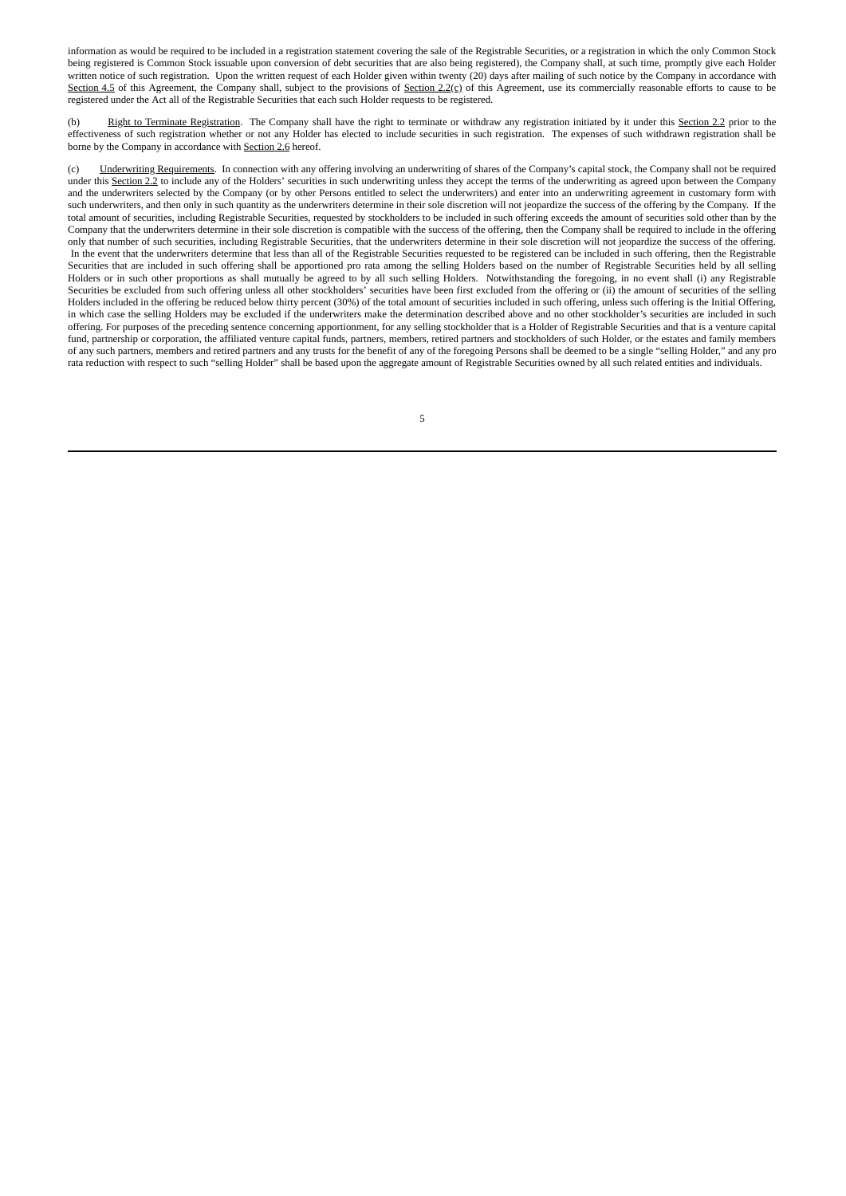information as would be required to be included in a registration statement covering the sale of the Registrable Securities, or a registration in which the only Common Stock being registered is Common Stock issuable upon conversion of debt securities that are also being registered), the Company shall, at such time, promptly give each Holder written notice of such registration. Upon the written request of each Holder given within twenty (20) days after mailing of such notice by the Company in accordance with Section 4.5 of this Agreement, the Company shall, subject to the provisions of Section 2.2(c) of this Agreement, use its commercially reasonable efforts to cause to be registered under the Act all of the Registrable Securities that each such Holder requests to be registered.

(b) Right to Terminate Registration. The Company shall have the right to terminate or withdraw any registration initiated by it under this Section 2.2 prior to the effectiveness of such registration whether or not any Holder has elected to include securities in such registration. The expenses of such withdrawn registration shall be borne by the Company in accordance with Section 2.6 hereof.

(c) Underwriting Requirements. In connection with any offering involving an underwriting of shares of the Company's capital stock, the Company shall not be required under this Section 2.2 to include any of the Holders' securities in such underwriting unless they accept the terms of the underwriting as agreed upon between the Company and the underwriters selected by the Company (or by other Persons entitled to select the underwriters) and enter into an underwriting agreement in customary form with such underwriters, and then only in such quantity as the underwriters determine in their sole discretion will not jeopardize the success of the offering by the Company. If the total amount of securities, including Registrable Securities, requested by stockholders to be included in such offering exceeds the amount of securities sold other than by the Company that the underwriters determine in their sole discretion is compatible with the success of the offering, then the Company shall be required to include in the offering only that number of such securities, including Registrable Securities, that the underwriters determine in their sole discretion will not jeopardize the success of the offering. In the event that the underwriters determine that less than all of the Registrable Securities requested to be registered can be included in such offering, then the Registrable Securities that are included in such offering shall be apportioned pro rata among the selling Holders based on the number of Registrable Securities held by all selling Holders or in such other proportions as shall mutually be agreed to by all such selling Holders. Notwithstanding the foregoing, in no event shall (i) any Registrable Securities be excluded from such offering unless all other stockholders' securities have been first excluded from the offering or (ii) the amount of securities of the selling Holders included in the offering be reduced below thirty percent (30%) of the total amount of securities included in such offering, unless such offering is the Initial Offering, in which case the selling Holders may be excluded if the underwriters make the determination described above and no other stockholder's securities are included in such offering. For purposes of the preceding sentence concerning apportionment, for any selling stockholder that is a Holder of Registrable Securities and that is a venture capital fund, partnership or corporation, the affiliated venture capital funds, partners, members, retired partners and stockholders of such Holder, or the estates and family members of any such partners, members and retired partners and any trusts for the benefit of any of the foregoing Persons shall be deemed to be a single "selling Holder," and any pro rata reduction with respect to such "selling Holder" shall be based upon the aggregate amount of Registrable Securities owned by all such related entities and individuals.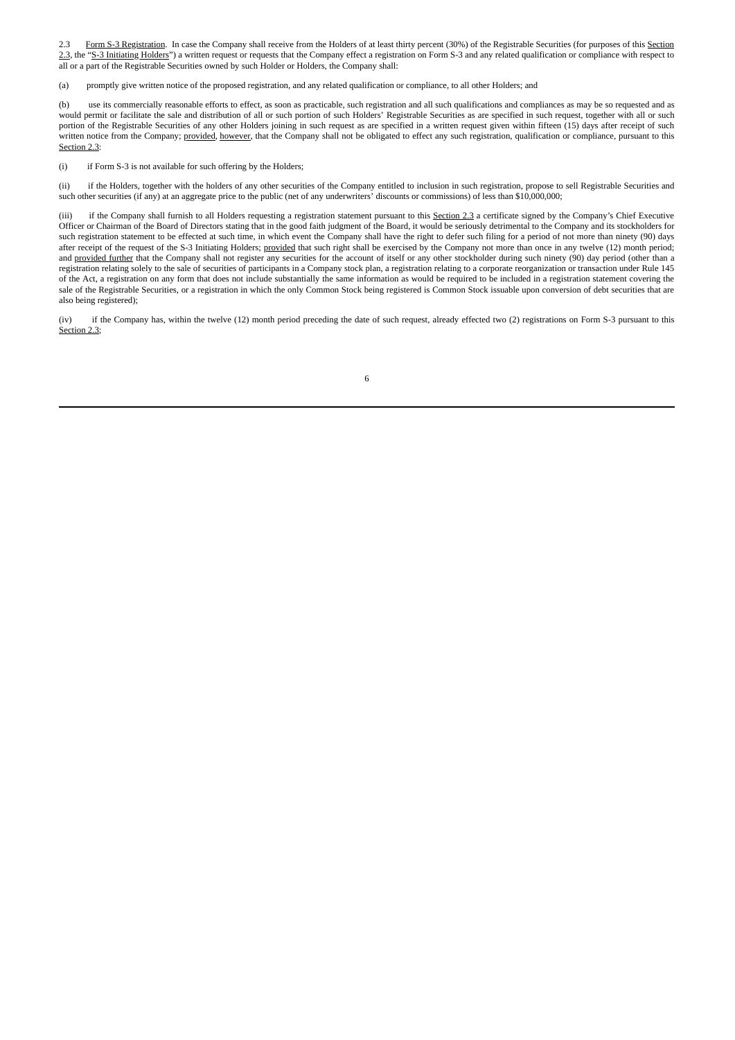2.3 Form S-3 Registration. In case the Company shall receive from the Holders of at least thirty percent (30%) of the Registrable Securities (for purposes of this Section 2.3, the "S-3 Initiating Holders") a written request or requests that the Company effect a registration on Form S-3 and any related qualification or compliance with respect to all or a part of the Registrable Securities owned by such Holder or Holders, the Company shall:

(a) promptly give written notice of the proposed registration, and any related qualification or compliance, to all other Holders; and

(b) use its commercially reasonable efforts to effect, as soon as practicable, such registration and all such qualifications and compliances as may be so requested and as would permit or facilitate the sale and distribution of all or such portion of such Holders' Registrable Securities as are specified in such request, together with all or such portion of the Registrable Securities of any other Holders joining in such request as are specified in a written request given within fifteen (15) days after receipt of such written notice from the Company; provided, however, that the Company shall not be obligated to effect any such registration, qualification or compliance, pursuant to this Section 2.3:

(i) if Form S-3 is not available for such offering by the Holders;

(ii) if the Holders, together with the holders of any other securities of the Company entitled to inclusion in such registration, propose to sell Registrable Securities and such other securities (if any) at an aggregate price to the public (net of any underwriters' discounts or commissions) of less than $10,000,000;

(iii) if the Company shall furnish to all Holders requesting a registration statement pursuant to this Section 2.3 a certificate signed by the Company's Chief Executive Officer or Chairman of the Board of Directors stating that in the good faith judgment of the Board, it would be seriously detrimental to the Company and its stockholders for such registration statement to be effected at such time, in which event the Company shall have the right to defer such filing for a period of not more than ninety (90) days after receipt of the request of the S-3 Initiating Holders; provided that such right shall be exercised by the Company not more than once in any twelve (12) month period; and provided further that the Company shall not register any securities for the account of itself or any other stockholder during such ninety (90) day period (other than a registration relating solely to the sale of securities of participants in a Company stock plan, a registration relating to a corporate reorganization or transaction under Rule 145 of the Act, a registration on any form that does not include substantially the same information as would be required to be included in a registration statement covering the sale of the Registrable Securities, or a registration in which the only Common Stock being registered is Common Stock issuable upon conversion of debt securities that are also being registered);

(iv) if the Company has, within the twelve (12) month period preceding the date of such request, already effected two (2) registrations on Form S-3 pursuant to this Section 2.3;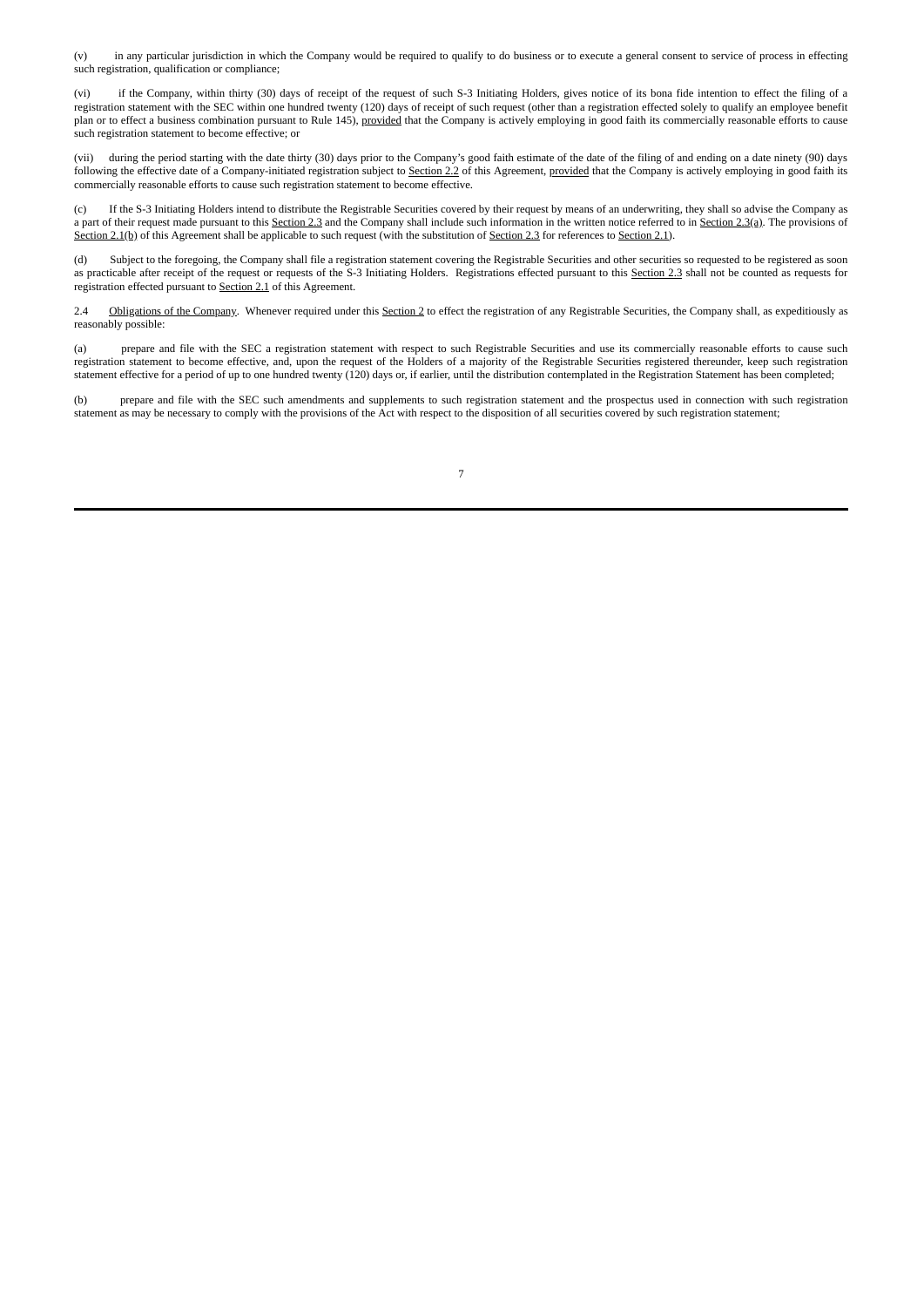(v) in any particular jurisdiction in which the Company would be required to qualify to do business or to execute a general consent to service of process in effecting such registration, qualification or compliance;

(vi) if the Company, within thirty (30) days of receipt of the request of such S-3 Initiating Holders, gives notice of its bona fide intention to effect the filing of a registration statement with the SEC within one hundred twenty (120) days of receipt of such request (other than a registration effected solely to qualify an employee benefit plan or to effect a business combination pursuant to Rule 145), provided that the Company is actively employing in good faith its commercially reasonable efforts to cause such registration statement to become effective; or

(vii) during the period starting with the date thirty (30) days prior to the Company's good faith estimate of the date of the filing of and ending on a date ninety (90) days following the effective date of a Company-initiated registration subject to Section 2.2 of this Agreement, provided that the Company is actively employing in good faith its commercially reasonable efforts to cause such registration statement to become effective.

(c) If the S-3 Initiating Holders intend to distribute the Registrable Securities covered by their request by means of an underwriting, they shall so advise the Company as a part of their request made pursuant to this Section 2.3 and the Company shall include such information in the written notice referred to in Section 2.3(a). The provisions of Section 2.1(b) of this Agreement shall be applicable to such request (with the substitution of Section 2.3 for references to Section 2.1).

(d) Subject to the foregoing, the Company shall file a registration statement covering the Registrable Securities and other securities so requested to be registered as soon as practicable after receipt of the request or requests of the S-3 Initiating Holders. Registrations effected pursuant to this Section 2.3 shall not be counted as requests for registration effected pursuant to Section 2.1 of this Agreement.

2.4 Obligations of the Company. Whenever required under this Section 2 to effect the registration of any Registrable Securities, the Company shall, as expeditiously as reasonably possible:

(a) prepare and file with the SEC a registration statement with respect to such Registrable Securities and use its commercially reasonable efforts to cause such registration statement to become effective, and, upon the request of the Holders of a majority of the Registrable Securities registered thereunder, keep such registration statement effective for a period of up to one hundred twenty (120) days or, if earlier, until the distribution contemplated in the Registration Statement has been completed;

(b) prepare and file with the SEC such amendments and supplements to such registration statement and the prospectus used in connection with such registration statement as may be necessary to comply with the provisions of the Act with respect to the disposition of all securities covered by such registration statement;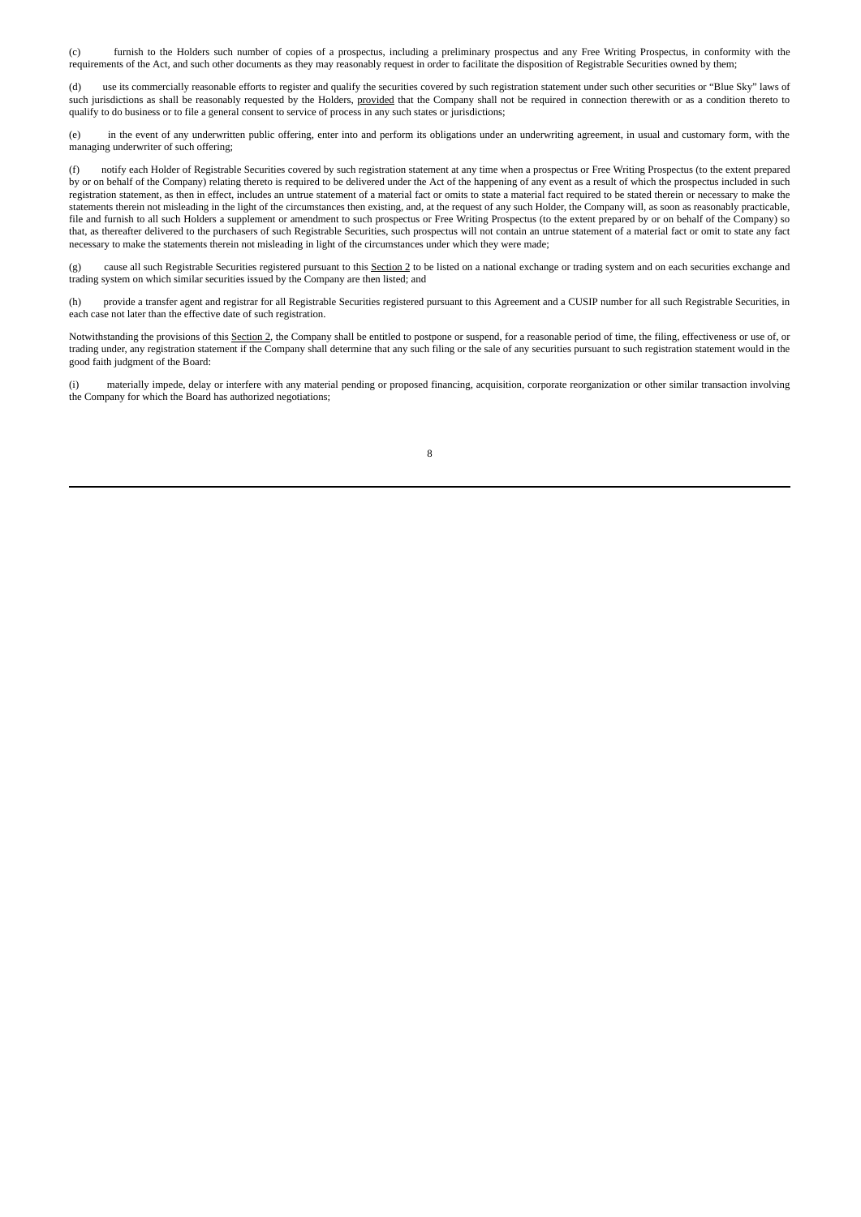(c) furnish to the Holders such number of copies of a prospectus, including a preliminary prospectus and any Free Writing Prospectus, in conformity with the requirements of the Act, and such other documents as they may reasonably request in order to facilitate the disposition of Registrable Securities owned by them;

(d) use its commercially reasonable efforts to register and qualify the securities covered by such registration statement under such other securities or "Blue Sky" laws of such jurisdictions as shall be reasonably requested by the Holders, provided that the Company shall not be required in connection therewith or as a condition thereto to qualify to do business or to file a general consent to service of process in any such states or jurisdictions;

(e) in the event of any underwritten public offering, enter into and perform its obligations under an underwriting agreement, in usual and customary form, with the managing underwriter of such offering;

(f) notify each Holder of Registrable Securities covered by such registration statement at any time when a prospectus or Free Writing Prospectus (to the extent prepared by or on behalf of the Company) relating thereto is required to be delivered under the Act of the happening of any event as a result of which the prospectus included in such registration statement, as then in effect, includes an untrue statement of a material fact or omits to state a material fact required to be stated therein or necessary to make the statements therein not misleading in the light of the circumstances then existing, and, at the request of any such Holder, the Company will, as soon as reasonably practicable, file and furnish to all such Holders a supplement or amendment to such prospectus or Free Writing Prospectus (to the extent prepared by or on behalf of the Company) so that, as thereafter delivered to the purchasers of such Registrable Securities, such prospectus will not contain an untrue statement of a material fact or omit to state any fact necessary to make the statements therein not misleading in light of the circumstances under which they were made;

(g) cause all such Registrable Securities registered pursuant to this Section 2 to be listed on a national exchange or trading system and on each securities exchange and trading system on which similar securities issued by the Company are then listed; and

(h) provide a transfer agent and registrar for all Registrable Securities registered pursuant to this Agreement and a CUSIP number for all such Registrable Securities, in each case not later than the effective date of such registration.

Notwithstanding the provisions of this Section 2, the Company shall be entitled to postpone or suspend, for a reasonable period of time, the filing, effectiveness or use of, or trading under, any registration statement if the Company shall determine that any such filing or the sale of any securities pursuant to such registration statement would in the good faith judgment of the Board:

(i) materially impede, delay or interfere with any material pending or proposed financing, acquisition, corporate reorganization or other similar transaction involving the Company for which the Board has authorized negotiations;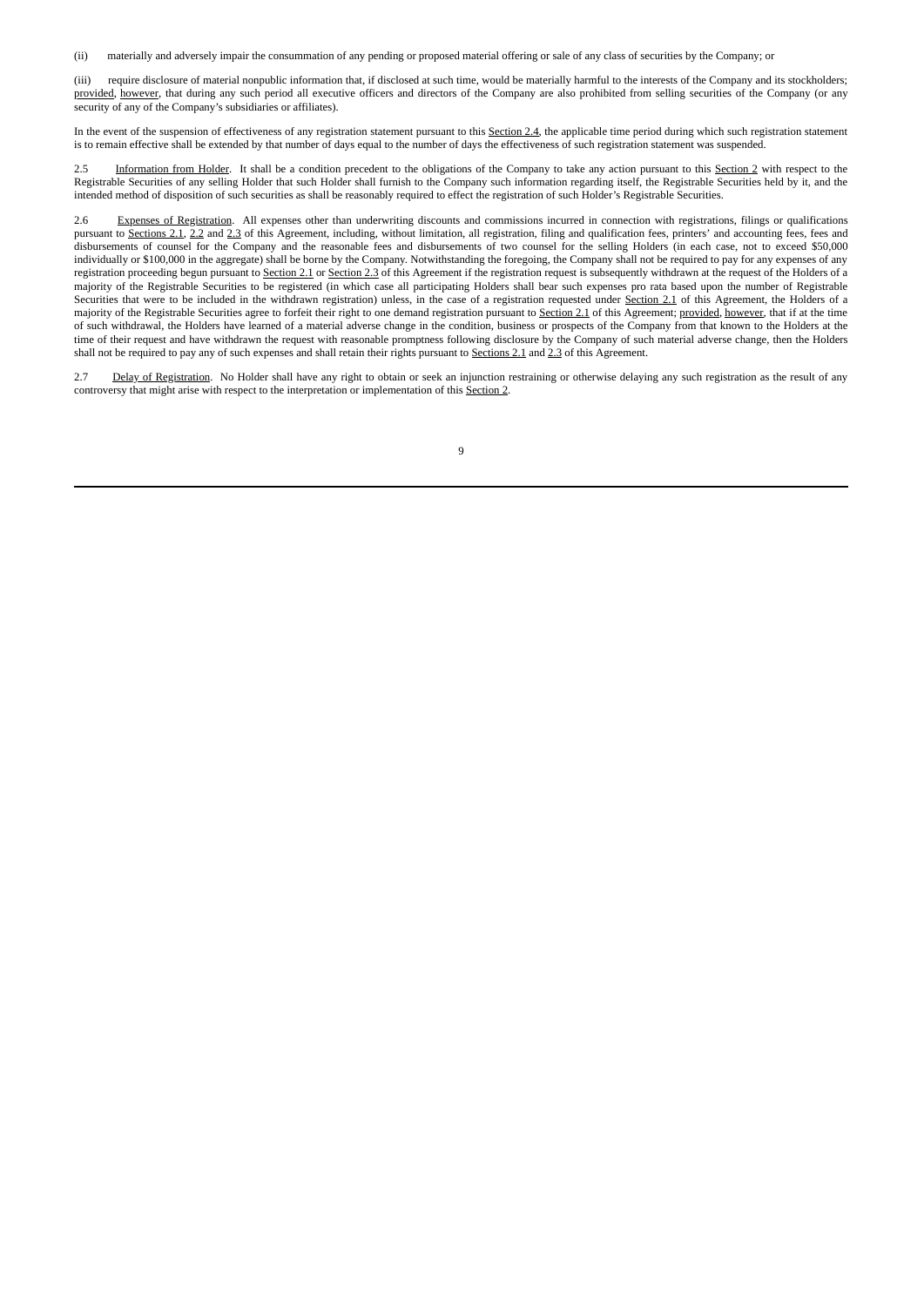(ii) materially and adversely impair the consummation of any pending or proposed material offering or sale of any class of securities by the Company; or

(iii) require disclosure of material nonpublic information that, if disclosed at such time, would be materially harmful to the interests of the Company and its stockholders; provided, however, that during any such period all executive officers and directors of the Company are also prohibited from selling securities of the Company (or any security of any of the Company's subsidiaries or affiliates).

In the event of the suspension of effectiveness of any registration statement pursuant to this Section 2.4, the applicable time period during which such registration statement is to remain effective shall be extended by that number of days equal to the number of days the effectiveness of such registration statement was suspended.

2.5 Information from Holder. It shall be a condition precedent to the obligations of the Company to take any action pursuant to this Section 2 with respect to the Registrable Securities of any selling Holder that such Holder shall furnish to the Company such information regarding itself, the Registrable Securities held by it, and the intended method of disposition of such securities as shall be reasonably required to effect the registration of such Holder's Registrable Securities.

2.6 Expenses of Registration. All expenses other than underwriting discounts and commissions incurred in connection with registrations, filings or qualifications pursuant to Sections 2.1, 2.2 and 2.3 of this Agreement, including, without limitation, all registration, filing and qualification fees, printers' and accounting fees, fees and disbursements of counsel for the Company and the reasonable fees and disbursements of two counsel for the selling Holders (in each case, not to exceed $50,000 individually or $100,000 in the aggregate) shall be borne by the Company. Notwithstanding the foregoing, the Company shall not be required to pay for any expenses of any registration proceeding begun pursuant to Section 2.1 or Section 2.3 of this Agreement if the registration request is subsequently withdrawn at the request of the Holders of a majority of the Registrable Securities to be registered (in which case all participating Holders shall bear such expenses pro rata based upon the number of Registrable Securities that were to be included in the withdrawn registration) unless, in the case of a registration requested under Section 2.1 of this Agreement, the Holders of a majority of the Registrable Securities agree to forfeit their right to one demand registration pursuant to Section 2.1 of this Agreement; provided, however, that if at the time of such withdrawal, the Holders have learned of a material adverse change in the condition, business or prospects of the Company from that known to the Holders at the time of their request and have withdrawn the request with reasonable promptness following disclosure by the Company of such material adverse change, then the Holders shall not be required to pay any of such expenses and shall retain their rights pursuant to Sections 2.1 and 2.3 of this Agreement.

2.7 Delay of Registration. No Holder shall have any right to obtain or seek an injunction restraining or otherwise delaying any such registration as the result of any controversy that might arise with respect to the interpretation or implementation of this Section 2.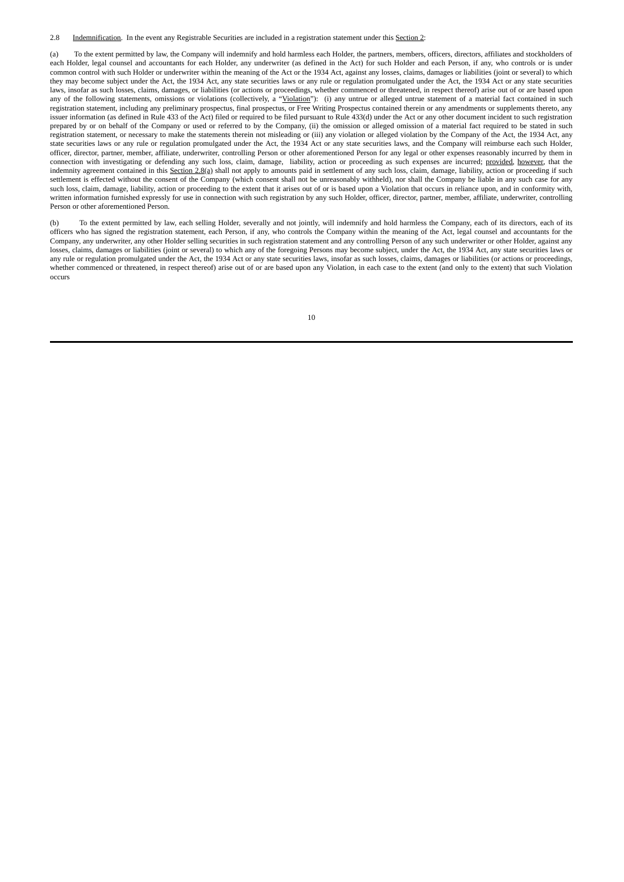2.8 Indemnification. In the event any Registrable Securities are included in a registration statement under this Section 2:

(a) To the extent permitted by law, the Company will indemnify and hold harmless each Holder, the partners, members, officers, directors, affiliates and stockholders of each Holder, legal counsel and accountants for each Holder, any underwriter (as defined in the Act) for such Holder and each Person, if any, who controls or is under common control with such Holder or underwriter within the meaning of the Act or the 1934 Act, against any losses, claims, damages or liabilities (joint or several) to which they may become subject under the Act, the 1934 Act, any state securities laws or any rule or regulation promulgated under the Act, the 1934 Act or any state securities laws, insofar as such losses, claims, damages, or liabilities (or actions or proceedings, whether commenced or threatened, in respect thereof) arise out of or are based upon any of the following statements, omissions or violations (collectively, a "Violation"): (i) any untrue or alleged untrue statement of a material fact contained in such registration statement, including any preliminary prospectus, final prospectus, or Free Writing Prospectus contained therein or any amendments or supplements thereto, any issuer information (as defined in Rule 433 of the Act) filed or required to be filed pursuant to Rule 433(d) under the Act or any other document incident to such registration prepared by or on behalf of the Company or used or referred to by the Company, (ii) the omission or alleged omission of a material fact required to be stated in such registration statement, or necessary to make the statements therein not misleading or (iii) any violation or alleged violation by the Company of the Act, the 1934 Act, any state securities laws or any rule or regulation promulgated under the Act, the 1934 Act or any state securities laws, and the Company will reimburse each such Holder, officer, director, partner, member, affiliate, underwriter, controlling Person or other aforementioned Person for any legal or other expenses reasonably incurred by them in connection with investigating or defending any such loss, claim, damage, liability, action or proceeding as such expenses are incurred; provided, however, that the indemnity agreement contained in this Section 2.8(a) shall not apply to amounts paid in settlement of any such loss, claim, damage, liability, action or proceeding if such settlement is effected without the consent of the Company (which consent shall not be unreasonably withheld), nor shall the Company be liable in any such case for any such loss, claim, damage, liability, action or proceeding to the extent that it arises out of or is based upon a Violation that occurs in reliance upon, and in conformity with, written information furnished expressly for use in connection with such registration by any such Holder, officer, director, partner, member, affiliate, underwriter, controlling Person or other aforementioned Person.

(b) To the extent permitted by law, each selling Holder, severally and not jointly, will indemnify and hold harmless the Company, each of its directors, each of its officers who has signed the registration statement, each Person, if any, who controls the Company within the meaning of the Act, legal counsel and accountants for the Company, any underwriter, any other Holder selling securities in such registration statement and any controlling Person of any such underwriter or other Holder, against any losses, claims, damages or liabilities (joint or several) to which any of the foregoing Persons may become subject, under the Act, the 1934 Act, any state securities laws or any rule or regulation promulgated under the Act, the 1934 Act or any state securities laws, insofar as such losses, claims, damages or liabilities (or actions or proceedings, whether commenced or threatened, in respect thereof) arise out of or are based upon any Violation, in each case to the extent (and only to the extent) that such Violation occurs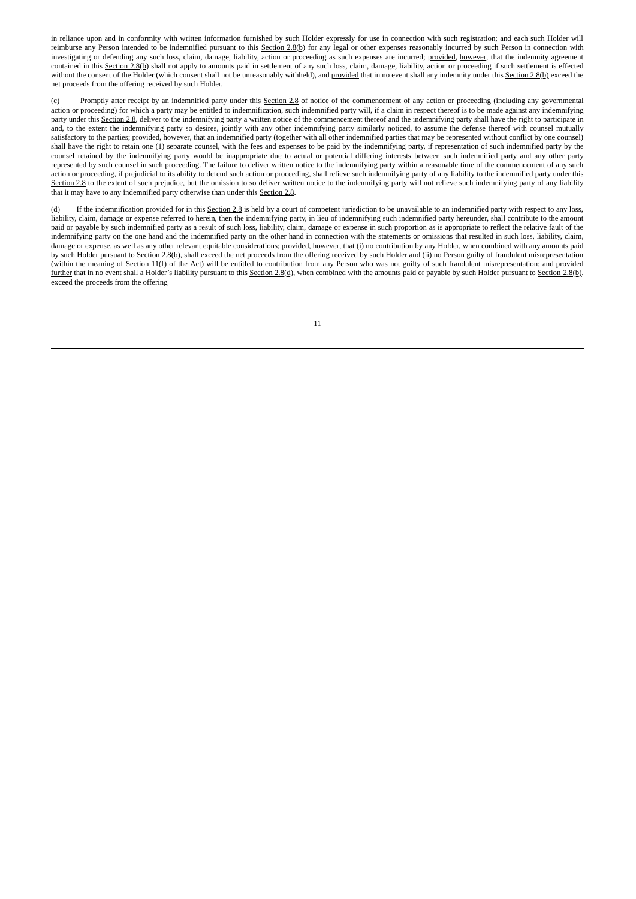in reliance upon and in conformity with written information furnished by such Holder expressly for use in connection with such registration; and each such Holder will reimburse any Person intended to be indemnified pursuant to this Section 2.8(b) for any legal or other expenses reasonably incurred by such Person in connection with investigating or defending any such loss, claim, damage, liability, action or proceeding as such expenses are incurred; provided, however, that the indemnity agreement contained in this Section 2.8(b) shall not apply to amounts paid in settlement of any such loss, claim, damage, liability, action or proceeding if such settlement is effected without the consent of the Holder (which consent shall not be unreasonably withheld), and provided that in no event shall any indemnity under this Section 2.8(b) exceed the net proceeds from the offering received by such Holder.

(c) Promptly after receipt by an indemnified party under this Section 2.8 of notice of the commencement of any action or proceeding (including any governmental action or proceeding) for which a party may be entitled to indemnification, such indemnified party will, if a claim in respect thereof is to be made against any indemnifying party under this Section 2.8, deliver to the indemnifying party a written notice of the commencement thereof and the indemnifying party shall have the right to participate in and, to the extent the indemnifying party so desires, jointly with any other indemnifying party similarly noticed, to assume the defense thereof with counsel mutually satisfactory to the parties; provided, however, that an indemnified party (together with all other indemnified parties that may be represented without conflict by one counsel) shall have the right to retain one (1) separate counsel, with the fees and expenses to be paid by the indemnifying party, if representation of such indemnified party by the counsel retained by the indemnifying party would be inappropriate due to actual or potential differing interests between such indemnified party and any other party represented by such counsel in such proceeding. The failure to deliver written notice to the indemnifying party within a reasonable time of the commencement of any such action or proceeding, if prejudicial to its ability to defend such action or proceeding, shall relieve such indemnifying party of any liability to the indemnified party under this Section 2.8 to the extent of such prejudice, but the omission to so deliver written notice to the indemnifying party will not relieve such indemnifying party of any liability that it may have to any indemnified party otherwise than under this Section 2.8.

(d) If the indemnification provided for in this Section 2.8 is held by a court of competent jurisdiction to be unavailable to an indemnified party with respect to any loss, liability, claim, damage or expense referred to herein, then the indemnifying party, in lieu of indemnifying such indemnified party hereunder, shall contribute to the amount paid or payable by such indemnified party as a result of such loss, liability, claim, damage or expense in such proportion as is appropriate to reflect the relative fault of the indemnifying party on the one hand and the indemnified party on the other hand in connection with the statements or omissions that resulted in such loss, liability, claim, damage or expense, as well as any other relevant equitable considerations; provided, however, that (i) no contribution by any Holder, when combined with any amounts paid by such Holder pursuant to Section 2.8(b), shall exceed the net proceeds from the offering received by such Holder and (ii) no Person guilty of fraudulent misrepresentation (within the meaning of Section 11(f) of the Act) will be entitled to contribution from any Person who was not guilty of such fraudulent misrepresentation; and provided further that in no event shall a Holder's liability pursuant to this Section 2.8(d), when combined with the amounts paid or payable by such Holder pursuant to Section 2.8(b), exceed the proceeds from the offering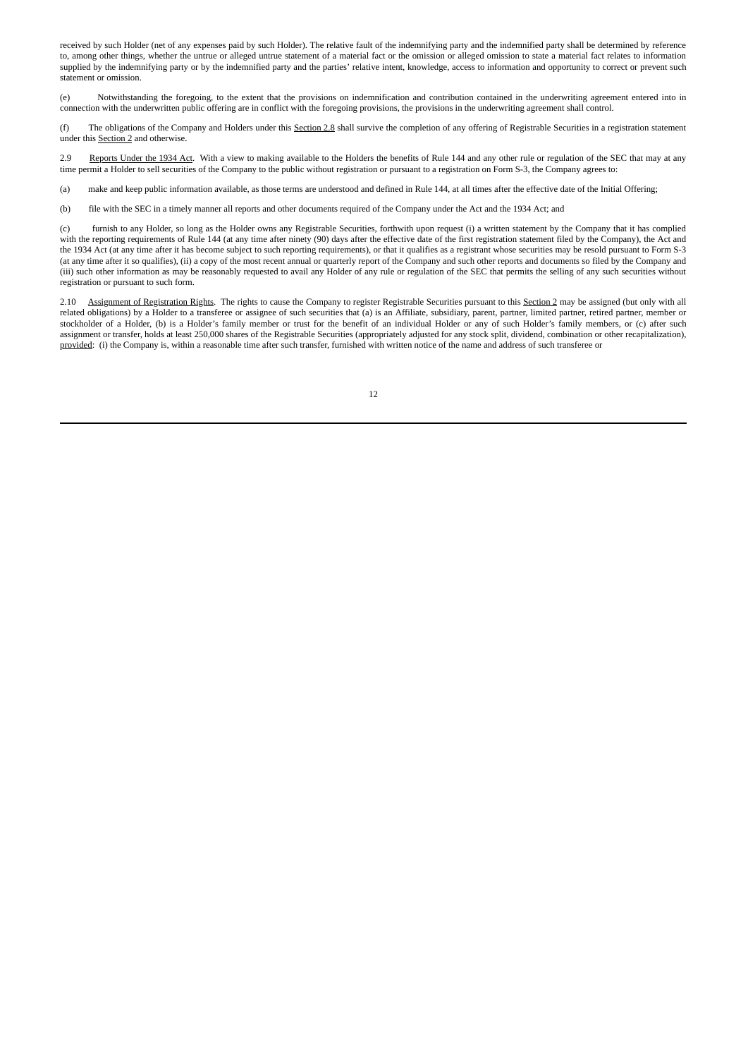received by such Holder (net of any expenses paid by such Holder). The relative fault of the indemnifying party and the indemnified party shall be determined by reference to, among other things, whether the untrue or alleged untrue statement of a material fact or the omission or alleged omission to state a material fact relates to information supplied by the indemnifying party or by the indemnified party and the parties' relative intent, knowledge, access to information and opportunity to correct or prevent such statement or omission.

(e) Notwithstanding the foregoing, to the extent that the provisions on indemnification and contribution contained in the underwriting agreement entered into in connection with the underwritten public offering are in conflict with the foregoing provisions, the provisions in the underwriting agreement shall control.

(f) The obligations of the Company and Holders under this Section 2.8 shall survive the completion of any offering of Registrable Securities in a registration statement under this Section 2 and otherwise.

2.9 Reports Under the 1934 Act. With a view to making available to the Holders the benefits of Rule 144 and any other rule or regulation of the SEC that may at any time permit a Holder to sell securities of the Company to the public without registration or pursuant to a registration on Form S-3, the Company agrees to:

(a) make and keep public information available, as those terms are understood and defined in Rule 144, at all times after the effective date of the Initial Offering;

(b) file with the SEC in a timely manner all reports and other documents required of the Company under the Act and the 1934 Act; and

(c) furnish to any Holder, so long as the Holder owns any Registrable Securities, forthwith upon request (i) a written statement by the Company that it has complied with the reporting requirements of Rule 144 (at any time after ninety (90) days after the effective date of the first registration statement filed by the Company), the Act and the 1934 Act (at any time after it has become subject to such reporting requirements), or that it qualifies as a registrant whose securities may be resold pursuant to Form S-3 (at any time after it so qualifies), (ii) a copy of the most recent annual or quarterly report of the Company and such other reports and documents so filed by the Company and (iii) such other information as may be reasonably requested to avail any Holder of any rule or regulation of the SEC that permits the selling of any such securities without registration or pursuant to such form.

2.10 Assignment of Registration Rights. The rights to cause the Company to register Registrable Securities pursuant to this Section 2 may be assigned (but only with all related obligations) by a Holder to a transferee or assignee of such securities that (a) is an Affiliate, subsidiary, parent, partner, limited partner, retired partner, member or stockholder of a Holder, (b) is a Holder's family member or trust for the benefit of an individual Holder or any of such Holder's family members, or (c) after such assignment or transfer, holds at least 250,000 shares of the Registrable Securities (appropriately adjusted for any stock split, dividend, combination or other recapitalization), provided: (i) the Company is, within a reasonable time after such transfer, furnished with written notice of the name and address of such transferee or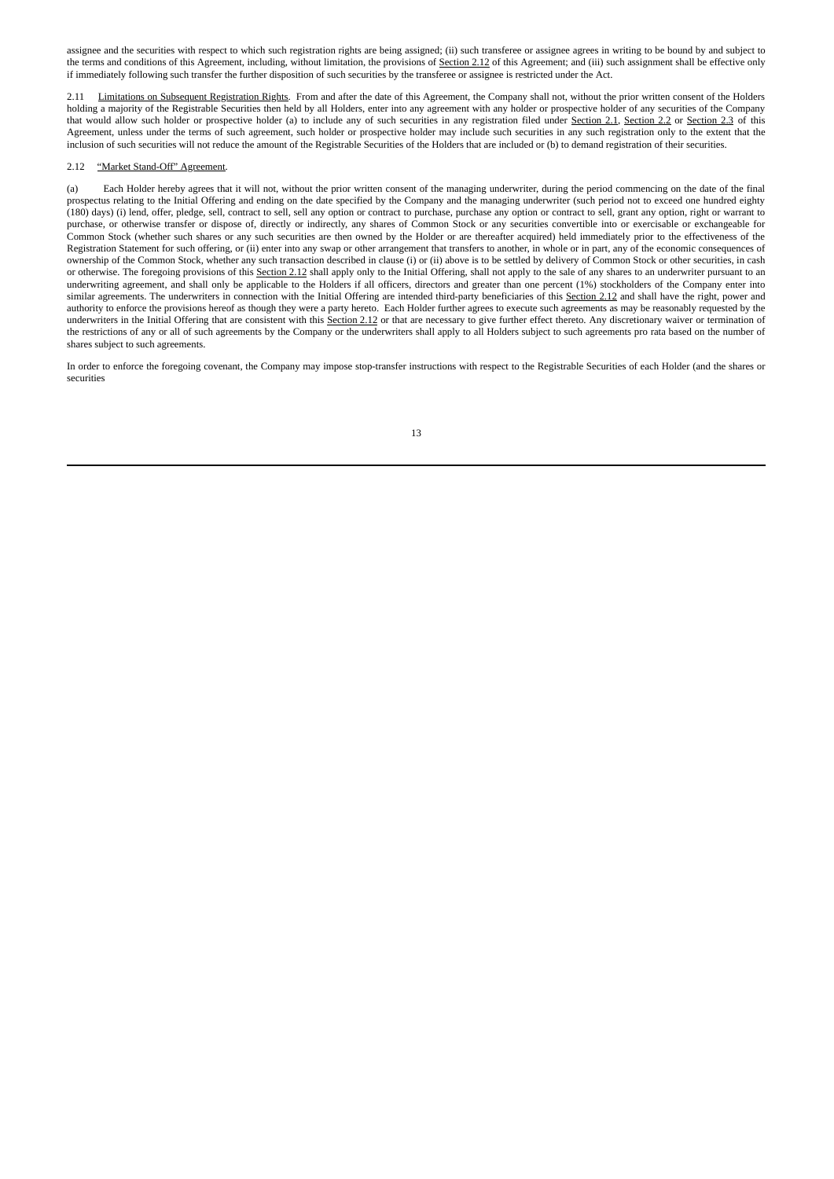assignee and the securities with respect to which such registration rights are being assigned; (ii) such transferee or assignee agrees in writing to be bound by and subject to the terms and conditions of this Agreement, including, without limitation, the provisions of Section 2.12 of this Agreement; and (iii) such assignment shall be effective only if immediately following such transfer the further disposition of such securities by the transferee or assignee is restricted under the Act.

2.11 Limitations on Subsequent Registration Rights. From and after the date of this Agreement, the Company shall not, without the prior written consent of the Holders holding a majority of the Registrable Securities then held by all Holders, enter into any agreement with any holder or prospective holder of any securities of the Company that would allow such holder or prospective holder (a) to include any of such securities in any registration filed under Section 2.1, Section 2.2 or Section 2.3 of this Agreement, unless under the terms of such agreement, such holder or prospective holder may include such securities in any such registration only to the extent that the inclusion of such securities will not reduce the amount of the Registrable Securities of the Holders that are included or (b) to demand registration of their securities.

2.12 "Market Stand-Off" Agreement.

(a) Each Holder hereby agrees that it will not, without the prior written consent of the managing underwriter, during the period commencing on the date of the final prospectus relating to the Initial Offering and ending on the date specified by the Company and the managing underwriter (such period not to exceed one hundred eighty (180) days) (i) lend, offer, pledge, sell, contract to sell, sell any option or contract to purchase, purchase any option or contract to sell, grant any option, right or warrant to purchase, or otherwise transfer or dispose of, directly or indirectly, any shares of Common Stock or any securities convertible into or exercisable or exchangeable for Common Stock (whether such shares or any such securities are then owned by the Holder or are thereafter acquired) held immediately prior to the effectiveness of the Registration Statement for such offering, or (ii) enter into any swap or other arrangement that transfers to another, in whole or in part, any of the economic consequences of ownership of the Common Stock, whether any such transaction described in clause (i) or (ii) above is to be settled by delivery of Common Stock or other securities, in cash or otherwise. The foregoing provisions of this Section 2.12 shall apply only to the Initial Offering, shall not apply to the sale of any shares to an underwriter pursuant to an underwriting agreement, and shall only be applicable to the Holders if all officers, directors and greater than one percent (1%) stockholders of the Company enter into similar agreements. The underwriters in connection with the Initial Offering are intended third-party beneficiaries of this Section 2.12 and shall have the right, power and authority to enforce the provisions hereof as though they were a party hereto. Each Holder further agrees to execute such agreements as may be reasonably requested by the underwriters in the Initial Offering that are consistent with this Section 2.12 or that are necessary to give further effect thereto. Any discretionary waiver or termination of the restrictions of any or all of such agreements by the Company or the underwriters shall apply to all Holders subject to such agreements pro rata based on the number of shares subject to such agreements.

In order to enforce the foregoing covenant, the Company may impose stop-transfer instructions with respect to the Registrable Securities of each Holder (and the shares or securities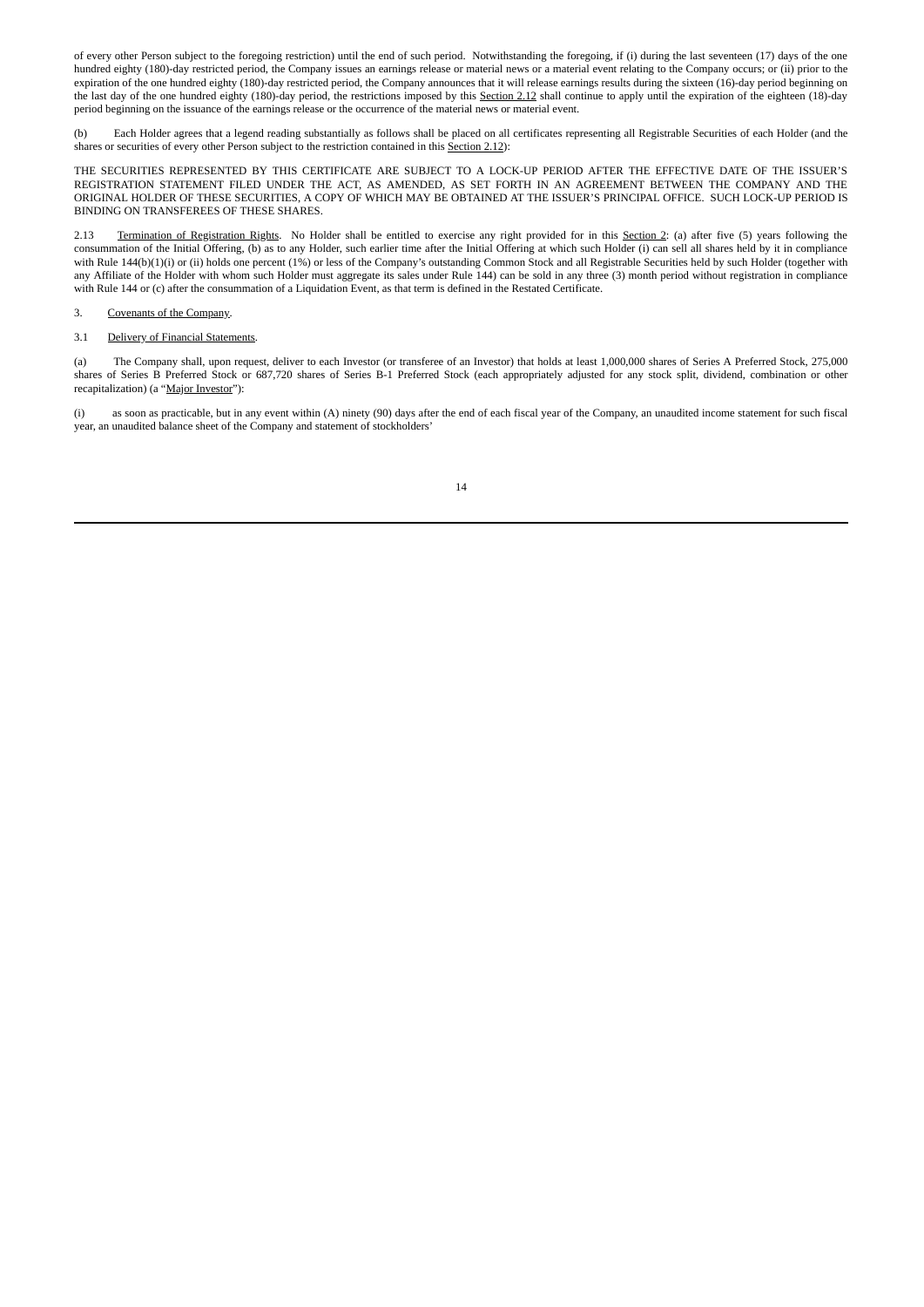of every other Person subject to the foregoing restriction) until the end of such period. Notwithstanding the foregoing, if (i) during the last seventeen (17) days of the one hundred eighty (180)-day restricted period, the Company issues an earnings release or material news or a material event relating to the Company occurs; or (ii) prior to the expiration of the one hundred eighty (180)-day restricted period, the Company announces that it will release earnings results during the sixteen (16)-day period beginning on the last day of the one hundred eighty (180)-day period, the restrictions imposed by this Section 2.12 shall continue to apply until the expiration of the eighteen (18)-day period beginning on the issuance of the earnings release or the occurrence of the material news or material event.

(b) Each Holder agrees that a legend reading substantially as follows shall be placed on all certificates representing all Registrable Securities of each Holder (and the shares or securities of every other Person subject to the restriction contained in this Section 2.12):

THE SECURITIES REPRESENTED BY THIS CERTIFICATE ARE SUBJECT TO A LOCK-UP PERIOD AFTER THE EFFECTIVE DATE OF THE ISSUER'S REGISTRATION STATEMENT FILED UNDER THE ACT, AS AMENDED, AS SET FORTH IN AN AGREEMENT BETWEEN THE COMPANY AND THE ORIGINAL HOLDER OF THESE SECURITIES, A COPY OF WHICH MAY BE OBTAINED AT THE ISSUER'S PRINCIPAL OFFICE. SUCH LOCK-UP PERIOD IS BINDING ON TRANSFEREES OF THESE SHARES.

2.13 Termination of Registration Rights. No Holder shall be entitled to exercise any right provided for in this Section 2: (a) after five (5) years following the consummation of the Initial Offering, (b) as to any Holder, such earlier time after the Initial Offering at which such Holder (i) can sell all shares held by it in compliance with Rule 144(b)(1)(i) or (ii) holds one percent (1%) or less of the Company's outstanding Common Stock and all Registrable Securities held by such Holder (together with any Affiliate of the Holder with whom such Holder must aggregate its sales under Rule 144) can be sold in any three (3) month period without registration in compliance with Rule 144 or (c) after the consummation of a Liquidation Event, as that term is defined in the Restated Certificate.

3. Covenants of the Company.

3.1 Delivery of Financial Statements.

(a) The Company shall, upon request, deliver to each Investor (or transferee of an Investor) that holds at least 1,000,000 shares of Series A Preferred Stock, 275,000 shares of Series B Preferred Stock or 687,720 shares of Series B-1 Preferred Stock (each appropriately adjusted for any stock split, dividend, combination or other recapitalization) (a "Major Investor"):

(i) as soon as practicable, but in any event within (A) ninety (90) days after the end of each fiscal year of the Company, an unaudited income statement for such fiscal year, an unaudited balance sheet of the Company and statement of stockholders'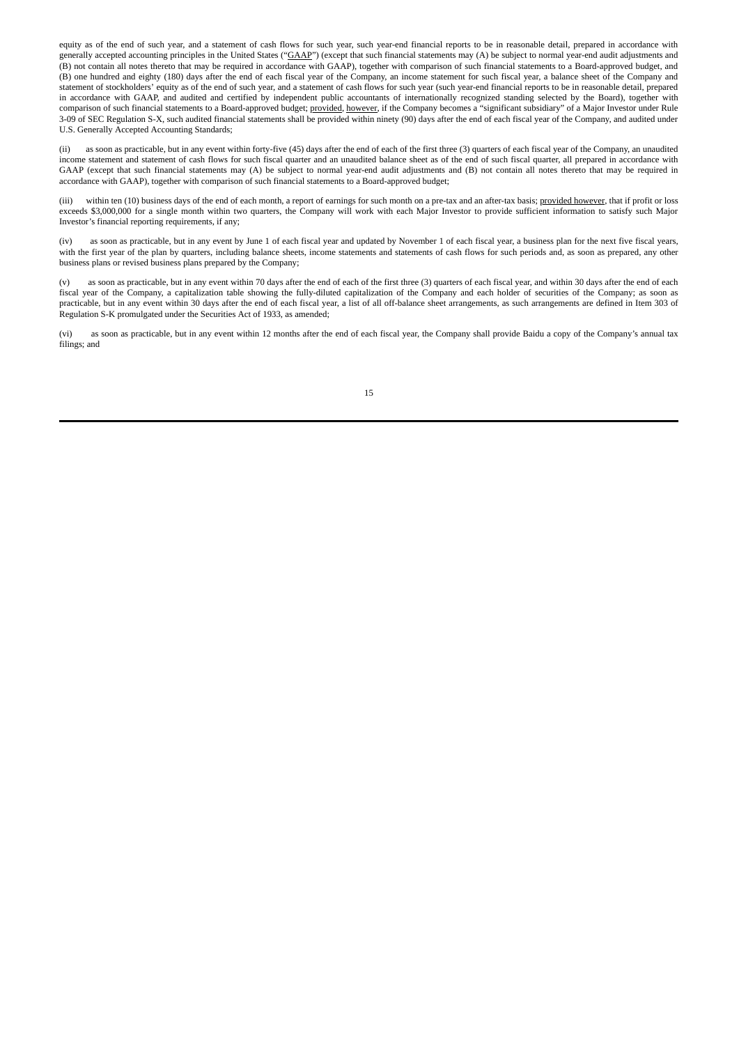equity as of the end of such year, and a statement of cash flows for such year, such year-end financial reports to be in reasonable detail, prepared in accordance with generally accepted accounting principles in the United States ("GAAP") (except that such financial statements may (A) be subject to normal year-end audit adjustments and (B) not contain all notes thereto that may be required in accordance with GAAP), together with comparison of such financial statements to a Board-approved budget, and (B) one hundred and eighty (180) days after the end of each fiscal year of the Company, an income statement for such fiscal year, a balance sheet of the Company and statement of stockholders' equity as of the end of such year, and a statement of cash flows for such year (such year-end financial reports to be in reasonable detail, prepared in accordance with GAAP, and audited and certified by independent public accountants of internationally recognized standing selected by the Board), together with comparison of such financial statements to a Board-approved budget; provided, however, if the Company becomes a "significant subsidiary" of a Major Investor under Rule 3-09 of SEC Regulation S-X, such audited financial statements shall be provided within ninety (90) days after the end of each fiscal year of the Company, and audited under U.S. Generally Accepted Accounting Standards;

(ii) as soon as practicable, but in any event within forty-five (45) days after the end of each of the first three (3) quarters of each fiscal year of the Company, an unaudited income statement and statement of cash flows for such fiscal quarter and an unaudited balance sheet as of the end of such fiscal quarter, all prepared in accordance with GAAP (except that such financial statements may (A) be subject to normal year-end audit adjustments and (B) not contain all notes thereto that may be required in accordance with GAAP), together with comparison of such financial statements to a Board-approved budget;

(iii) within ten (10) business days of the end of each month, a report of earnings for such month on a pre-tax and an after-tax basis; provided however, that if profit or loss exceeds $3,000,000 for a single month within two quarters, the Company will work with each Major Investor to provide sufficient information to satisfy such Major Investor's financial reporting requirements, if any;

(iv) as soon as practicable, but in any event by June 1 of each fiscal year and updated by November 1 of each fiscal year, a business plan for the next five fiscal years, with the first year of the plan by quarters, including balance sheets, income statements and statements of cash flows for such periods and, as soon as prepared, any other business plans or revised business plans prepared by the Company;

(v) as soon as practicable, but in any event within 70 days after the end of each of the first three (3) quarters of each fiscal year, and within 30 days after the end of each fiscal year of the Company, a capitalization table showing the fully-diluted capitalization of the Company and each holder of securities of the Company; as soon as practicable, but in any event within 30 days after the end of each fiscal year, a list of all off-balance sheet arrangements, as such arrangements are defined in Item 303 of Regulation S-K promulgated under the Securities Act of 1933, as amended;

(vi) as soon as practicable, but in any event within 12 months after the end of each fiscal year, the Company shall provide Baidu a copy of the Company's annual tax filings; and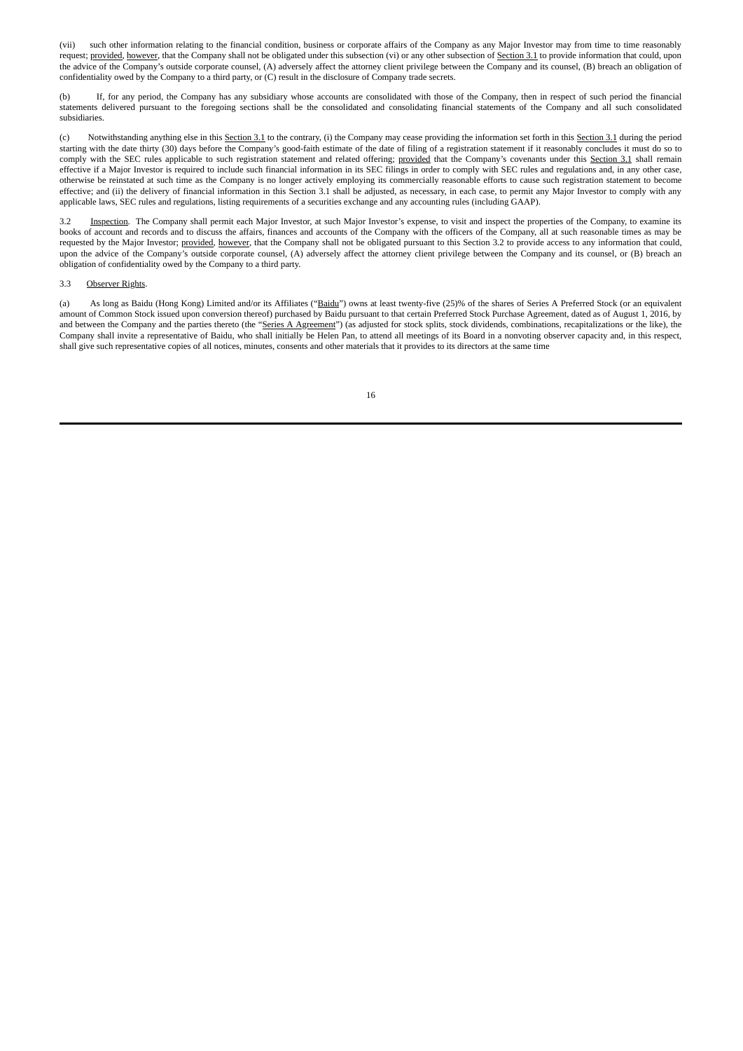(vii) such other information relating to the financial condition, business or corporate affairs of the Company as any Major Investor may from time to time reasonably request; provided, however, that the Company shall not be obligated under this subsection (vi) or any other subsection of Section 3.1 to provide information that could, upon the advice of the Company's outside corporate counsel, (A) adversely affect the attorney client privilege between the Company and its counsel, (B) breach an obligation of confidentiality owed by the Company to a third party, or (C) result in the disclosure of Company trade secrets.

(b) If, for any period, the Company has any subsidiary whose accounts are consolidated with those of the Company, then in respect of such period the financial statements delivered pursuant to the foregoing sections shall be the consolidated and consolidating financial statements of the Company and all such consolidated subsidiaries.

(c) Notwithstanding anything else in this Section 3.1 to the contrary, (i) the Company may cease providing the information set forth in this Section 3.1 during the period starting with the date thirty (30) days before the Company's good-faith estimate of the date of filing of a registration statement if it reasonably concludes it must do so to comply with the SEC rules applicable to such registration statement and related offering; provided that the Company's covenants under this Section 3.1 shall remain effective if a Major Investor is required to include such financial information in its SEC filings in order to comply with SEC rules and regulations and, in any other case, otherwise be reinstated at such time as the Company is no longer actively employing its commercially reasonable efforts to cause such registration statement to become effective; and (ii) the delivery of financial information in this Section 3.1 shall be adjusted, as necessary, in each case, to permit any Major Investor to comply with any applicable laws, SEC rules and regulations, listing requirements of a securities exchange and any accounting rules (including GAAP).

3.2 Inspection. The Company shall permit each Major Investor, at such Major Investor's expense, to visit and inspect the properties of the Company, to examine its books of account and records and to discuss the affairs, finances and accounts of the Company with the officers of the Company, all at such reasonable times as may be requested by the Major Investor; provided, however, that the Company shall not be obligated pursuant to this Section 3.2 to provide access to any information that could, upon the advice of the Company's outside corporate counsel, (A) adversely affect the attorney client privilege between the Company and its counsel, or (B) breach an obligation of confidentiality owed by the Company to a third party.

3.3 Observer Rights.

(a) As long as Baidu (Hong Kong) Limited and/or its Affiliates ("Baidu") owns at least twenty-five (25)% of the shares of Series A Preferred Stock (or an equivalent amount of Common Stock issued upon conversion thereof) purchased by Baidu pursuant to that certain Preferred Stock Purchase Agreement, dated as of August 1, 2016, by and between the Company and the parties thereto (the "Series A Agreement") (as adjusted for stock splits, stock dividends, combinations, recapitalizations or the like), the Company shall invite a representative of Baidu, who shall initially be Helen Pan, to attend all meetings of its Board in a nonvoting observer capacity and, in this respect, shall give such representative copies of all notices, minutes, consents and other materials that it provides to its directors at the same time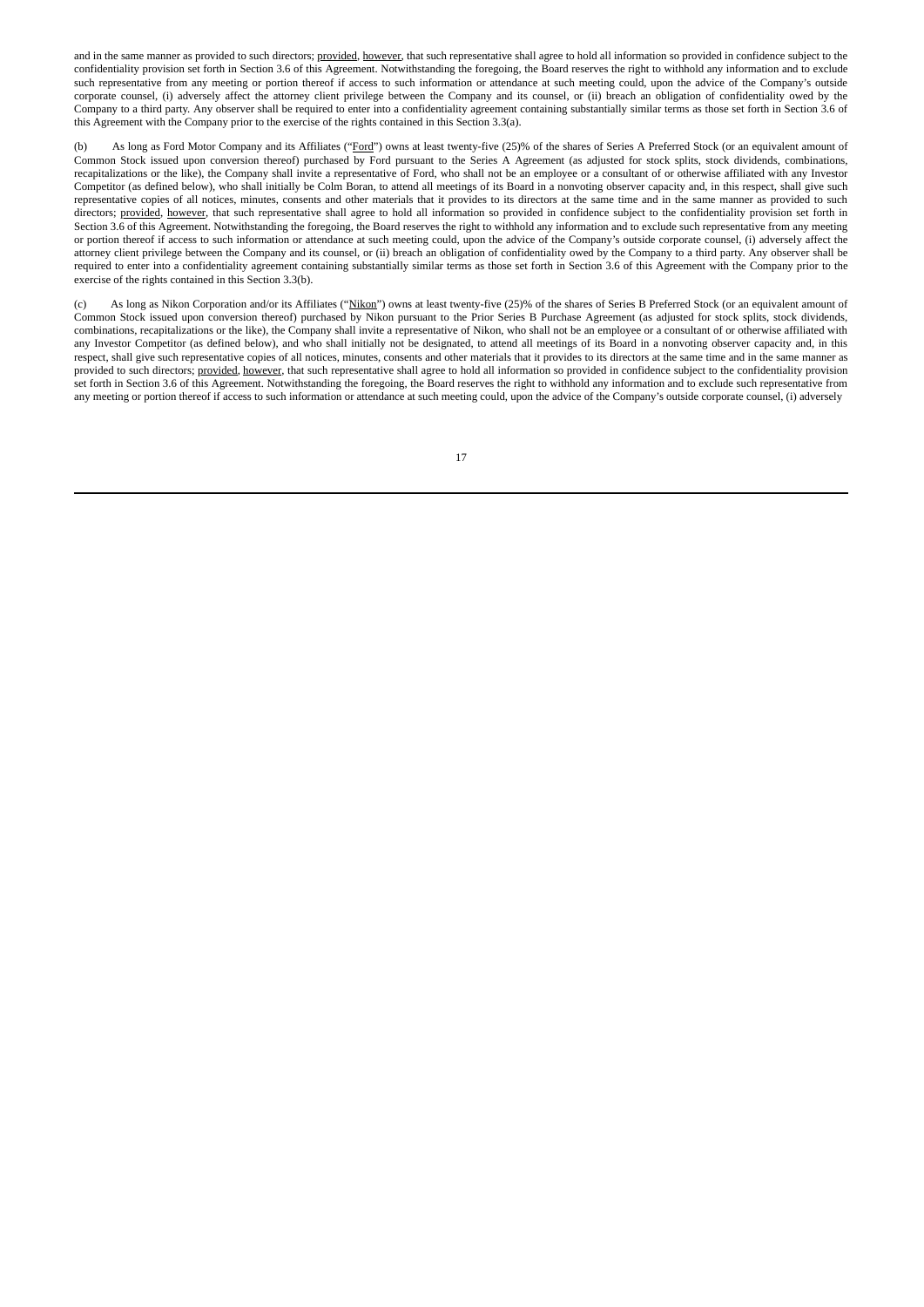and in the same manner as provided to such directors; provided, however, that such representative shall agree to hold all information so provided in confidence subject to the confidentiality provision set forth in Section 3.6 of this Agreement. Notwithstanding the foregoing, the Board reserves the right to withhold any information and to exclude such representative from any meeting or portion thereof if access to such information or attendance at such meeting could, upon the advice of the Company's outside corporate counsel, (i) adversely affect the attorney client privilege between the Company and its counsel, or (ii) breach an obligation of confidentiality owed by the Company to a third party. Any observer shall be required to enter into a confidentiality agreement containing substantially similar terms as those set forth in Section 3.6 of this Agreement with the Company prior to the exercise of the rights contained in this Section 3.3(a).

(b) As long as Ford Motor Company and its Affiliates ("Ford") owns at least twenty-five (25)% of the shares of Series A Preferred Stock (or an equivalent amount of Common Stock issued upon conversion thereof) purchased by Ford pursuant to the Series A Agreement (as adjusted for stock splits, stock dividends, combinations, recapitalizations or the like), the Company shall invite a representative of Ford, who shall not be an employee or a consultant of or otherwise affiliated with any Investor Competitor (as defined below), who shall initially be Colm Boran, to attend all meetings of its Board in a nonvoting observer capacity and, in this respect, shall give such representative copies of all notices, minutes, consents and other materials that it provides to its directors at the same time and in the same manner as provided to such directors; provided, however, that such representative shall agree to hold all information so provided in confidence subject to the confidentiality provision set forth in Section 3.6 of this Agreement. Notwithstanding the foregoing, the Board reserves the right to withhold any information and to exclude such representative from any meeting or portion thereof if access to such information or attendance at such meeting could, upon the advice of the Company's outside corporate counsel, (i) adversely affect the attorney client privilege between the Company and its counsel, or (ii) breach an obligation of confidentiality owed by the Company to a third party. Any observer shall be required to enter into a confidentiality agreement containing substantially similar terms as those set forth in Section 3.6 of this Agreement with the Company prior to the exercise of the rights contained in this Section 3.3(b).

(c) As long as Nikon Corporation and/or its Affiliates ("Nikon") owns at least twenty-five (25)% of the shares of Series B Preferred Stock (or an equivalent amount of Common Stock issued upon conversion thereof) purchased by Nikon pursuant to the Prior Series B Purchase Agreement (as adjusted for stock splits, stock dividends, combinations, recapitalizations or the like), the Company shall invite a representative of Nikon, who shall not be an employee or a consultant of or otherwise affiliated with any Investor Competitor (as defined below), and who shall initially not be designated, to attend all meetings of its Board in a nonvoting observer capacity and, in this respect, shall give such representative copies of all notices, minutes, consents and other materials that it provides to its directors at the same time and in the same manner as provided to such directors; provided, however, that such representative shall agree to hold all information so provided in confidence subject to the confidentiality provision set forth in Section 3.6 of this Agreement. Notwithstanding the foregoing, the Board reserves the right to withhold any information and to exclude such representative from any meeting or portion thereof if access to such information or attendance at such meeting could, upon the advice of the Company's outside corporate counsel, (i) adversely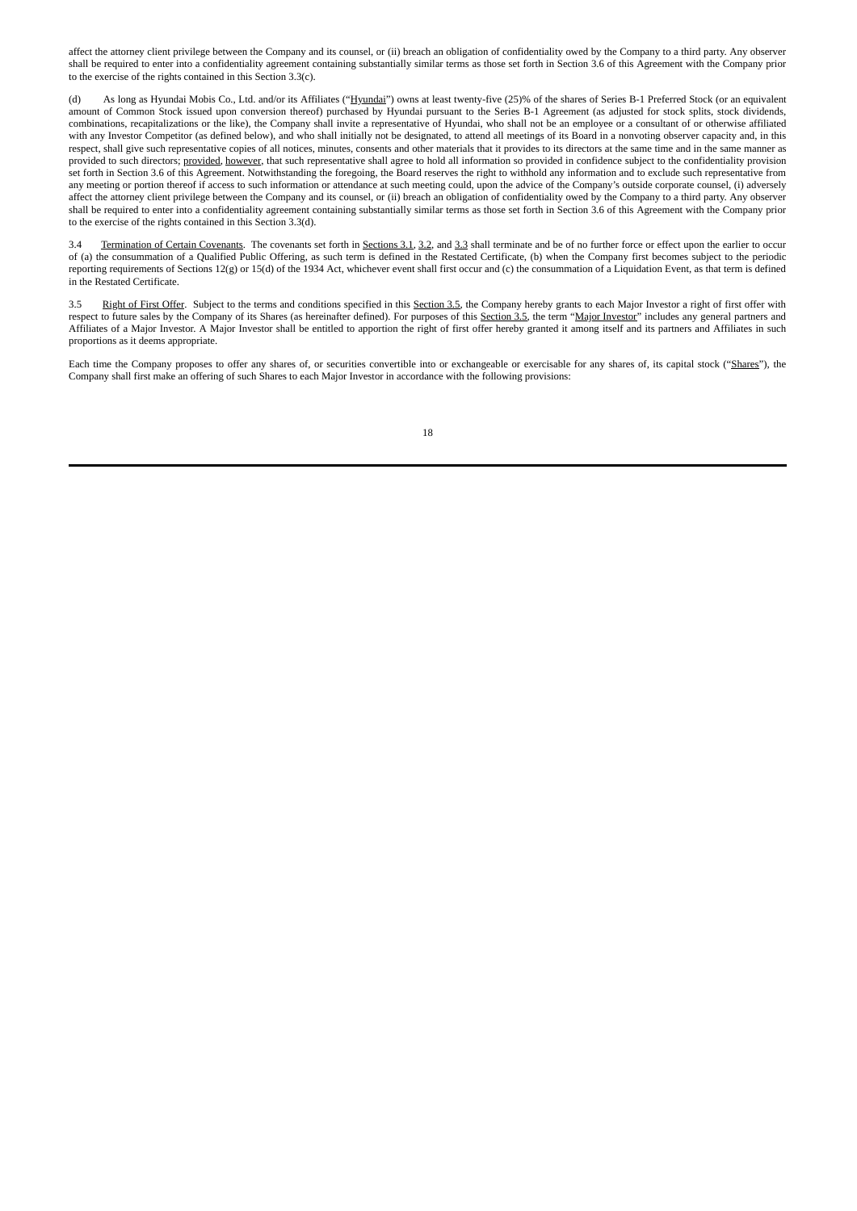affect the attorney client privilege between the Company and its counsel, or (ii) breach an obligation of confidentiality owed by the Company to a third party. Any observer shall be required to enter into a confidentiality agreement containing substantially similar terms as those set forth in Section 3.6 of this Agreement with the Company prior to the exercise of the rights contained in this Section 3.3(c).

(d) As long as Hyundai Mobis Co., Ltd. and/or its Affiliates ("Hyundai") owns at least twenty-five (25)% of the shares of Series B-1 Preferred Stock (or an equivalent amount of Common Stock issued upon conversion thereof) purchased by Hyundai pursuant to the Series B-1 Agreement (as adjusted for stock splits, stock dividends, combinations, recapitalizations or the like), the Company shall invite a representative of Hyundai, who shall not be an employee or a consultant of or otherwise affiliated with any Investor Competitor (as defined below), and who shall initially not be designated, to attend all meetings of its Board in a nonvoting observer capacity and, in this respect, shall give such representative copies of all notices, minutes, consents and other materials that it provides to its directors at the same time and in the same manner as provided to such directors; provided, however, that such representative shall agree to hold all information so provided in confidence subject to the confidentiality provision set forth in Section 3.6 of this Agreement. Notwithstanding the foregoing, the Board reserves the right to withhold any information and to exclude such representative from any meeting or portion thereof if access to such information or attendance at such meeting could, upon the advice of the Company's outside corporate counsel, (i) adversely affect the attorney client privilege between the Company and its counsel, or (ii) breach an obligation of confidentiality owed by the Company to a third party. Any observer shall be required to enter into a confidentiality agreement containing substantially similar terms as those set forth in Section 3.6 of this Agreement with the Company prior to the exercise of the rights contained in this Section 3.3(d).

3.4 Termination of Certain Covenants. The covenants set forth in Sections 3.1, 3.2, and 3.3 shall terminate and be of no further force or effect upon the earlier to occur of (a) the consummation of a Qualified Public Offering, as such term is defined in the Restated Certificate, (b) when the Company first becomes subject to the periodic reporting requirements of Sections 12(g) or 15(d) of the 1934 Act, whichever event shall first occur and (c) the consummation of a Liquidation Event, as that term is defined in the Restated Certificate.

3.5 Right of First Offer. Subject to the terms and conditions specified in this Section 3.5, the Company hereby grants to each Major Investor a right of first offer with respect to future sales by the Company of its Shares (as hereinafter defined). For purposes of this Section 3.5, the term "Major Investor" includes any general partners and Affiliates of a Major Investor. A Major Investor shall be entitled to apportion the right of first offer hereby granted it among itself and its partners and Affiliates in such proportions as it deems appropriate.

Each time the Company proposes to offer any shares of, or securities convertible into or exchangeable or exercisable for any shares of, its capital stock ("Shares"), the Company shall first make an offering of such Shares to each Major Investor in accordance with the following provisions: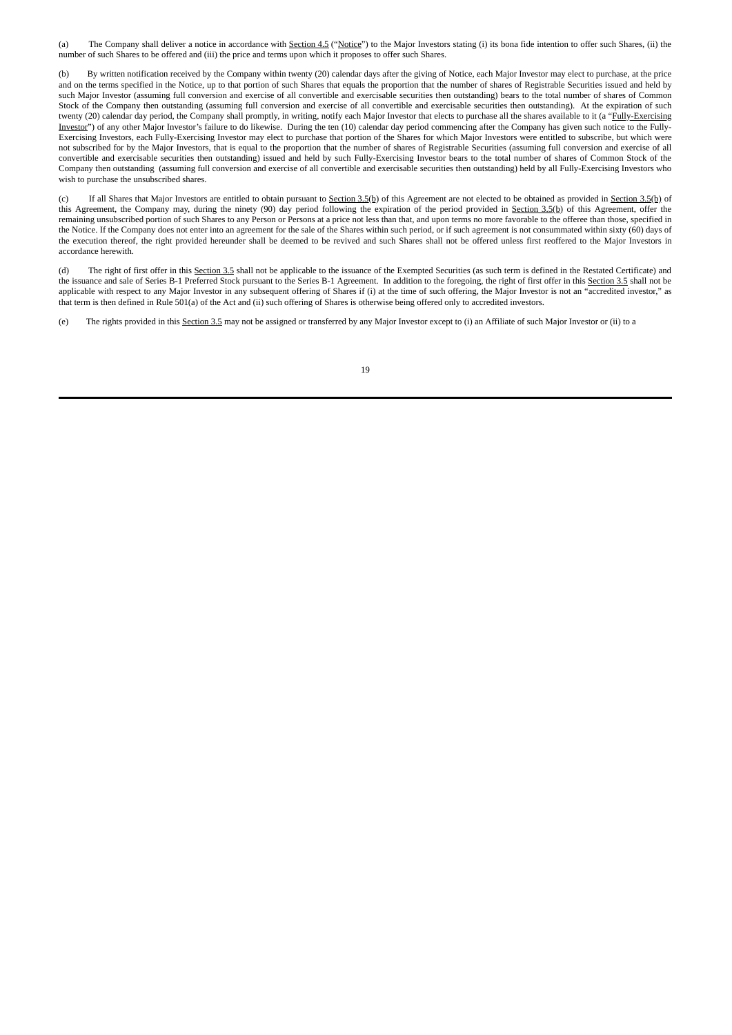(a) The Company shall deliver a notice in accordance with Section 4.5 ("Notice") to the Major Investors stating (i) its bona fide intention to offer such Shares, (ii) the number of such Shares to be offered and (iii) the price and terms upon which it proposes to offer such Shares.

(b) By written notification received by the Company within twenty (20) calendar days after the giving of Notice, each Major Investor may elect to purchase, at the price and on the terms specified in the Notice, up to that portion of such Shares that equals the proportion that the number of shares of Registrable Securities issued and held by such Major Investor (assuming full conversion and exercise of all convertible and exercisable securities then outstanding) bears to the total number of shares of Common Stock of the Company then outstanding (assuming full conversion and exercise of all convertible and exercisable securities then outstanding). At the expiration of such twenty (20) calendar day period, the Company shall promptly, in writing, notify each Major Investor that elects to purchase all the shares available to it (a "Fully-Exercising Investor") of any other Major Investor's failure to do likewise. During the ten (10) calendar day period commencing after the Company has given such notice to the Fully-Exercising Investors, each Fully-Exercising Investor may elect to purchase that portion of the Shares for which Major Investors were entitled to subscribe, but which were not subscribed for by the Major Investors, that is equal to the proportion that the number of shares of Registrable Securities (assuming full conversion and exercise of all convertible and exercisable securities then outstanding) issued and held by such Fully-Exercising Investor bears to the total number of shares of Common Stock of the Company then outstanding (assuming full conversion and exercise of all convertible and exercisable securities then outstanding) held by all Fully-Exercising Investors who wish to purchase the unsubscribed shares.

(c) If all Shares that Major Investors are entitled to obtain pursuant to Section 3.5(b) of this Agreement are not elected to be obtained as provided in Section 3.5(b) of this Agreement, the Company may, during the ninety (90) day period following the expiration of the period provided in Section 3.5(b) of this Agreement, offer the remaining unsubscribed portion of such Shares to any Person or Persons at a price not less than that, and upon terms no more favorable to the offeree than those, specified in the Notice. If the Company does not enter into an agreement for the sale of the Shares within such period, or if such agreement is not consummated within sixty (60) days of the execution thereof, the right provided hereunder shall be deemed to be revived and such Shares shall not be offered unless first reoffered to the Major Investors in accordance herewith.

(d) The right of first offer in this Section 3.5 shall not be applicable to the issuance of the Exempted Securities (as such term is defined in the Restated Certificate) and the issuance and sale of Series B-1 Preferred Stock pursuant to the Series B-1 Agreement. In addition to the foregoing, the right of first offer in this Section 3.5 shall not be applicable with respect to any Major Investor in any subsequent offering of Shares if (i) at the time of such offering, the Major Investor is not an "accredited investor," as that term is then defined in Rule 501(a) of the Act and (ii) such offering of Shares is otherwise being offered only to accredited investors.

(e) The rights provided in this Section 3.5 may not be assigned or transferred by any Major Investor except to (i) an Affiliate of such Major Investor or (ii) to a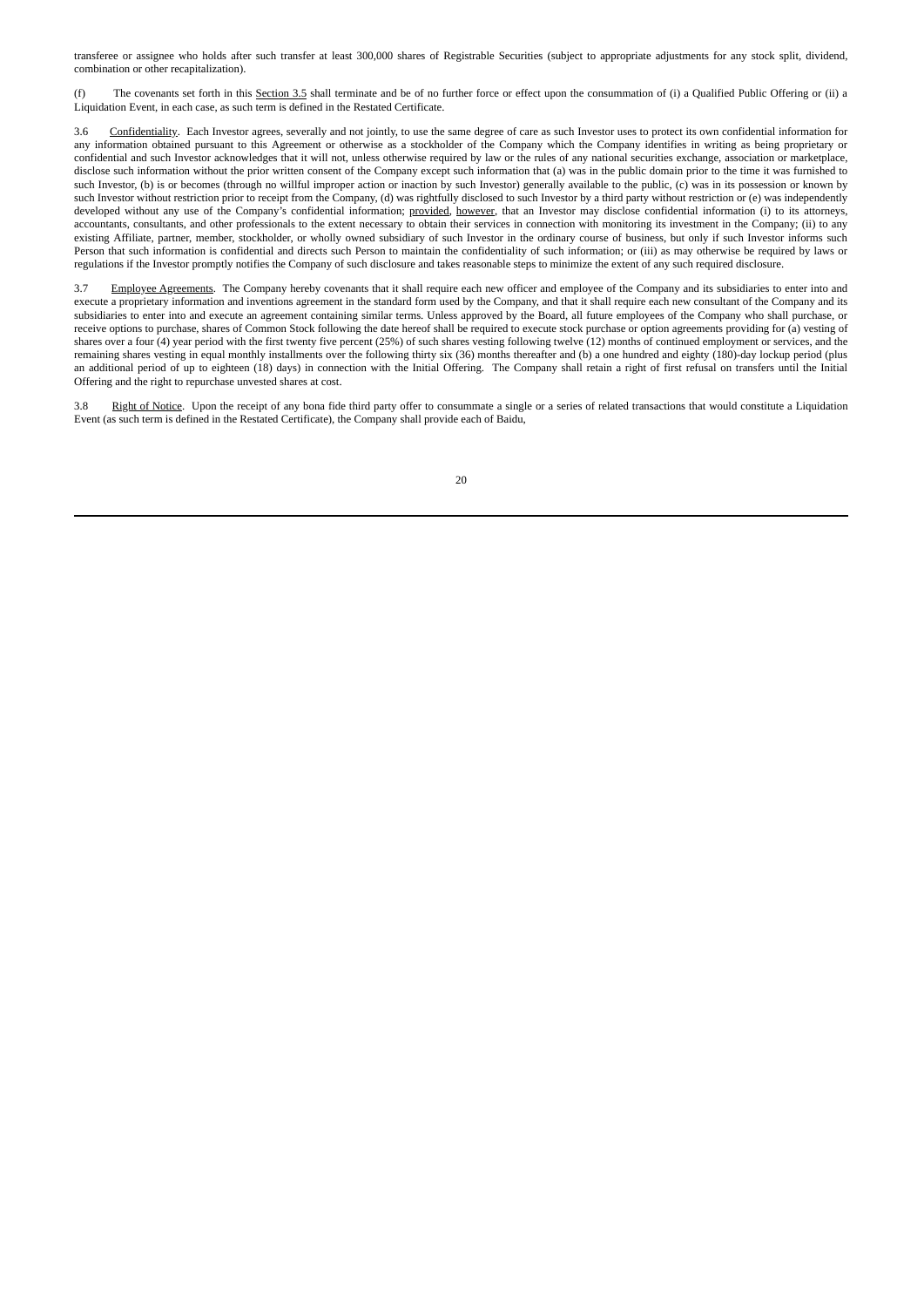transferee or assignee who holds after such transfer at least 300,000 shares of Registrable Securities (subject to appropriate adjustments for any stock split, dividend, combination or other recapitalization).

(f) The covenants set forth in this Section 3.5 shall terminate and be of no further force or effect upon the consummation of (i) a Qualified Public Offering or (ii) a Liquidation Event, in each case, as such term is defined in the Restated Certificate.

3.6 Confidentiality. Each Investor agrees, severally and not jointly, to use the same degree of care as such Investor uses to protect its own confidential information for any information obtained pursuant to this Agreement or otherwise as a stockholder of the Company which the Company identifies in writing as being proprietary or confidential and such Investor acknowledges that it will not, unless otherwise required by law or the rules of any national securities exchange, association or marketplace, disclose such information without the prior written consent of the Company except such information that (a) was in the public domain prior to the time it was furnished to such Investor, (b) is or becomes (through no willful improper action or inaction by such Investor) generally available to the public, (c) was in its possession or known by such Investor without restriction prior to receipt from the Company, (d) was rightfully disclosed to such Investor by a third party without restriction or (e) was independently developed without any use of the Company's confidential information; provided, however, that an Investor may disclose confidential information (i) to its attorneys, accountants, consultants, and other professionals to the extent necessary to obtain their services in connection with monitoring its investment in the Company; (ii) to any existing Affiliate, partner, member, stockholder, or wholly owned subsidiary of such Investor in the ordinary course of business, but only if such Investor informs such Person that such information is confidential and directs such Person to maintain the confidentiality of such information; or (iii) as may otherwise be required by laws or regulations if the Investor promptly notifies the Company of such disclosure and takes reasonable steps to minimize the extent of any such required disclosure.

3.7 Employee Agreements. The Company hereby covenants that it shall require each new officer and employee of the Company and its subsidiaries to enter into and execute a proprietary information and inventions agreement in the standard form used by the Company, and that it shall require each new consultant of the Company and its subsidiaries to enter into and execute an agreement containing similar terms. Unless approved by the Board, all future employees of the Company who shall purchase, or receive options to purchase, shares of Common Stock following the date hereof shall be required to execute stock purchase or option agreements providing for (a) vesting of shares over a four (4) year period with the first twenty five percent (25%) of such shares vesting following twelve (12) months of continued employment or services, and the remaining shares vesting in equal monthly installments over the following thirty six (36) months thereafter and (b) a one hundred and eighty (180)-day lockup period (plus an additional period of up to eighteen (18) days) in connection with the Initial Offering. The Company shall retain a right of first refusal on transfers until the Initial Offering and the right to repurchase unvested shares at cost.

3.8 Right of Notice. Upon the receipt of any bona fide third party offer to consummate a single or a series of related transactions that would constitute a Liquidation Event (as such term is defined in the Restated Certificate), the Company shall provide each of Baidu,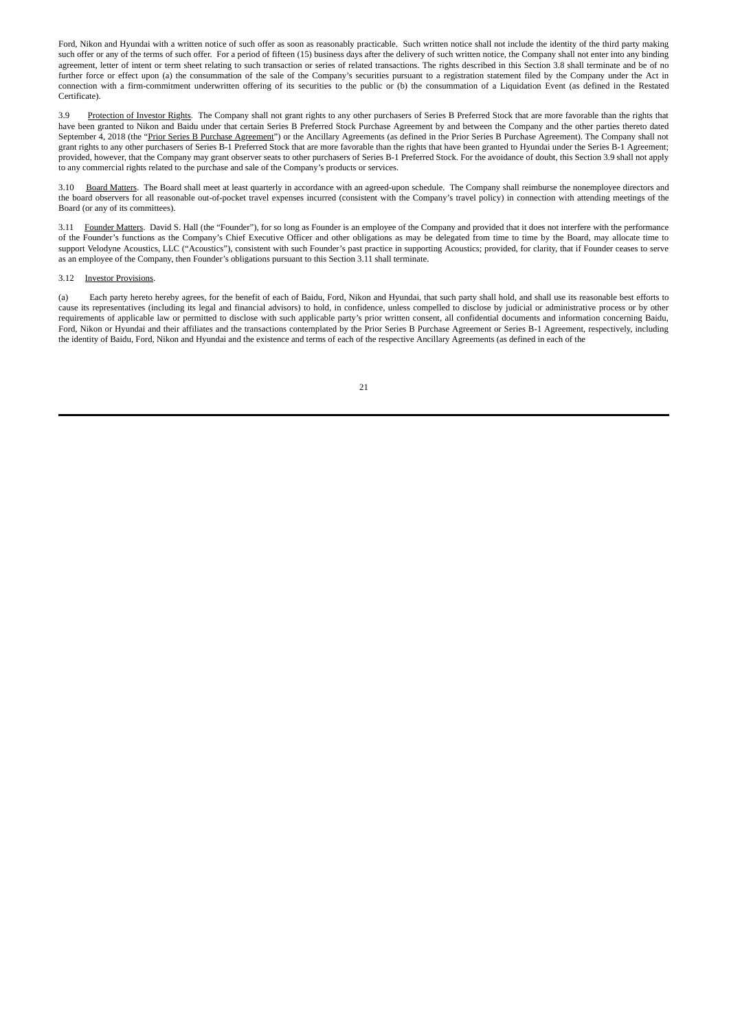Ford, Nikon and Hyundai with a written notice of such offer as soon as reasonably practicable. Such written notice shall not include the identity of the third party making such offer or any of the terms of such offer. For a period of fifteen (15) business days after the delivery of such written notice, the Company shall not enter into any binding agreement, letter of intent or term sheet relating to such transaction or series of related transactions. The rights described in this Section 3.8 shall terminate and be of no further force or effect upon (a) the consummation of the sale of the Company's securities pursuant to a registration statement filed by the Company under the Act in connection with a firm-commitment underwritten offering of its securities to the public or (b) the consummation of a Liquidation Event (as defined in the Restated Certificate).

3.9 Protection of Investor Rights. The Company shall not grant rights to any other purchasers of Series B Preferred Stock that are more favorable than the rights that have been granted to Nikon and Baidu under that certain Series B Preferred Stock Purchase Agreement by and between the Company and the other parties thereto dated September 4, 2018 (the "Prior Series B Purchase Agreement") or the Ancillary Agreements (as defined in the Prior Series B Purchase Agreement). The Company shall not grant rights to any other purchasers of Series B-1 Preferred Stock that are more favorable than the rights that have been granted to Hyundai under the Series B-1 Agreement; provided, however, that the Company may grant observer seats to other purchasers of Series B-1 Preferred Stock. For the avoidance of doubt, this Section 3.9 shall not apply to any commercial rights related to the purchase and sale of the Company's products or services.

3.10 Board Matters. The Board shall meet at least quarterly in accordance with an agreed-upon schedule. The Company shall reimburse the nonemployee directors and the board observers for all reasonable out-of-pocket travel expenses incurred (consistent with the Company's travel policy) in connection with attending meetings of the Board (or any of its committees).

3.11 Founder Matters. David S. Hall (the "Founder"), for so long as Founder is an employee of the Company and provided that it does not interfere with the performance of the Founder's functions as the Company's Chief Executive Officer and other obligations as may be delegated from time to time by the Board, may allocate time to support Velodyne Acoustics, LLC ("Acoustics"), consistent with such Founder's past practice in supporting Acoustics; provided, for clarity, that if Founder ceases to serve as an employee of the Company, then Founder's obligations pursuant to this Section 3.11 shall terminate.

3.12 Investor Provisions.

(a) Each party hereto hereby agrees, for the benefit of each of Baidu, Ford, Nikon and Hyundai, that such party shall hold, and shall use its reasonable best efforts to cause its representatives (including its legal and financial advisors) to hold, in confidence, unless compelled to disclose by judicial or administrative process or by other requirements of applicable law or permitted to disclose with such applicable party's prior written consent, all confidential documents and information concerning Baidu, Ford, Nikon or Hyundai and their affiliates and the transactions contemplated by the Prior Series B Purchase Agreement or Series B-1 Agreement, respectively, including the identity of Baidu, Ford, Nikon and Hyundai and the existence and terms of each of the respective Ancillary Agreements (as defined in each of the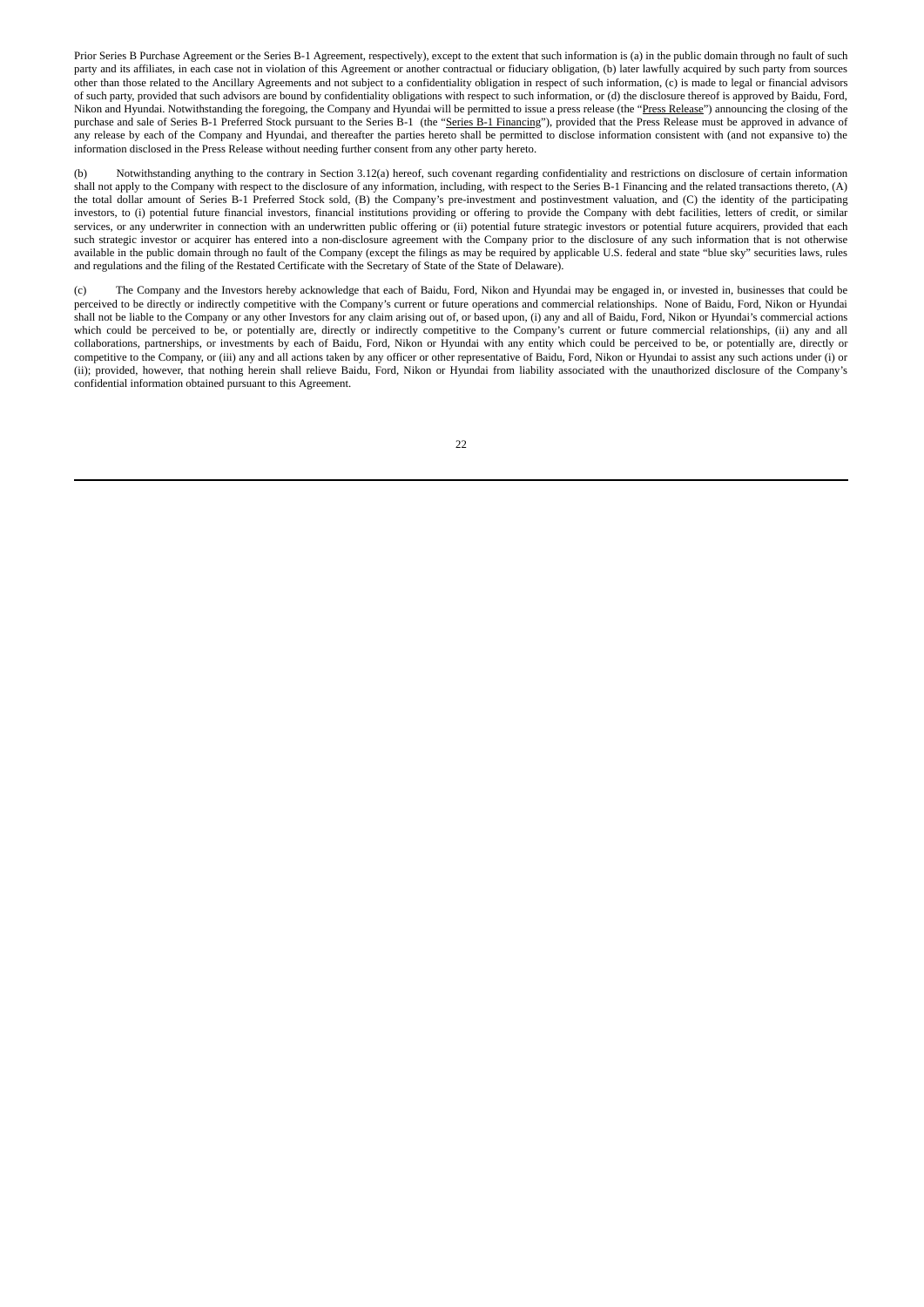Prior Series B Purchase Agreement or the Series B-1 Agreement, respectively), except to the extent that such information is (a) in the public domain through no fault of such party and its affiliates, in each case not in violation of this Agreement or another contractual or fiduciary obligation, (b) later lawfully acquired by such party from sources other than those related to the Ancillary Agreements and not subject to a confidentiality obligation in respect of such information, (c) is made to legal or financial advisors of such party, provided that such advisors are bound by confidentiality obligations with respect to such information, or (d) the disclosure thereof is approved by Baidu, Ford, Nikon and Hyundai. Notwithstanding the foregoing, the Company and Hyundai will be permitted to issue a press release (the "Press Release") announcing the closing of the purchase and sale of Series B-1 Preferred Stock pursuant to the Series B-1 (the "Series B-1 Financing"), provided that the Press Release must be approved in advance of any release by each of the Company and Hyundai, and thereafter the parties hereto shall be permitted to disclose information consistent with (and not expansive to) the information disclosed in the Press Release without needing further consent from any other party hereto.

(b) Notwithstanding anything to the contrary in Section 3.12(a) hereof, such covenant regarding confidentiality and restrictions on disclosure of certain information shall not apply to the Company with respect to the disclosure of any information, including, with respect to the Series B-1 Financing and the related transactions thereto, (A) the total dollar amount of Series B-1 Preferred Stock sold, (B) the Company's pre-investment and postinvestment valuation, and (C) the identity of the participating investors, to (i) potential future financial investors, financial institutions providing or offering to provide the Company with debt facilities, letters of credit, or similar services, or any underwriter in connection with an underwritten public offering or (ii) potential future strategic investors or potential future acquirers, provided that each such strategic investor or acquirer has entered into a non-disclosure agreement with the Company prior to the disclosure of any such information that is not otherwise available in the public domain through no fault of the Company (except the filings as may be required by applicable U.S. federal and state "blue sky" securities laws, rules and regulations and the filing of the Restated Certificate with the Secretary of State of the State of Delaware).

(c) The Company and the Investors hereby acknowledge that each of Baidu, Ford, Nikon and Hyundai may be engaged in, or invested in, businesses that could be perceived to be directly or indirectly competitive with the Company's current or future operations and commercial relationships. None of Baidu, Ford, Nikon or Hyundai shall not be liable to the Company or any other Investors for any claim arising out of, or based upon, (i) any and all of Baidu, Ford, Nikon or Hyundai's commercial actions which could be perceived to be, or potentially are, directly or indirectly competitive to the Company's current or future commercial relationships, (ii) any and all collaborations, partnerships, or investments by each of Baidu, Ford, Nikon or Hyundai with any entity which could be perceived to be, or potentially are, directly or competitive to the Company, or (iii) any and all actions taken by any officer or other representative of Baidu, Ford, Nikon or Hyundai to assist any such actions under (i) or (ii); provided, however, that nothing herein shall relieve Baidu, Ford, Nikon or Hyundai from liability associated with the unauthorized disclosure of the Company's confidential information obtained pursuant to this Agreement.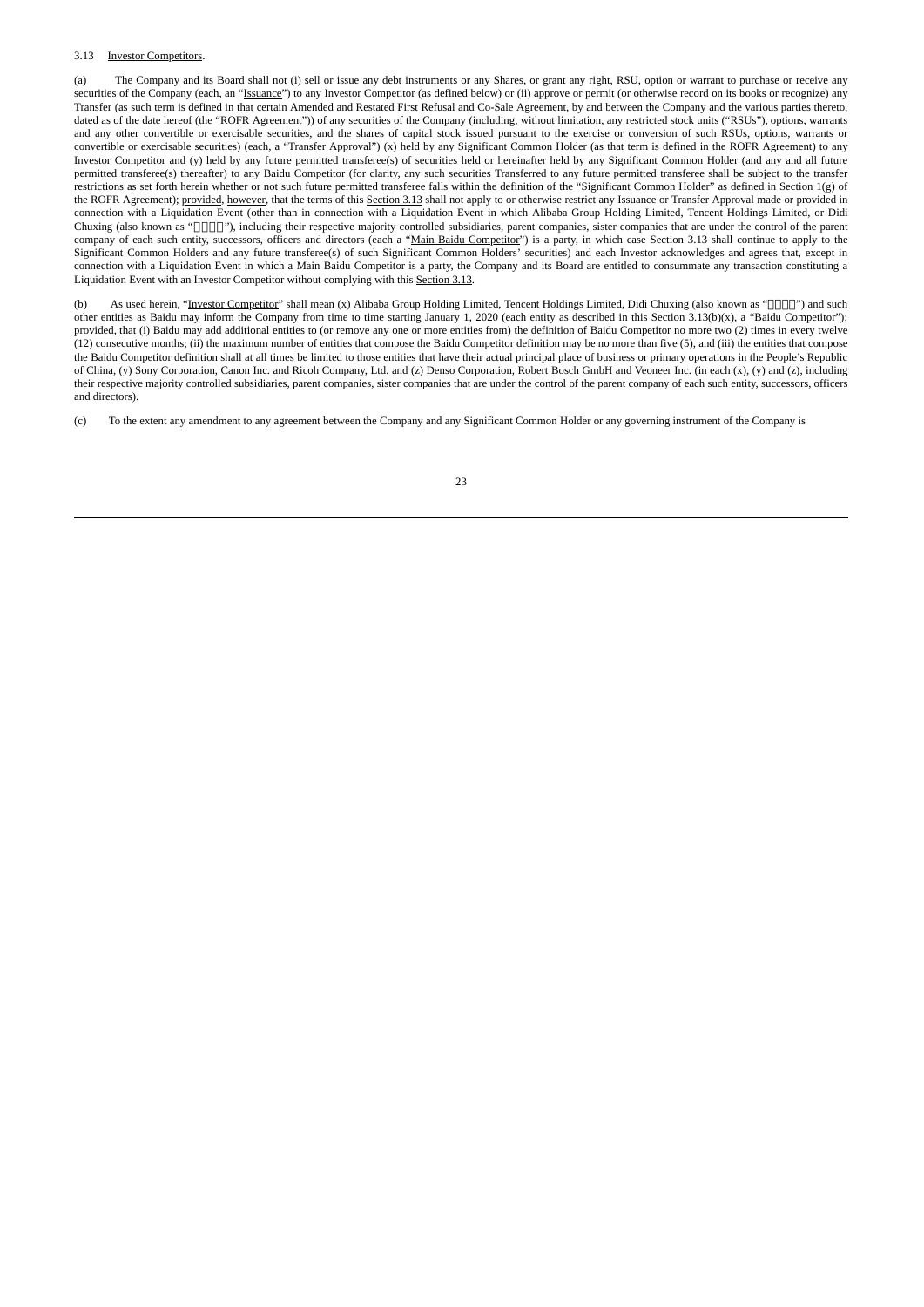3.13 Investor Competitors.

(a) The Company and its Board shall not (i) sell or issue any debt instruments or any Shares, or grant any right, RSU, option or warrant to purchase or receive any securities of the Company (each, an "Issuance") to any Investor Competitor (as defined below) or (ii) approve or permit (or otherwise record on its books or recognize) any Transfer (as such term is defined in that certain Amended and Restated First Refusal and Co-Sale Agreement, by and between the Company and the various parties thereto, dated as of the date hereof (the "ROFR Agreement")) of any securities of the Company (including, without limitation, any restricted stock units ("RSUs"), options, warrants and any other convertible or exercisable securities, and the shares of capital stock issued pursuant to the exercise or conversion of such RSUs, options, warrants or convertible or exercisable securities) (each, a "Transfer Approval") (x) held by any Significant Common Holder (as that term is defined in the ROFR Agreement) to any Investor Competitor and (y) held by any future permitted transferee(s) of securities held or hereinafter held by any Significant Common Holder (and any and all future permitted transferee(s) thereafter) to any Baidu Competitor (for clarity, any such securities Transferred to any future permitted transferee shall be subject to the transfer restrictions as set forth herein whether or not such future permitted transferee falls within the definition of the "Significant Common Holder" as defined in Section 1(g) of the ROFR Agreement); provided, however, that the terms of this Section 3.13 shall not apply to or otherwise restrict any Issuance or Transfer Approval made or provided in connection with a Liquidation Event (other than in connection with a Liquidation Event in which Alibaba Group Holding Limited, Tencent Holdings Limited, or Didi Chuxing (also known as "□□□□"), including their respective majority controlled subsidiaries, parent companies, sister companies that are under the control of the parent company of each such entity, successors, officers and directors (each a "Main Baidu Competitor") is a party, in which case Section 3.13 shall continue to apply to the Significant Common Holders and any future transferee(s) of such Significant Common Holders' securities) and each Investor acknowledges and agrees that, except in connection with a Liquidation Event in which a Main Baidu Competitor is a party, the Company and its Board are entitled to consummate any transaction constituting a Liquidation Event with an Investor Competitor without complying with this Section 3.13.

(b) As used herein, "Investor Competitor" shall mean (x) Alibaba Group Holding Limited, Tencent Holdings Limited, Didi Chuxing (also known as "□□□□") and such other entities as Baidu may inform the Company from time to time starting January 1, 2020 (each entity as described in this Section 3.13(b)(x), a "Baidu Competitor"); provided, that (i) Baidu may add additional entities to (or remove any one or more entities from) the definition of Baidu Competitor no more two (2) times in every twelve (12) consecutive months; (ii) the maximum number of entities that compose the Baidu Competitor definition may be no more than five (5), and (iii) the entities that compose the Baidu Competitor definition shall at all times be limited to those entities that have their actual principal place of business or primary operations in the People's Republic of China, (y) Sony Corporation, Canon Inc. and Ricoh Company, Ltd. and (z) Denso Corporation, Robert Bosch GmbH and Veoneer Inc. (in each (x), (y) and (z), including their respective majority controlled subsidiaries, parent companies, sister companies that are under the control of the parent company of each such entity, successors, officers and directors).

(c) To the extent any amendment to any agreement between the Company and any Significant Common Holder or any governing instrument of the Company is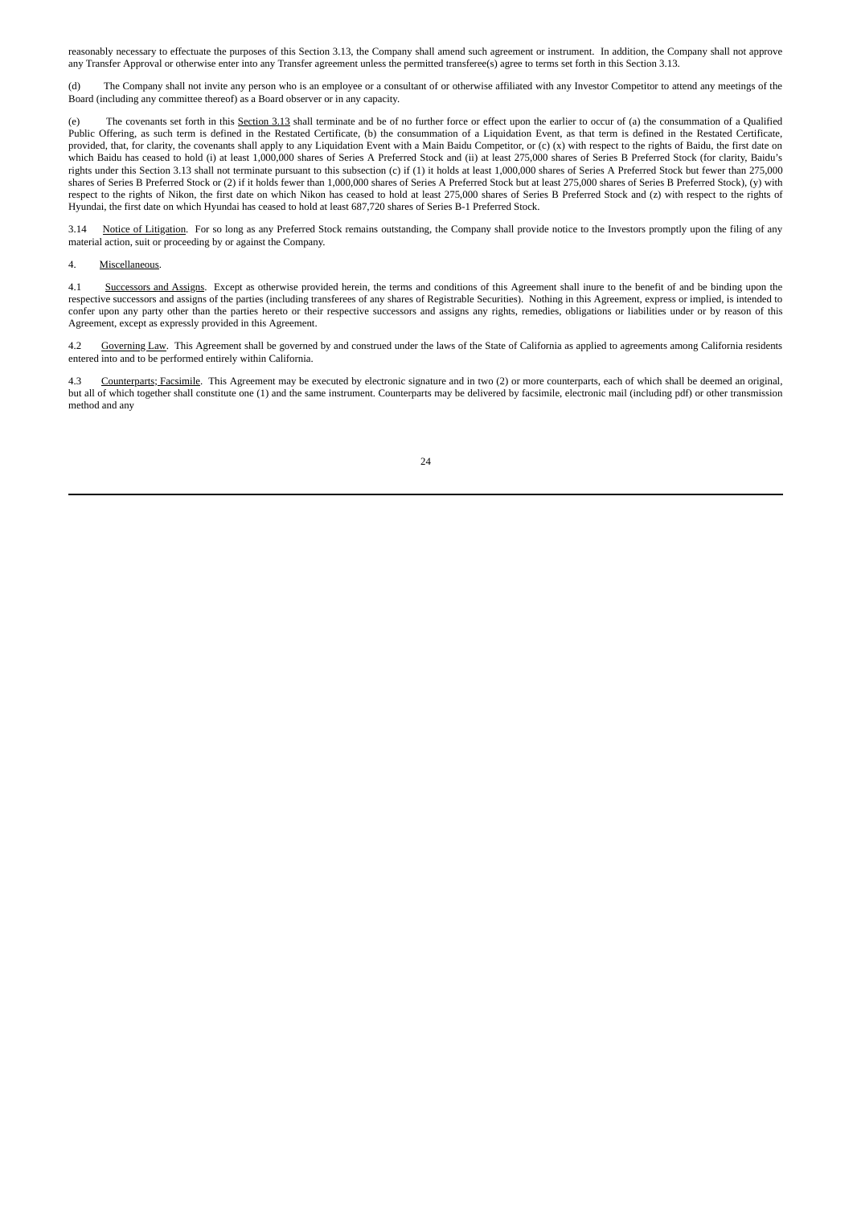reasonably necessary to effectuate the purposes of this Section 3.13, the Company shall amend such agreement or instrument. In addition, the Company shall not approve any Transfer Approval or otherwise enter into any Transfer agreement unless the permitted transferee(s) agree to terms set forth in this Section 3.13.

(d) The Company shall not invite any person who is an employee or a consultant of or otherwise affiliated with any Investor Competitor to attend any meetings of the Board (including any committee thereof) as a Board observer or in any capacity.

(e) The covenants set forth in this Section 3.13 shall terminate and be of no further force or effect upon the earlier to occur of (a) the consummation of a Qualified Public Offering, as such term is defined in the Restated Certificate, (b) the consummation of a Liquidation Event, as that term is defined in the Restated Certificate, provided, that, for clarity, the covenants shall apply to any Liquidation Event with a Main Baidu Competitor, or (c) (x) with respect to the rights of Baidu, the first date on which Baidu has ceased to hold (i) at least 1,000,000 shares of Series A Preferred Stock and (ii) at least 275,000 shares of Series B Preferred Stock (for clarity, Baidu's rights under this Section 3.13 shall not terminate pursuant to this subsection (c) if (1) it holds at least 1,000,000 shares of Series A Preferred Stock but fewer than 275,000 shares of Series B Preferred Stock or (2) if it holds fewer than 1,000,000 shares of Series A Preferred Stock but at least 275,000 shares of Series B Preferred Stock), (y) with respect to the rights of Nikon, the first date on which Nikon has ceased to hold at least 275,000 shares of Series B Preferred Stock and (z) with respect to the rights of Hyundai, the first date on which Hyundai has ceased to hold at least 687,720 shares of Series B-1 Preferred Stock.

3.14 Notice of Litigation. For so long as any Preferred Stock remains outstanding, the Company shall provide notice to the Investors promptly upon the filing of any material action, suit or proceeding by or against the Company.

4. Miscellaneous.

4.1 Successors and Assigns. Except as otherwise provided herein, the terms and conditions of this Agreement shall inure to the benefit of and be binding upon the respective successors and assigns of the parties (including transferees of any shares of Registrable Securities). Nothing in this Agreement, express or implied, is intended to confer upon any party other than the parties hereto or their respective successors and assigns any rights, remedies, obligations or liabilities under or by reason of this Agreement, except as expressly provided in this Agreement.

4.2 Governing Law. This Agreement shall be governed by and construed under the laws of the State of California as applied to agreements among California residents entered into and to be performed entirely within California.

4.3 Counterparts; Facsimile. This Agreement may be executed by electronic signature and in two (2) or more counterparts, each of which shall be deemed an original, but all of which together shall constitute one (1) and the same instrument. Counterparts may be delivered by facsimile, electronic mail (including pdf) or other transmission method and any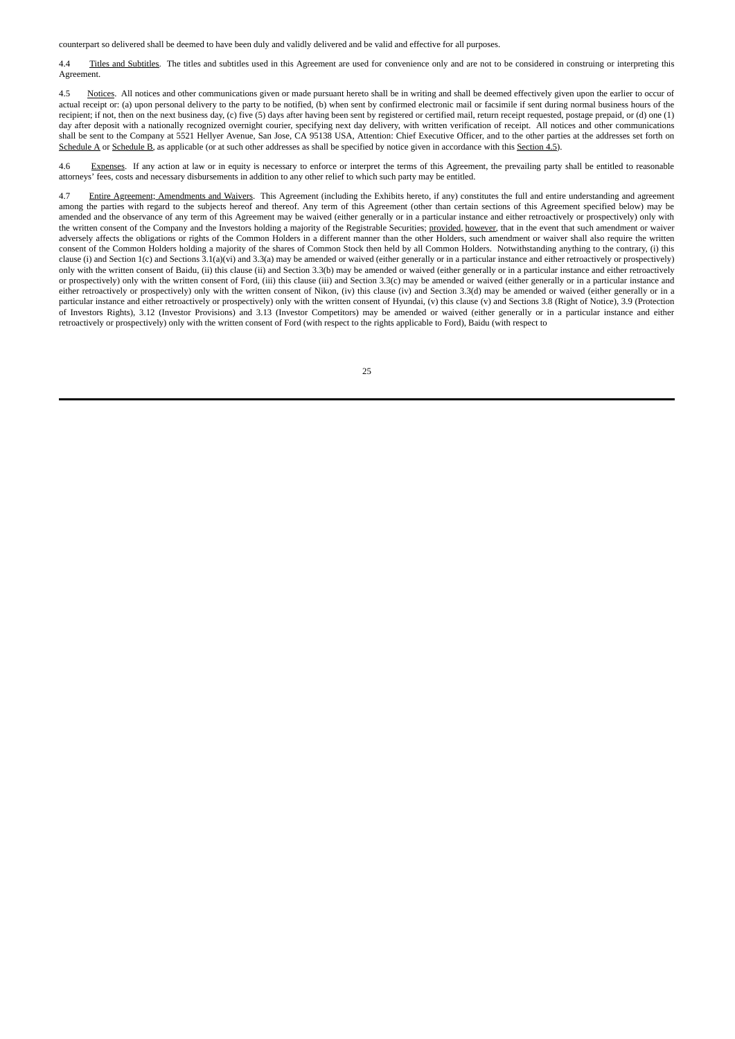counterpart so delivered shall be deemed to have been duly and validly delivered and be valid and effective for all purposes.

4.4 Titles and Subtitles. The titles and subtitles used in this Agreement are used for convenience only and are not to be considered in construing or interpreting this Agreement.

4.5 Notices. All notices and other communications given or made pursuant hereto shall be in writing and shall be deemed effectively given upon the earlier to occur of actual receipt or: (a) upon personal delivery to the party to be notified, (b) when sent by confirmed electronic mail or facsimile if sent during normal business hours of the recipient; if not, then on the next business day, (c) five (5) days after having been sent by registered or certified mail, return receipt requested, postage prepaid, or (d) one (1) day after deposit with a nationally recognized overnight courier, specifying next day delivery, with written verification of receipt. All notices and other communications shall be sent to the Company at 5521 Hellyer Avenue, San Jose, CA 95138 USA, Attention: Chief Executive Officer, and to the other parties at the addresses set forth on Schedule A or Schedule B, as applicable (or at such other addresses as shall be specified by notice given in accordance with this Section 4.5).

4.6 Expenses. If any action at law or in equity is necessary to enforce or interpret the terms of this Agreement, the prevailing party shall be entitled to reasonable attorneys' fees, costs and necessary disbursements in addition to any other relief to which such party may be entitled.

4.7 Entire Agreement; Amendments and Waivers. This Agreement (including the Exhibits hereto, if any) constitutes the full and entire understanding and agreement among the parties with regard to the subjects hereof and thereof. Any term of this Agreement (other than certain sections of this Agreement specified below) may be amended and the observance of any term of this Agreement may be waived (either generally or in a particular instance and either retroactively or prospectively) only with the written consent of the Company and the Investors holding a majority of the Registrable Securities; provided, however, that in the event that such amendment or waiver adversely affects the obligations or rights of the Common Holders in a different manner than the other Holders, such amendment or waiver shall also require the written consent of the Common Holders holding a majority of the shares of Common Stock then held by all Common Holders. Notwithstanding anything to the contrary, (i) this clause (i) and Section 1(c) and Sections 3.1(a)(vi) and 3.3(a) may be amended or waived (either generally or in a particular instance and either retroactively or prospectively) only with the written consent of Baidu, (ii) this clause (ii) and Section 3.3(b) may be amended or waived (either generally or in a particular instance and either retroactively or prospectively) only with the written consent of Ford, (iii) this clause (iii) and Section 3.3(c) may be amended or waived (either generally or in a particular instance and either retroactively or prospectively) only with the written consent of Nikon, (iv) this clause (iv) and Section 3.3(d) may be amended or waived (either generally or in a particular instance and either retroactively or prospectively) only with the written consent of Hyundai, (v) this clause (v) and Sections 3.8 (Right of Notice), 3.9 (Protection of Investors Rights), 3.12 (Investor Provisions) and 3.13 (Investor Competitors) may be amended or waived (either generally or in a particular instance and either retroactively or prospectively) only with the written consent of Ford (with respect to the rights applicable to Ford), Baidu (with respect to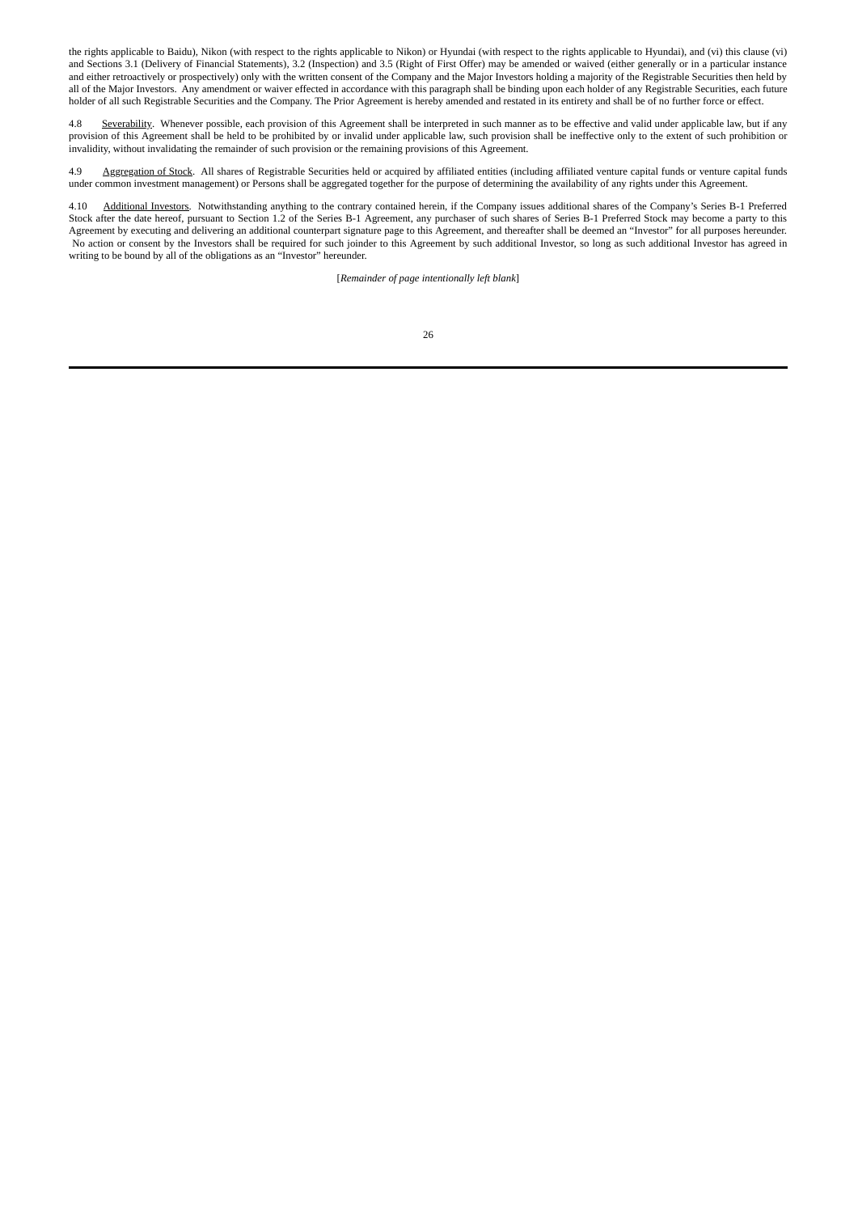the rights applicable to Baidu), Nikon (with respect to the rights applicable to Nikon) or Hyundai (with respect to the rights applicable to Hyundai), and (vi) this clause (vi) and Sections 3.1 (Delivery of Financial Statements), 3.2 (Inspection) and 3.5 (Right of First Offer) may be amended or waived (either generally or in a particular instance and either retroactively or prospectively) only with the written consent of the Company and the Major Investors holding a majority of the Registrable Securities then held by all of the Major Investors. Any amendment or waiver effected in accordance with this paragraph shall be binding upon each holder of any Registrable Securities, each future holder of all such Registrable Securities and the Company. The Prior Agreement is hereby amended and restated in its entirety and shall be of no further force or effect.

4.8 Severability. Whenever possible, each provision of this Agreement shall be interpreted in such manner as to be effective and valid under applicable law, but if any provision of this Agreement shall be held to be prohibited by or invalid under applicable law, such provision shall be ineffective only to the extent of such prohibition or invalidity, without invalidating the remainder of such provision or the remaining provisions of this Agreement.

4.9 Aggregation of Stock. All shares of Registrable Securities held or acquired by affiliated entities (including affiliated venture capital funds or venture capital funds under common investment management) or Persons shall be aggregated together for the purpose of determining the availability of any rights under this Agreement.

4.10 Additional Investors. Notwithstanding anything to the contrary contained herein, if the Company issues additional shares of the Company's Series B-1 Preferred Stock after the date hereof, pursuant to Section 1.2 of the Series B-1 Agreement, any purchaser of such shares of Series B-1 Preferred Stock may become a party to this Agreement by executing and delivering an additional counterpart signature page to this Agreement, and thereafter shall be deemed an "Investor" for all purposes hereunder. No action or consent by the Investors shall be required for such joinder to this Agreement by such additional Investor, so long as such additional Investor has agreed in writing to be bound by all of the obligations as an "Investor" hereunder.

[*Remainder of page intentionally left blank*]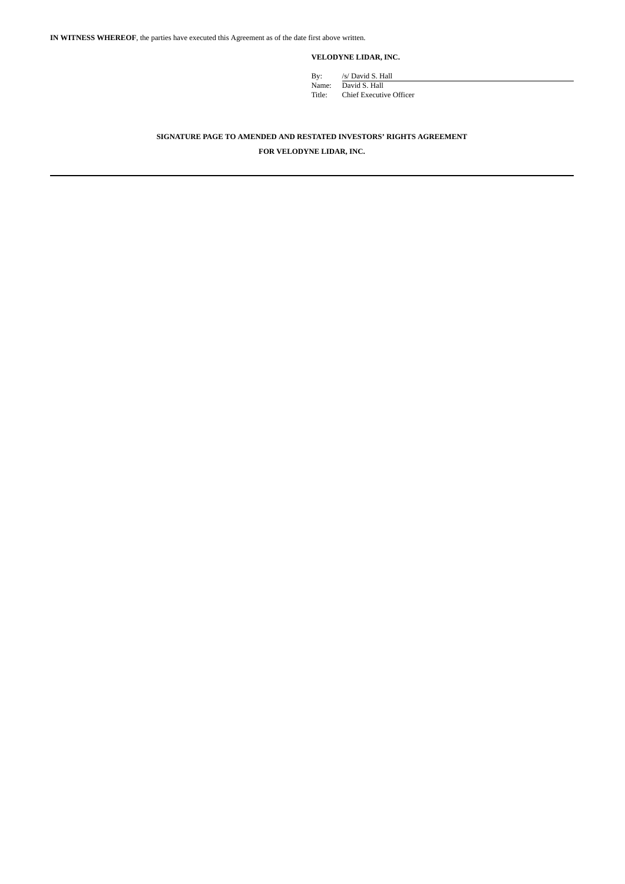**IN WITNESS WHEREOF**, the parties have executed this Agreement as of the date first above written.

**VELODYNE LIDAR, INC.**

By: /s/ David S. Hall
Name: David S. Hall
Title: Chief Executive Officer

**SIGNATURE PAGE TO AMENDED AND RESTATED INVESTORS' RIGHTS AGREEMENT**

**FOR VELODYNE LIDAR, INC.**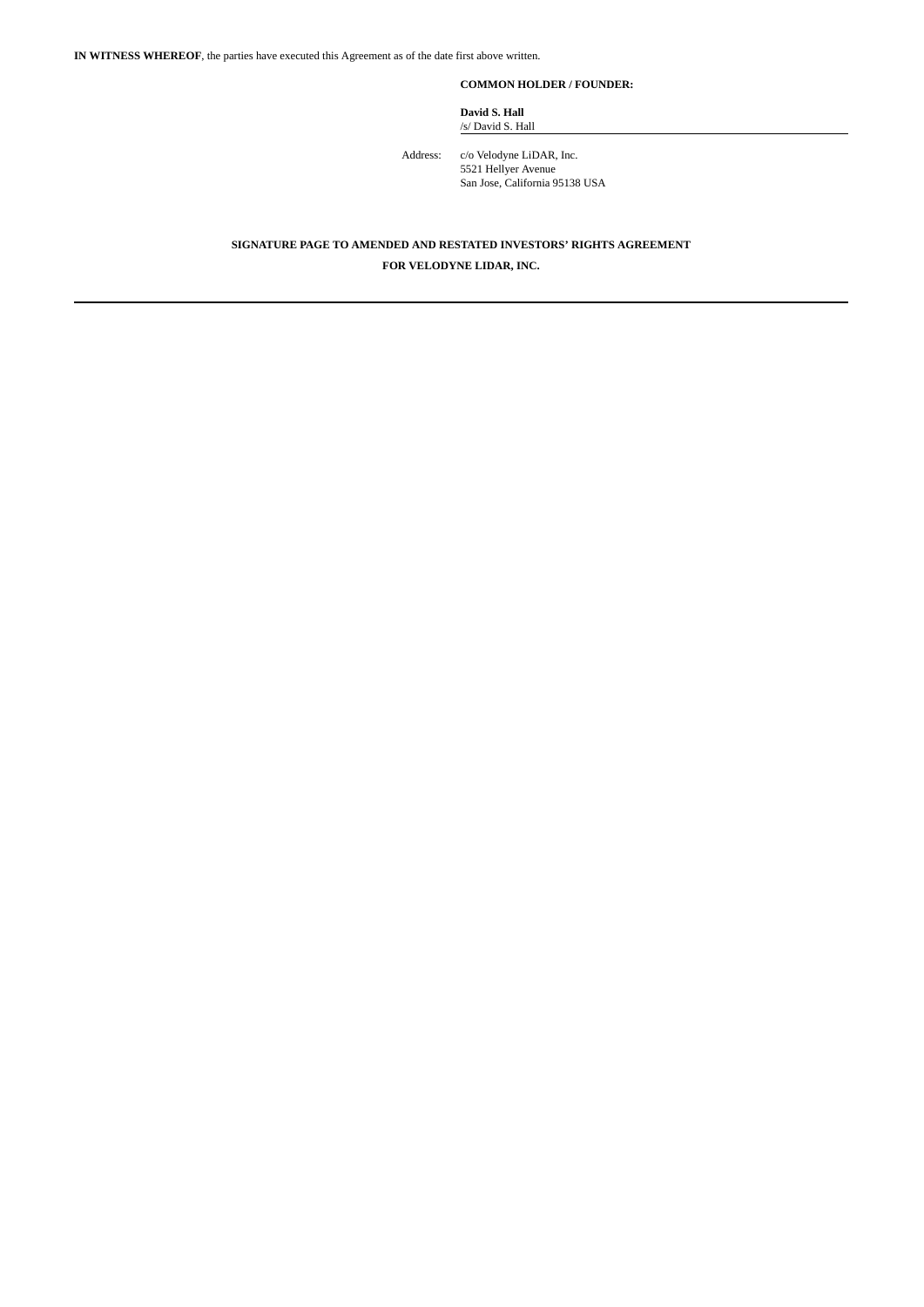**IN WITNESS WHEREOF**, the parties have executed this Agreement as of the date first above written.

**COMMON HOLDER / FOUNDER:**

**David S. Hall**
/s/ David S. Hall

Address: c/o Velodyne LiDAR, Inc.
5521 Hellyer Avenue
San Jose, California 95138 USA

**SIGNATURE PAGE TO AMENDED AND RESTATED INVESTORS' RIGHTS AGREEMENT**

**FOR VELODYNE LIDAR, INC.**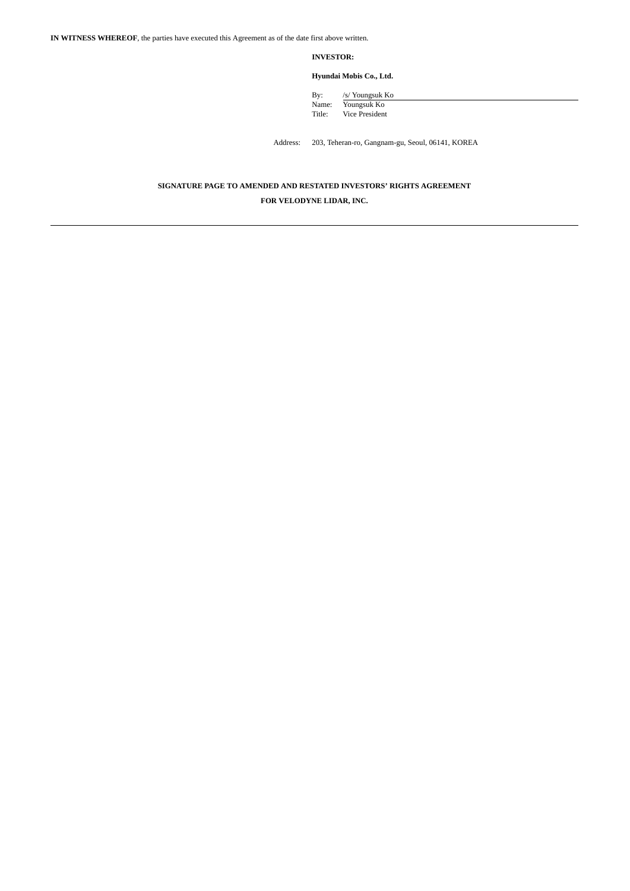**IN WITNESS WHEREOF**, the parties have executed this Agreement as of the date first above written.

**INVESTOR:**

**Hyundai Mobis Co., Ltd.**

By: /s/ Youngsuk Ko
Name: Youngsuk Ko
Title: Vice President

Address: 203, Teheran-ro, Gangnam-gu, Seoul, 06141, KOREA

**SIGNATURE PAGE TO AMENDED AND RESTATED INVESTORS' RIGHTS AGREEMENT**

**FOR VELODYNE LIDAR, INC.**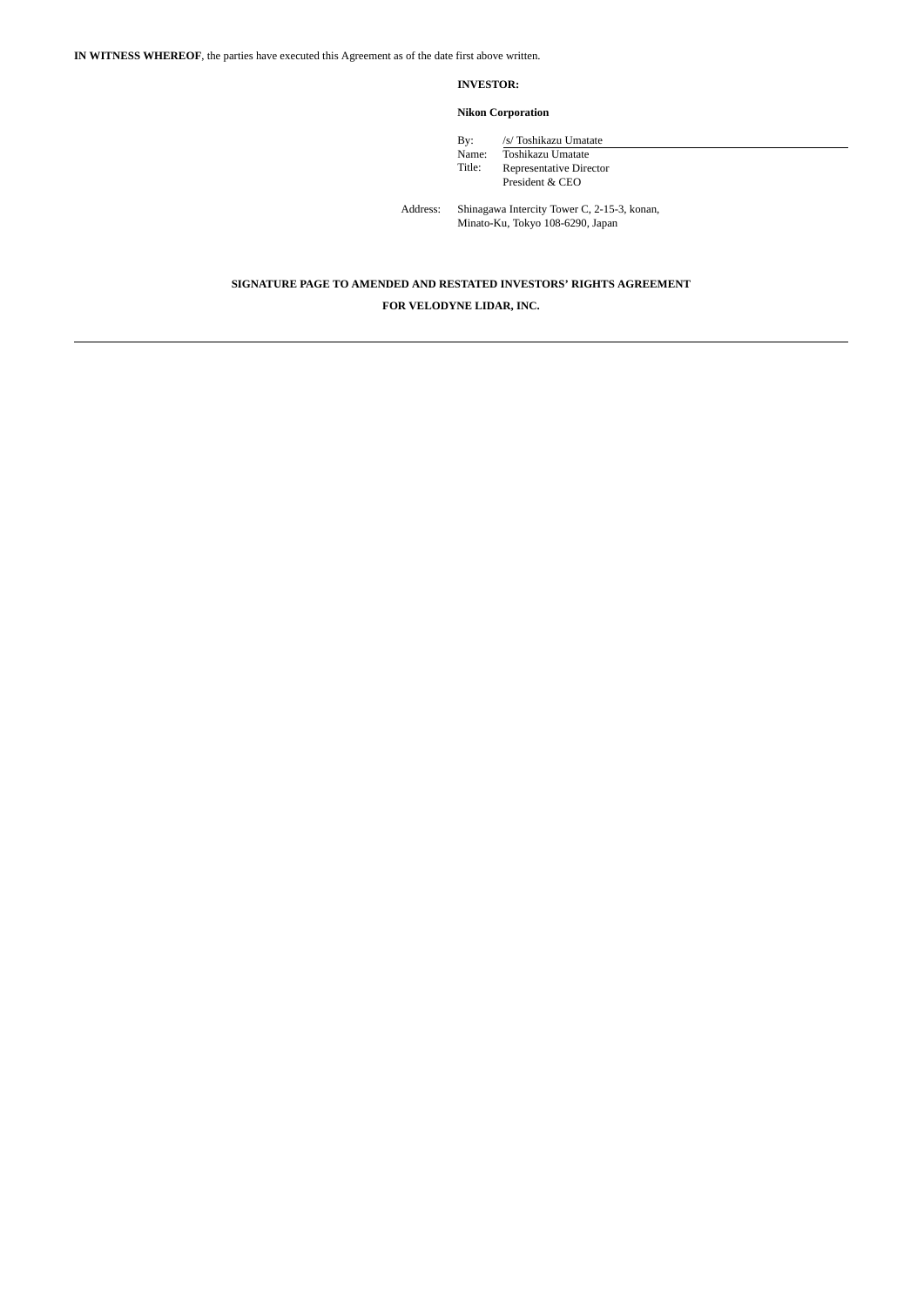**IN WITNESS WHEREOF**, the parties have executed this Agreement as of the date first above written.

**INVESTOR:**

**Nikon Corporation**

By: /s/ Toshikazu Umatate
Name: Toshikazu Umatate
Title: Representative Director
President & CEO

Address: Shinagawa Intercity Tower C, 2-15-3, konan,
Minato-Ku, Tokyo 108-6290, Japan

**SIGNATURE PAGE TO AMENDED AND RESTATED INVESTORS' RIGHTS AGREEMENT**

**FOR VELODYNE LIDAR, INC.**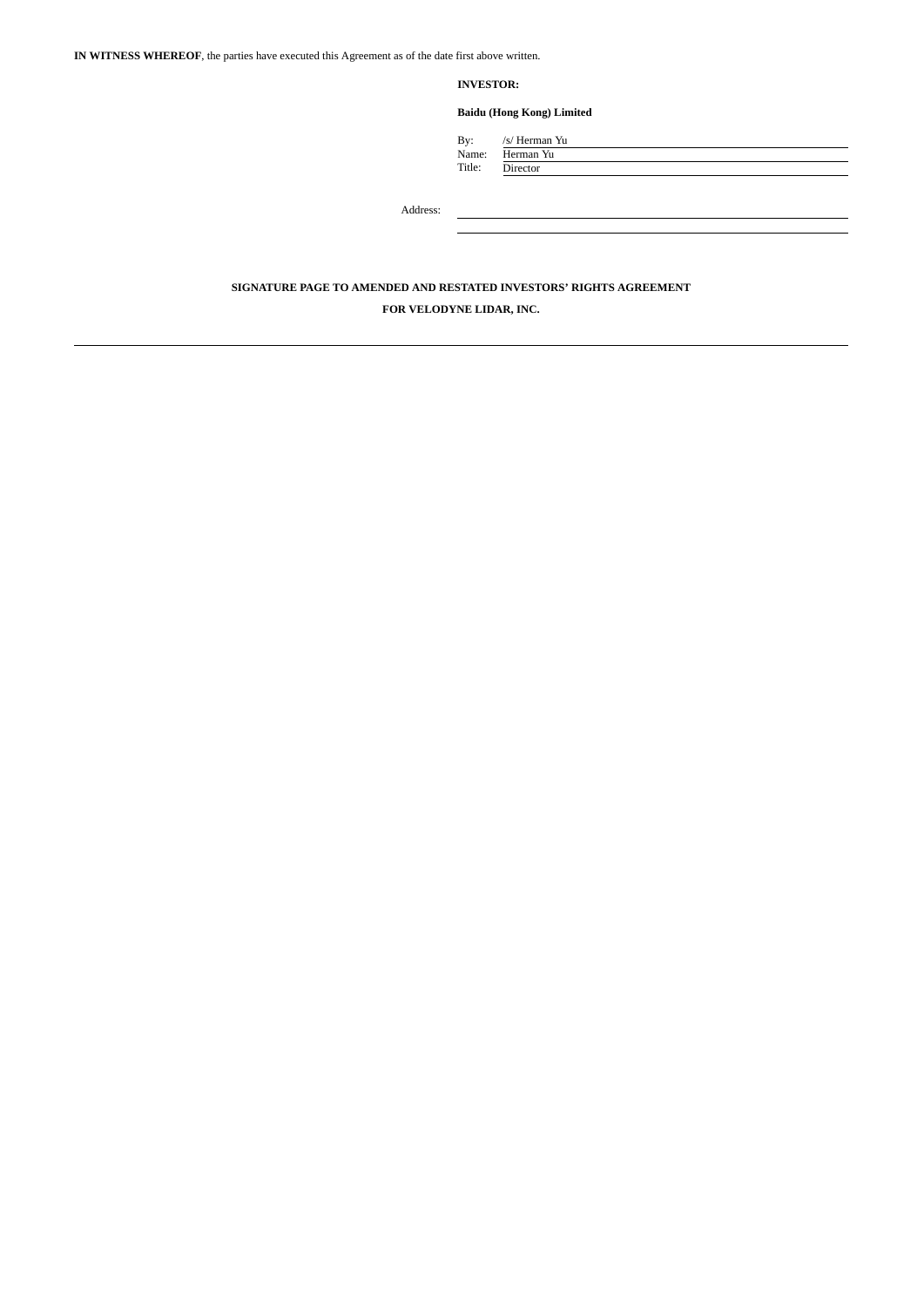**IN WITNESS WHEREOF**, the parties have executed this Agreement as of the date first above written.

**INVESTOR:**

**Baidu (Hong Kong) Limited**

By: /s/ Herman Yu
Name: Herman Yu
Title: Director

Address: \_\_\_\_\_\_\_\_\_\_\_\_\_\_\_\_\_\_\_\_\_\_\_\_\_\_\_\_\_\_

\_\_\_\_\_\_\_\_\_\_\_\_\_\_\_\_\_\_\_\_\_\_\_\_\_\_\_\_\_\_

**SIGNATURE PAGE TO AMENDED AND RESTATED INVESTORS' RIGHTS AGREEMENT**

**FOR VELODYNE LIDAR, INC.**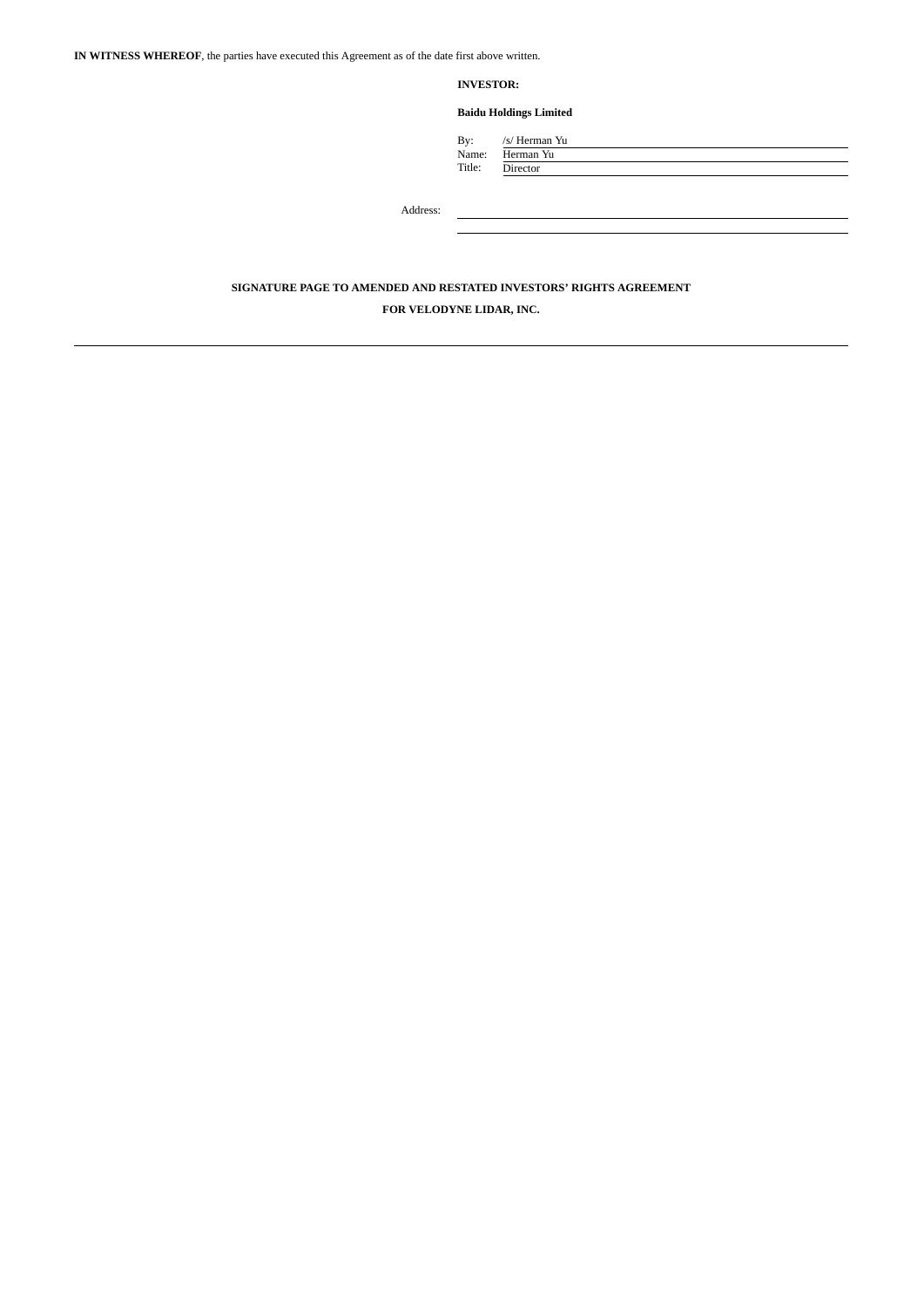**IN WITNESS WHEREOF**, the parties have executed this Agreement as of the date first above written.

**INVESTOR:**

**Baidu Holdings Limited**

By: /s/ Herman Yu
Name: Herman Yu
Title: Director

Address: \_\_\_\_\_\_\_\_\_\_\_\_\_\_\_\_\_\_\_\_\_\_\_\_\_\_\_\_

**SIGNATURE PAGE TO AMENDED AND RESTATED INVESTORS' RIGHTS AGREEMENT**

**FOR VELODYNE LIDAR, INC.**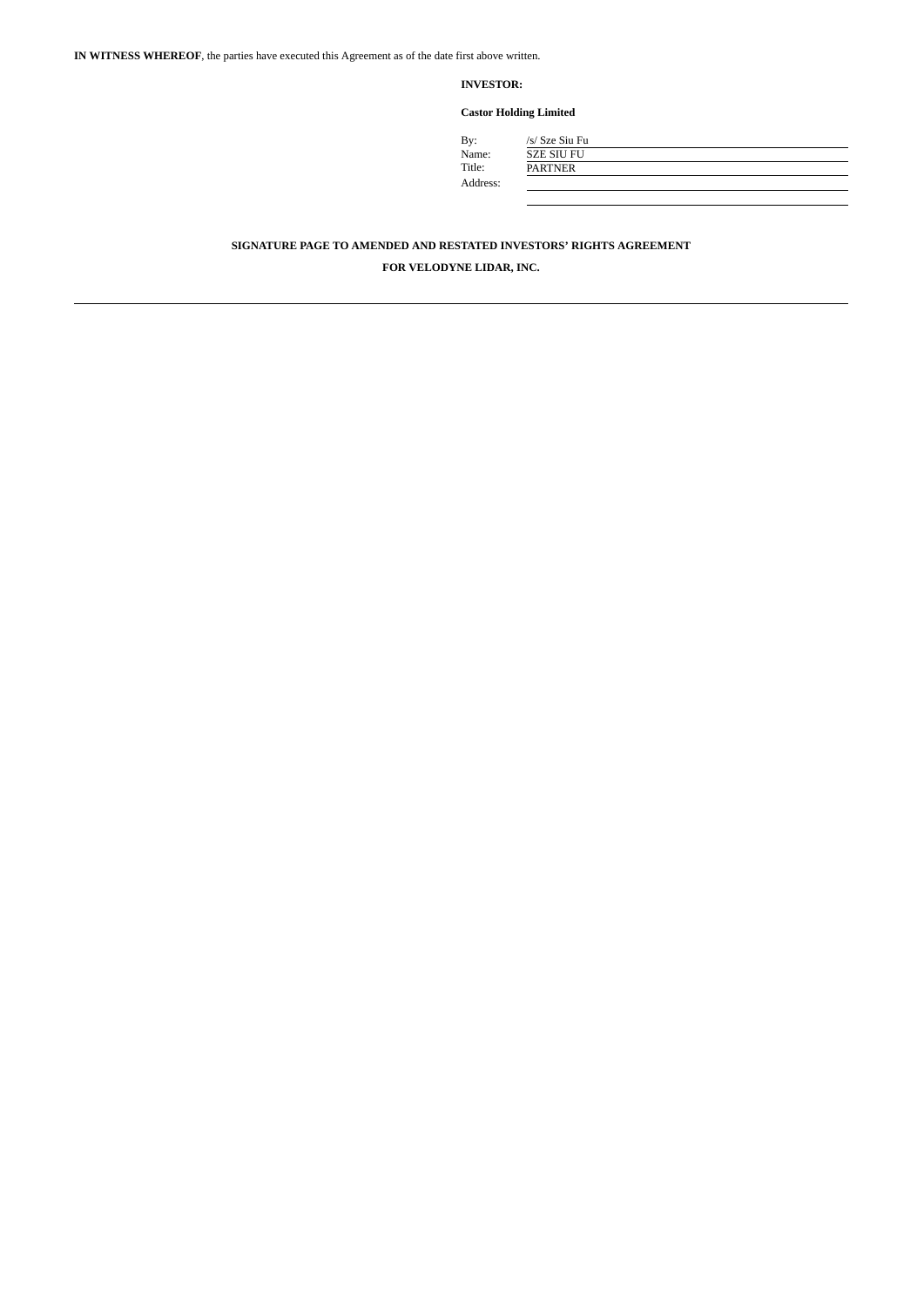**IN WITNESS WHEREOF**, the parties have executed this Agreement as of the date first above written.

**INVESTOR:**

**Castor Holding Limited**

By: /s/ Sze Siu Fu
Name: SZE SIU FU
Title: PARTNER
Address:

**SIGNATURE PAGE TO AMENDED AND RESTATED INVESTORS' RIGHTS AGREEMENT**

**FOR VELODYNE LIDAR, INC.**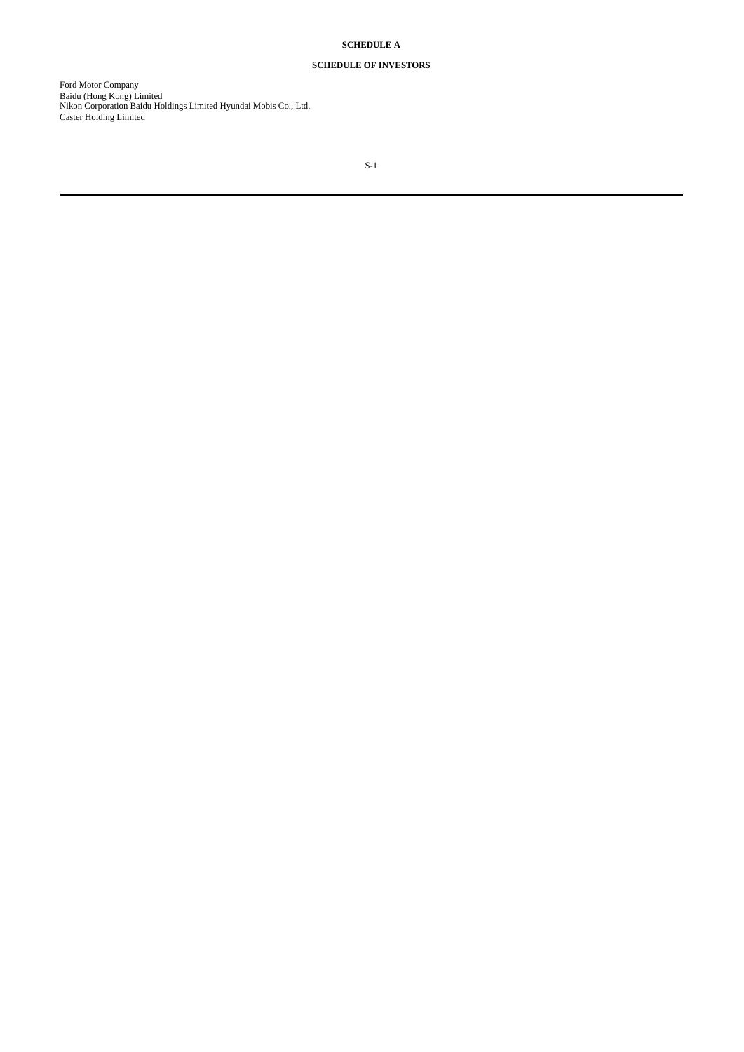**SCHEDULE A**

**SCHEDULE OF INVESTORS**

Ford Motor Company
Baidu (Hong Kong) Limited
Nikon Corporation Baidu Holdings Limited Hyundai Mobis Co., Ltd.
Caster Holding Limited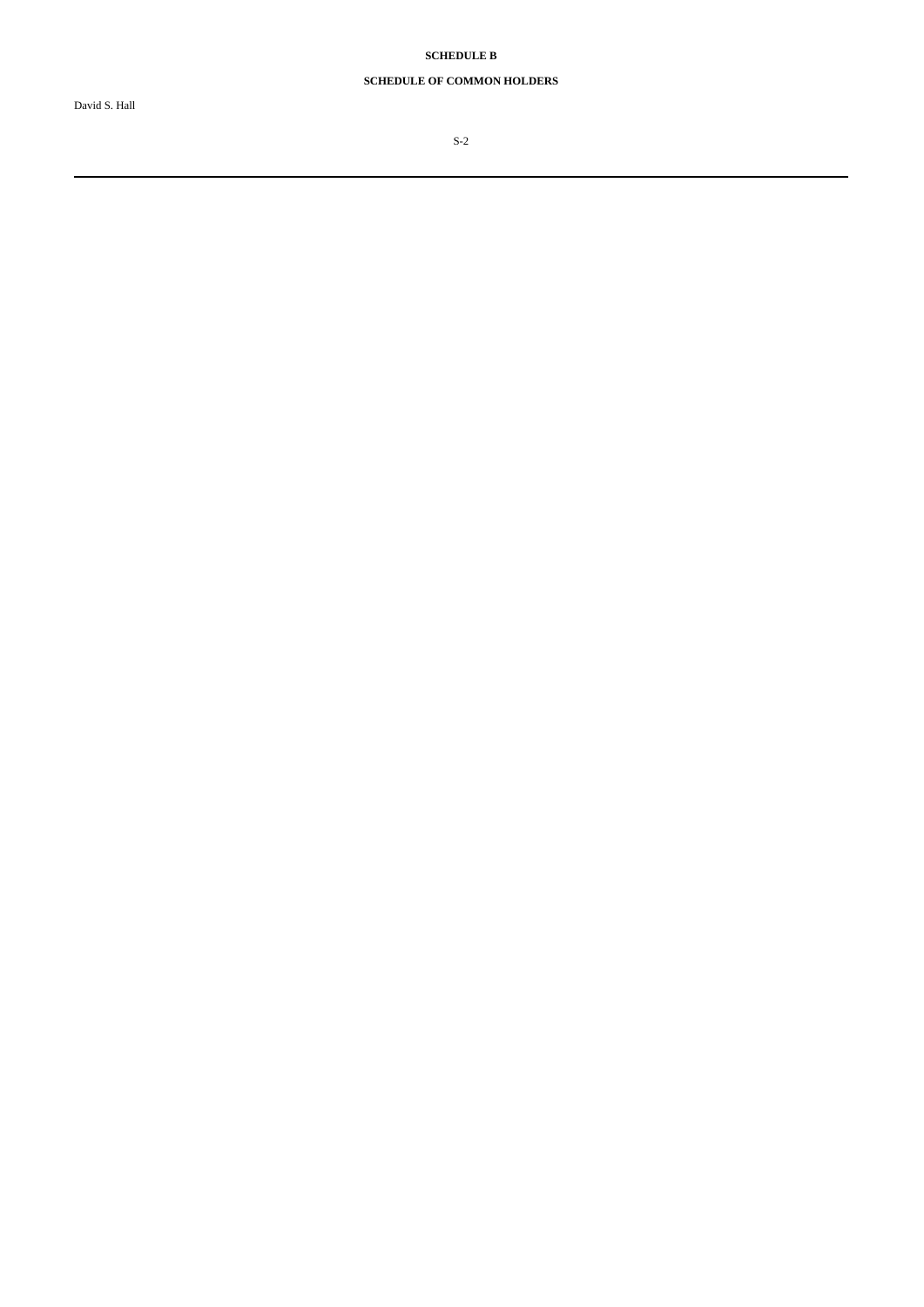**SCHEDULE B**

**SCHEDULE OF COMMON HOLDERS**

David S. Hall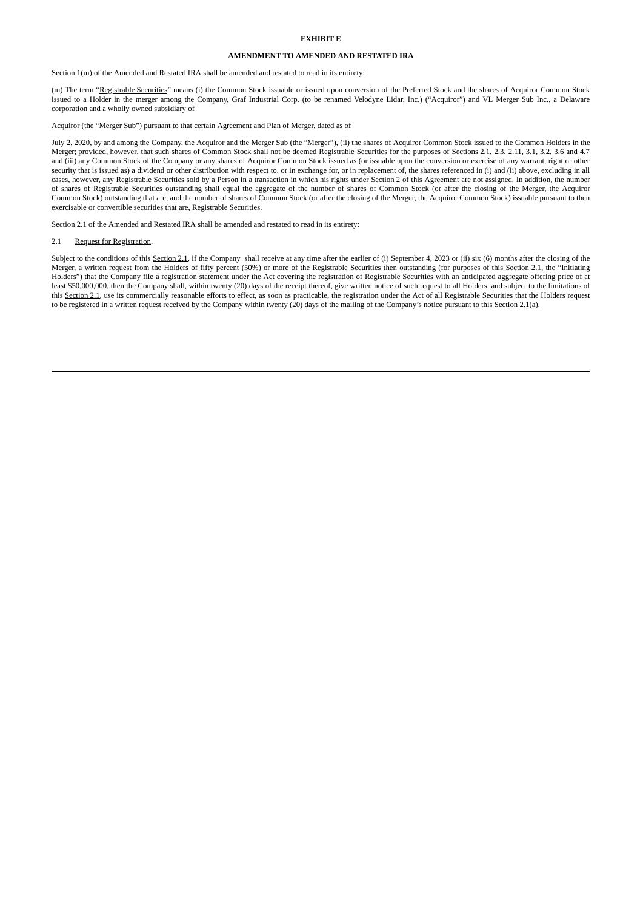**EXHIBIT E**

**AMENDMENT TO AMENDED AND RESTATED IRA**

Section 1(m) of the Amended and Restated IRA shall be amended and restated to read in its entirety:

(m) The term "Registrable Securities" means (i) the Common Stock issuable or issued upon conversion of the Preferred Stock and the shares of Acquiror Common Stock issued to a Holder in the merger among the Company, Graf Industrial Corp. (to be renamed Velodyne Lidar, Inc.) ("Acquiror") and VL Merger Sub Inc., a Delaware corporation and a wholly owned subsidiary of

Acquiror (the "Merger Sub") pursuant to that certain Agreement and Plan of Merger, dated as of

July 2, 2020, by and among the Company, the Acquiror and the Merger Sub (the "Merger"), (ii) the shares of Acquiror Common Stock issued to the Common Holders in the Merger; provided, however, that such shares of Common Stock shall not be deemed Registrable Securities for the purposes of Sections 2.1, 2.3, 2.11, 3.1, 3.2, 3.6 and 4.7 and (iii) any Common Stock of the Company or any shares of Acquiror Common Stock issued as (or issuable upon the conversion or exercise of any warrant, right or other security that is issued as) a dividend or other distribution with respect to, or in exchange for, or in replacement of, the shares referenced in (i) and (ii) above, excluding in all cases, however, any Registrable Securities sold by a Person in a transaction in which his rights under Section 2 of this Agreement are not assigned. In addition, the number of shares of Registrable Securities outstanding shall equal the aggregate of the number of shares of Common Stock (or after the closing of the Merger, the Acquiror Common Stock) outstanding that are, and the number of shares of Common Stock (or after the closing of the Merger, the Acquiror Common Stock) issuable pursuant to then exercisable or convertible securities that are, Registrable Securities.

Section 2.1 of the Amended and Restated IRA shall be amended and restated to read in its entirety:

2.1 Request for Registration.

Subject to the conditions of this Section 2.1, if the Company shall receive at any time after the earlier of (i) September 4, 2023 or (ii) six (6) months after the closing of the Merger, a written request from the Holders of fifty percent (50%) or more of the Registrable Securities then outstanding (for purposes of this Section 2.1, the "Initiating Holders") that the Company file a registration statement under the Act covering the registration of Registrable Securities with an anticipated aggregate offering price of at least $50,000,000, then the Company shall, within twenty (20) days of the receipt thereof, give written notice of such request to all Holders, and subject to the limitations of this Section 2.1, use its commercially reasonable efforts to effect, as soon as practicable, the registration under the Act of all Registrable Securities that the Holders request to be registered in a written request received by the Company within twenty (20) days of the mailing of the Company's notice pursuant to this Section 2.1(a).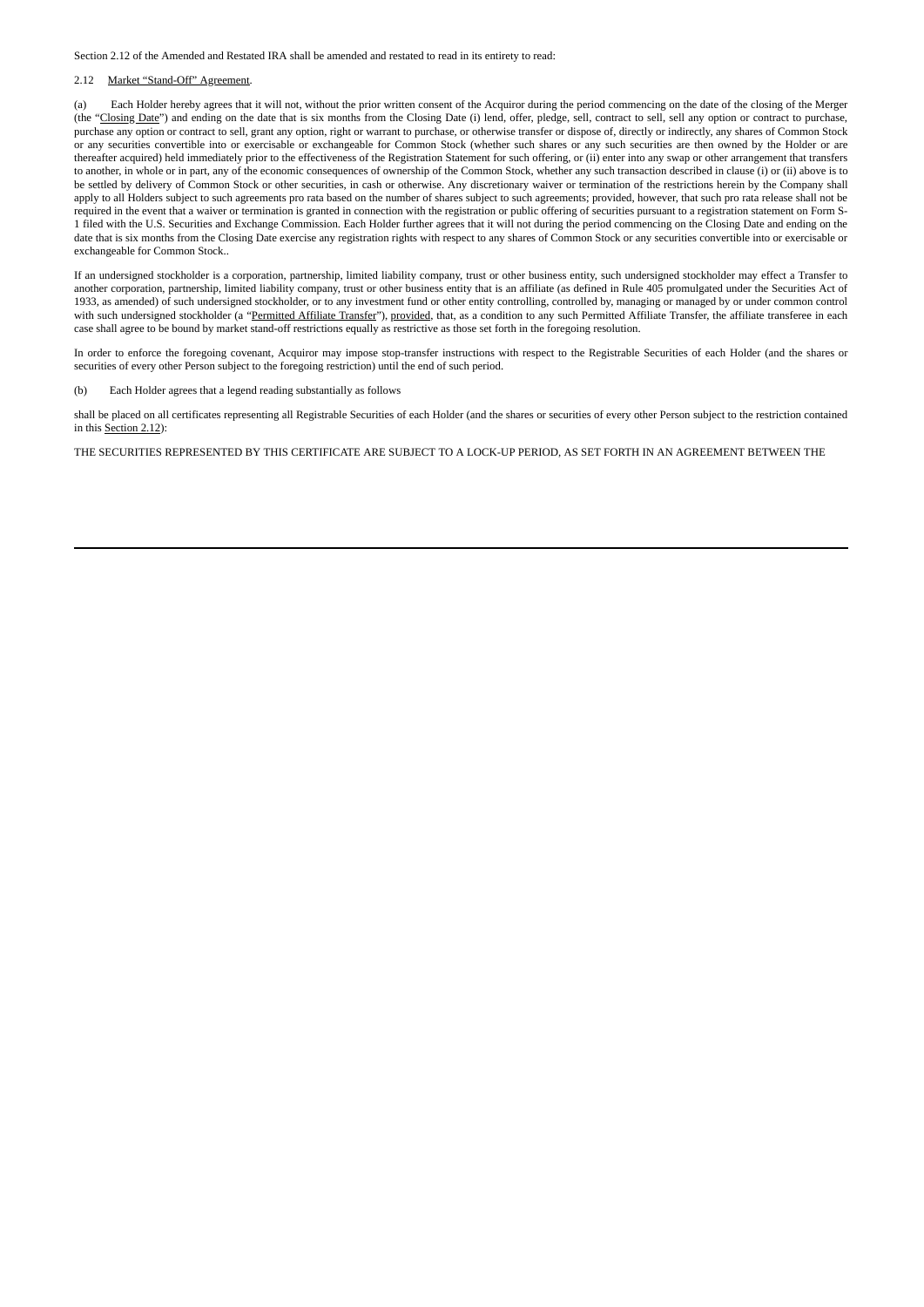Section 2.12 of the Amended and Restated IRA shall be amended and restated to read in its entirety to read:

2.12 Market “Stand-Off” Agreement.

(a) Each Holder hereby agrees that it will not, without the prior written consent of the Acquiror during the period commencing on the date of the closing of the Merger (the “Closing Date”) and ending on the date that is six months from the Closing Date (i) lend, offer, pledge, sell, contract to sell, sell any option or contract to purchase, purchase any option or contract to sell, grant any option, right or warrant to purchase, or otherwise transfer or dispose of, directly or indirectly, any shares of Common Stock or any securities convertible into or exercisable or exchangeable for Common Stock (whether such shares or any such securities are then owned by the Holder or are thereafter acquired) held immediately prior to the effectiveness of the Registration Statement for such offering, or (ii) enter into any swap or other arrangement that transfers to another, in whole or in part, any of the economic consequences of ownership of the Common Stock, whether any such transaction described in clause (i) or (ii) above is to be settled by delivery of Common Stock or other securities, in cash or otherwise. Any discretionary waiver or termination of the restrictions herein by the Company shall apply to all Holders subject to such agreements pro rata based on the number of shares subject to such agreements; provided, however, that such pro rata release shall not be required in the event that a waiver or termination is granted in connection with the registration or public offering of securities pursuant to a registration statement on Form S-1 filed with the U.S. Securities and Exchange Commission. Each Holder further agrees that it will not during the period commencing on the Closing Date and ending on the date that is six months from the Closing Date exercise any registration rights with respect to any shares of Common Stock or any securities convertible into or exercisable or exchangeable for Common Stock..

If an undersigned stockholder is a corporation, partnership, limited liability company, trust or other business entity, such undersigned stockholder may effect a Transfer to another corporation, partnership, limited liability company, trust or other business entity that is an affiliate (as defined in Rule 405 promulgated under the Securities Act of 1933, as amended) of such undersigned stockholder, or to any investment fund or other entity controlling, controlled by, managing or managed by or under common control with such undersigned stockholder (a “Permitted Affiliate Transfer”), provided, that, as a condition to any such Permitted Affiliate Transfer, the affiliate transferee in each case shall agree to be bound by market stand-off restrictions equally as restrictive as those set forth in the foregoing resolution.

In order to enforce the foregoing covenant, Acquiror may impose stop-transfer instructions with respect to the Registrable Securities of each Holder (and the shares or securities of every other Person subject to the foregoing restriction) until the end of such period.

(b) Each Holder agrees that a legend reading substantially as follows

shall be placed on all certificates representing all Registrable Securities of each Holder (and the shares or securities of every other Person subject to the restriction contained in this Section 2.12):

THE SECURITIES REPRESENTED BY THIS CERTIFICATE ARE SUBJECT TO A LOCK-UP PERIOD, AS SET FORTH IN AN AGREEMENT BETWEEN THE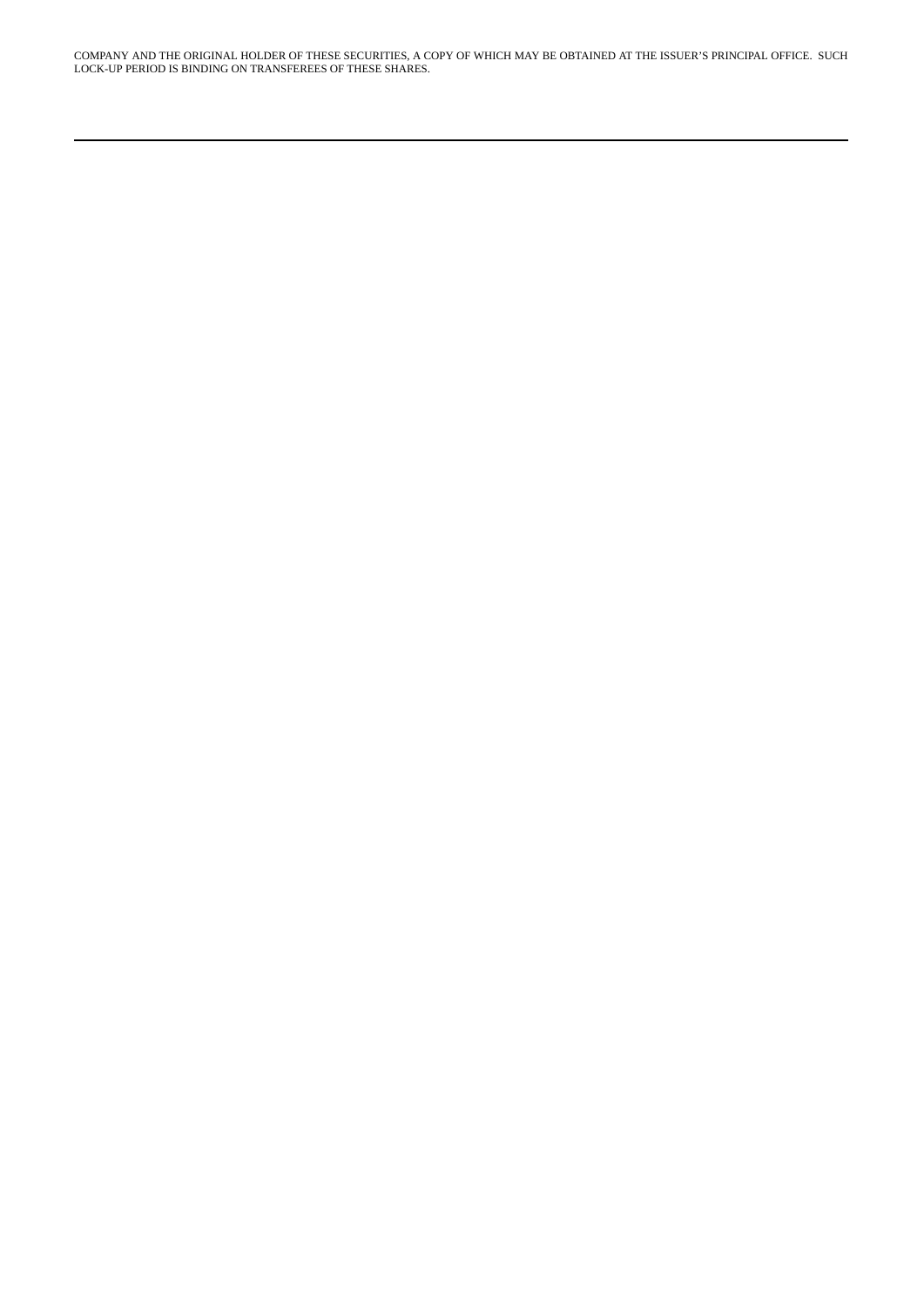COMPANY AND THE ORIGINAL HOLDER OF THESE SECURITIES, A COPY OF WHICH MAY BE OBTAINED AT THE ISSUER'S PRINCIPAL OFFICE. SUCH LOCK-UP PERIOD IS BINDING ON TRANSFEREES OF THESE SHARES.

---